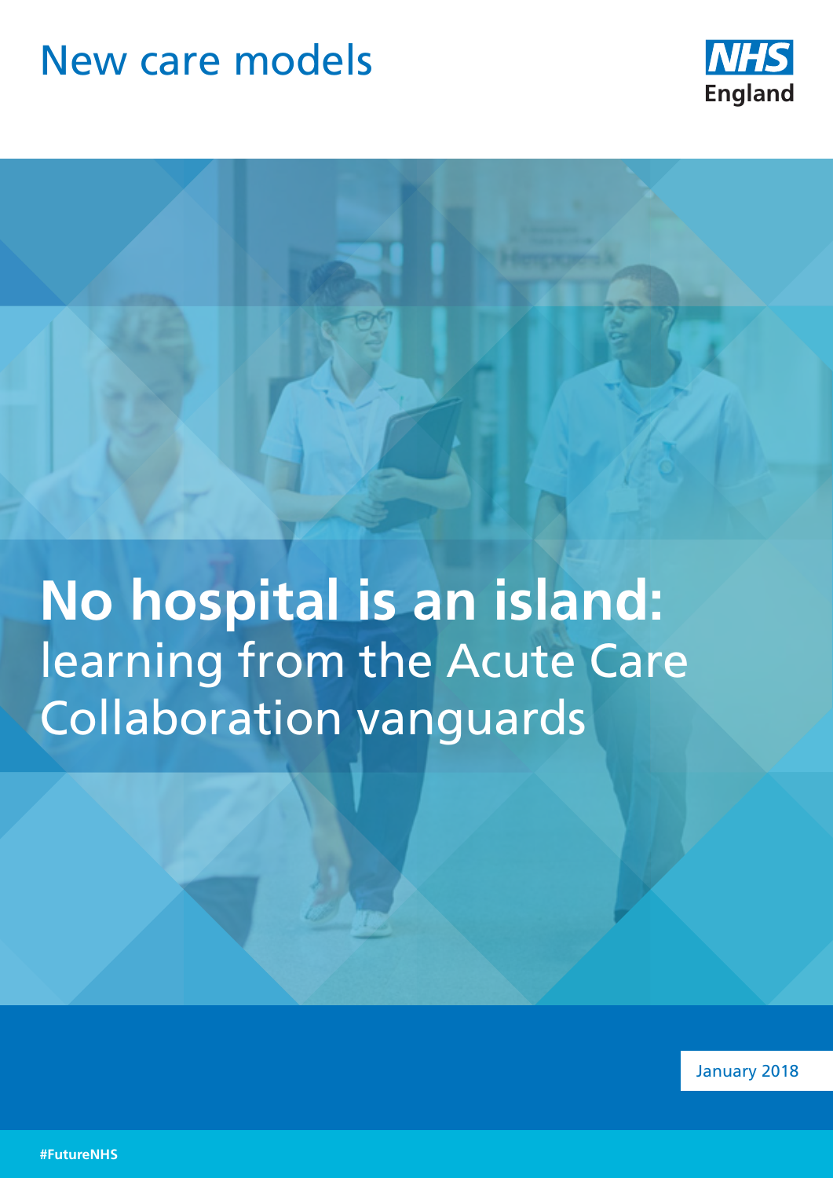New care models

NHS England

# No hospital is an island: learning from the Acute Care Collaboration vanguards

January 2018

#FutureNHS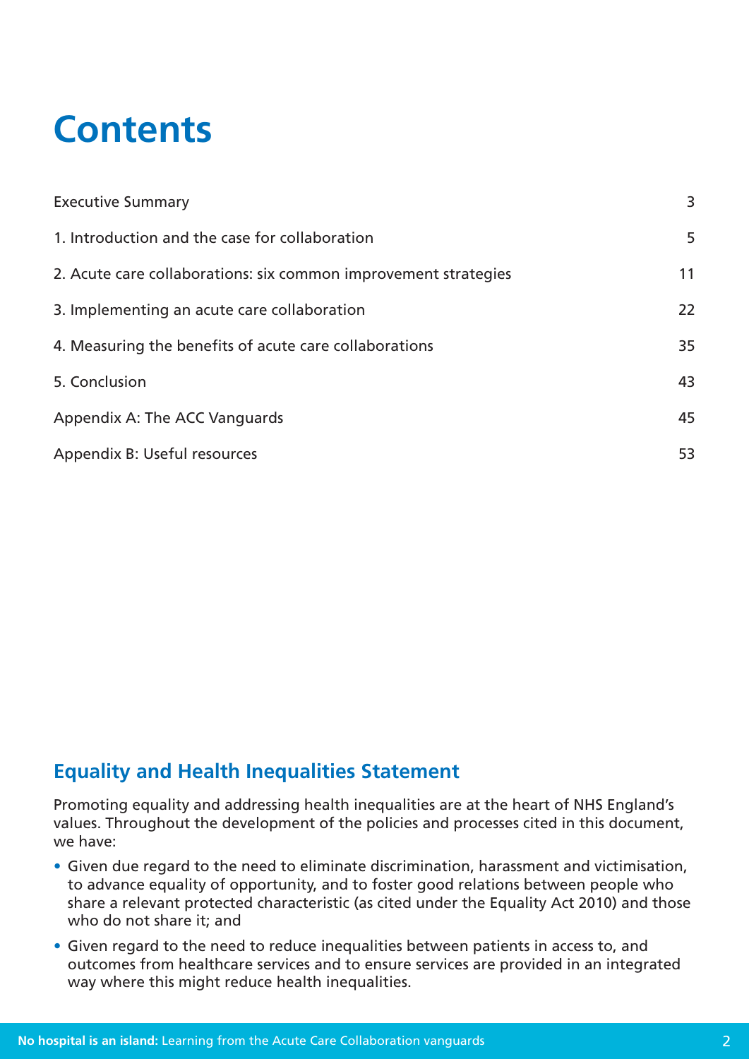# Contents

| | |
|---|---|
| Executive Summary | 3 |
| 1. Introduction and the case for collaboration | 5 |
| 2. Acute care collaborations: six common improvement strategies | 11 |
| 3. Implementing an acute care collaboration | 22 |
| 4. Measuring the benefits of acute care collaborations | 35 |
| 5. Conclusion | 43 |
| Appendix A: The ACC Vanguards | 45 |
| Appendix B: Useful resources | 53 |

## Equality and Health Inequalities Statement

Promoting equality and addressing health inequalities are at the heart of NHS England's values. Throughout the development of the policies and processes cited in this document, we have:

- Given due regard to the need to eliminate discrimination, harassment and victimisation, to advance equality of opportunity, and to foster good relations between people who share a relevant protected characteristic (as cited under the Equality Act 2010) and those who do not share it; and
- Given regard to the need to reduce inequalities between patients in access to, and outcomes from healthcare services and to ensure services are provided in an integrated way where this might reduce health inequalities.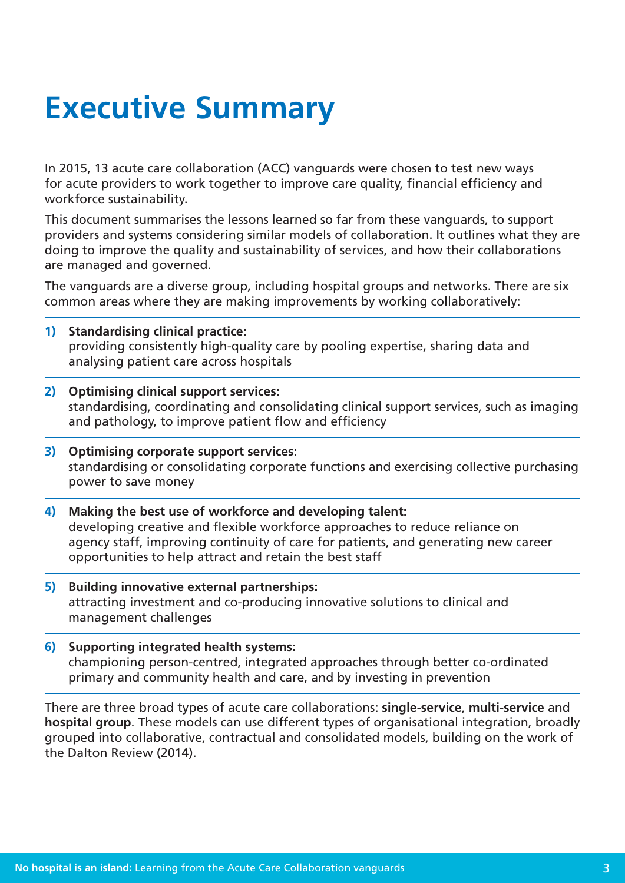# Executive Summary

In 2015, 13 acute care collaboration (ACC) vanguards were chosen to test new ways for acute providers to work together to improve care quality, financial efficiency and workforce sustainability.

This document summarises the lessons learned so far from these vanguards, to support providers and systems considering similar models of collaboration. It outlines what they are doing to improve the quality and sustainability of services, and how their collaborations are managed and governed.

The vanguards are a diverse group, including hospital groups and networks. There are six common areas where they are making improvements by working collaboratively:

1) **Standardising clinical practice:**
providing consistently high-quality care by pooling expertise, sharing data and analysing patient care across hospitals

2) **Optimising clinical support services:**
standardising, coordinating and consolidating clinical support services, such as imaging and pathology, to improve patient flow and efficiency

3) **Optimising corporate support services:**
standardising or consolidating corporate functions and exercising collective purchasing power to save money

4) **Making the best use of workforce and developing talent:**
developing creative and flexible workforce approaches to reduce reliance on agency staff, improving continuity of care for patients, and generating new career opportunities to help attract and retain the best staff

5) **Building innovative external partnerships:**
attracting investment and co-producing innovative solutions to clinical and management challenges

6) **Supporting integrated health systems:**
championing person-centred, integrated approaches through better co-ordinated primary and community health and care, and by investing in prevention

There are three broad types of acute care collaborations: **single-service**, **multi-service** and **hospital group**. These models can use different types of organisational integration, broadly grouped into collaborative, contractual and consolidated models, building on the work of the Dalton Review (2014).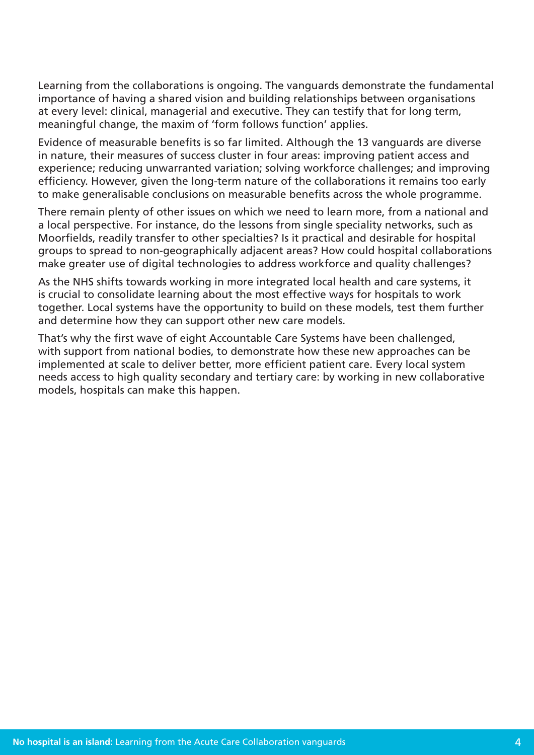Learning from the collaborations is ongoing. The vanguards demonstrate the fundamental importance of having a shared vision and building relationships between organisations at every level: clinical, managerial and executive. They can testify that for long term, meaningful change, the maxim of 'form follows function' applies.

Evidence of measurable benefits is so far limited. Although the 13 vanguards are diverse in nature, their measures of success cluster in four areas: improving patient access and experience; reducing unwarranted variation; solving workforce challenges; and improving efficiency. However, given the long-term nature of the collaborations it remains too early to make generalisable conclusions on measurable benefits across the whole programme.

There remain plenty of other issues on which we need to learn more, from a national and a local perspective. For instance, do the lessons from single speciality networks, such as Moorfields, readily transfer to other specialties? Is it practical and desirable for hospital groups to spread to non-geographically adjacent areas? How could hospital collaborations make greater use of digital technologies to address workforce and quality challenges?

As the NHS shifts towards working in more integrated local health and care systems, it is crucial to consolidate learning about the most effective ways for hospitals to work together. Local systems have the opportunity to build on these models, test them further and determine how they can support other new care models.

That's why the first wave of eight Accountable Care Systems have been challenged, with support from national bodies, to demonstrate how these new approaches can be implemented at scale to deliver better, more efficient patient care. Every local system needs access to high quality secondary and tertiary care: by working in new collaborative models, hospitals can make this happen.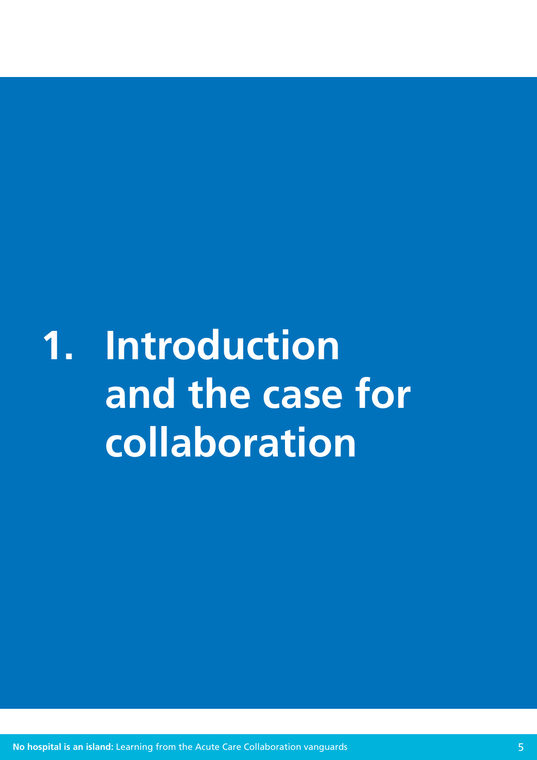# 1. Introduction and the case for collaboration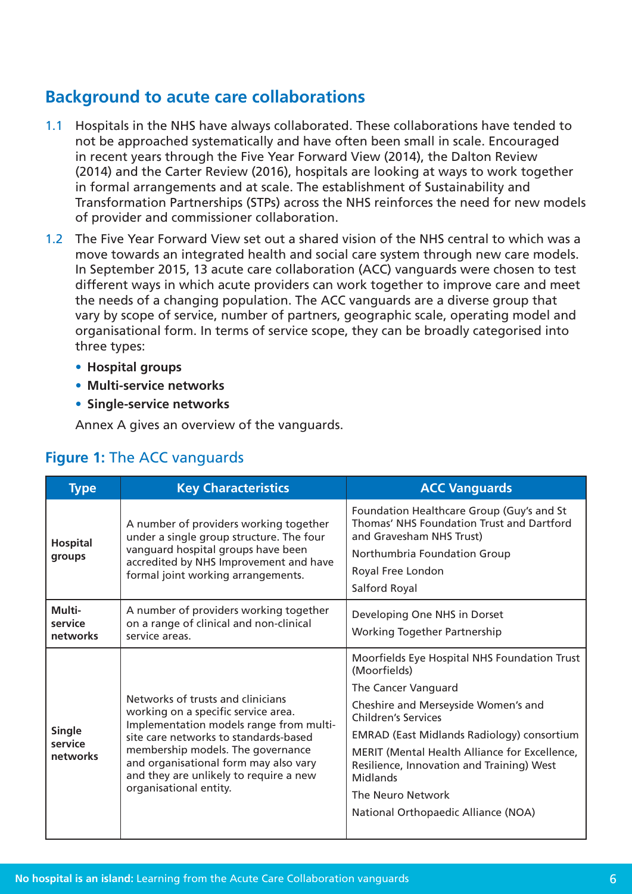## Background to acute care collaborations

1.1 Hospitals in the NHS have always collaborated. These collaborations have tended to not be approached systematically and have often been small in scale. Encouraged in recent years through the Five Year Forward View (2014), the Dalton Review (2014) and the Carter Review (2016), hospitals are looking at ways to work together in formal arrangements and at scale. The establishment of Sustainability and Transformation Partnerships (STPs) across the NHS reinforces the need for new models of provider and commissioner collaboration.

1.2 The Five Year Forward View set out a shared vision of the NHS central to which was a move towards an integrated health and social care system through new care models. In September 2015, 13 acute care collaboration (ACC) vanguards were chosen to test different ways in which acute providers can work together to improve care and meet the needs of a changing population. The ACC vanguards are a diverse group that vary by scope of service, number of partners, geographic scale, operating model and organisational form. In terms of service scope, they can be broadly categorised into three types:

- **Hospital groups**
- **Multi-service networks**
- **Single-service networks**

Annex A gives an overview of the vanguards.

**Figure 1:** The ACC vanguards

| Type | Key Characteristics | ACC Vanguards |
|---|---|---|
| **Hospital groups** | A number of providers working together under a single group structure. The four vanguard hospital groups have been accredited by NHS Improvement and have formal joint working arrangements. | Foundation Healthcare Group (Guy's and St Thomas' NHS Foundation Trust and Dartford and Gravesham NHS Trust)<br>Northumbria Foundation Group<br>Royal Free London<br>Salford Royal |
| **Multi-service networks** | A number of providers working together on a range of clinical and non-clinical service areas. | Developing One NHS in Dorset<br>Working Together Partnership |
| **Single service networks** | Networks of trusts and clinicians working on a specific service area. Implementation models range from multi-site care networks to standards-based membership models. The governance and organisational form may also vary and they are unlikely to require a new organisational entity. | Moorfields Eye Hospital NHS Foundation Trust (Moorfields)<br>The Cancer Vanguard<br>Cheshire and Merseyside Women's and Children's Services<br>EMRAD (East Midlands Radiology) consortium<br>MERIT (Mental Health Alliance for Excellence, Resilience, Innovation and Training) West Midlands<br>The Neuro Network<br>National Orthopaedic Alliance (NOA) |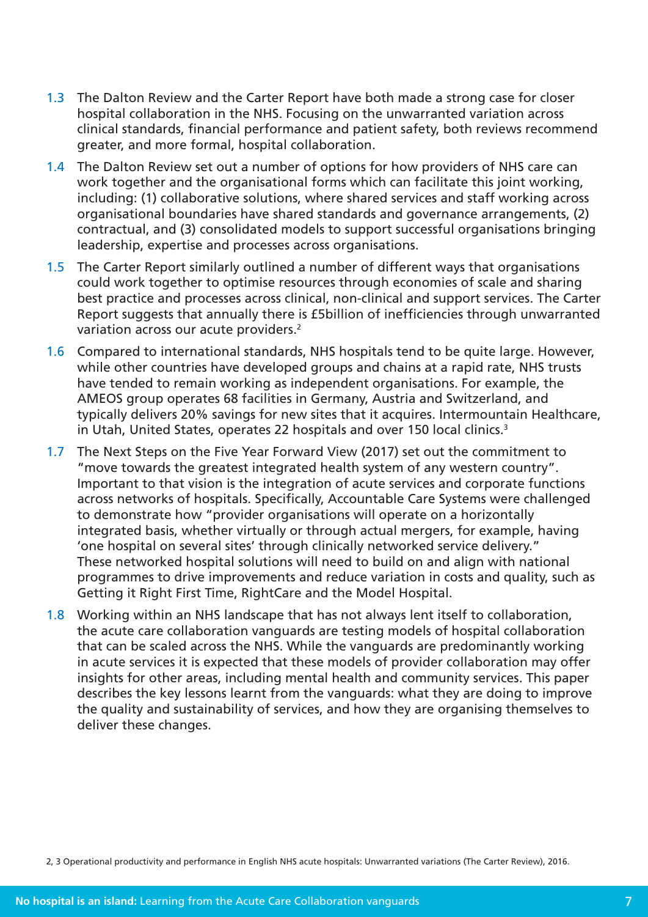1.3 The Dalton Review and the Carter Report have both made a strong case for closer hospital collaboration in the NHS. Focusing on the unwarranted variation across clinical standards, financial performance and patient safety, both reviews recommend greater, and more formal, hospital collaboration.

1.4 The Dalton Review set out a number of options for how providers of NHS care can work together and the organisational forms which can facilitate this joint working, including: (1) collaborative solutions, where shared services and staff working across organisational boundaries have shared standards and governance arrangements, (2) contractual, and (3) consolidated models to support successful organisations bringing leadership, expertise and processes across organisations.

1.5 The Carter Report similarly outlined a number of different ways that organisations could work together to optimise resources through economies of scale and sharing best practice and processes across clinical, non-clinical and support services. The Carter Report suggests that annually there is £5billion of inefficiencies through unwarranted variation across our acute providers.[2]

1.6 Compared to international standards, NHS hospitals tend to be quite large. However, while other countries have developed groups and chains at a rapid rate, NHS trusts have tended to remain working as independent organisations. For example, the AMEOS group operates 68 facilities in Germany, Austria and Switzerland, and typically delivers 20% savings for new sites that it acquires. Intermountain Healthcare, in Utah, United States, operates 22 hospitals and over 150 local clinics.[3]

1.7 The Next Steps on the Five Year Forward View (2017) set out the commitment to "move towards the greatest integrated health system of any western country". Important to that vision is the integration of acute services and corporate functions across networks of hospitals. Specifically, Accountable Care Systems were challenged to demonstrate how "provider organisations will operate on a horizontally integrated basis, whether virtually or through actual mergers, for example, having 'one hospital on several sites' through clinically networked service delivery." These networked hospital solutions will need to build on and align with national programmes to drive improvements and reduce variation in costs and quality, such as Getting it Right First Time, RightCare and the Model Hospital.

1.8 Working within an NHS landscape that has not always lent itself to collaboration, the acute care collaboration vanguards are testing models of hospital collaboration that can be scaled across the NHS. While the vanguards are predominantly working in acute services it is expected that these models of provider collaboration may offer insights for other areas, including mental health and community services. This paper describes the key lessons learnt from the vanguards: what they are doing to improve the quality and sustainability of services, and how they are organising themselves to deliver these changes.

2, 3 Operational productivity and performance in English NHS acute hospitals: Unwarranted variations (The Carter Review), 2016.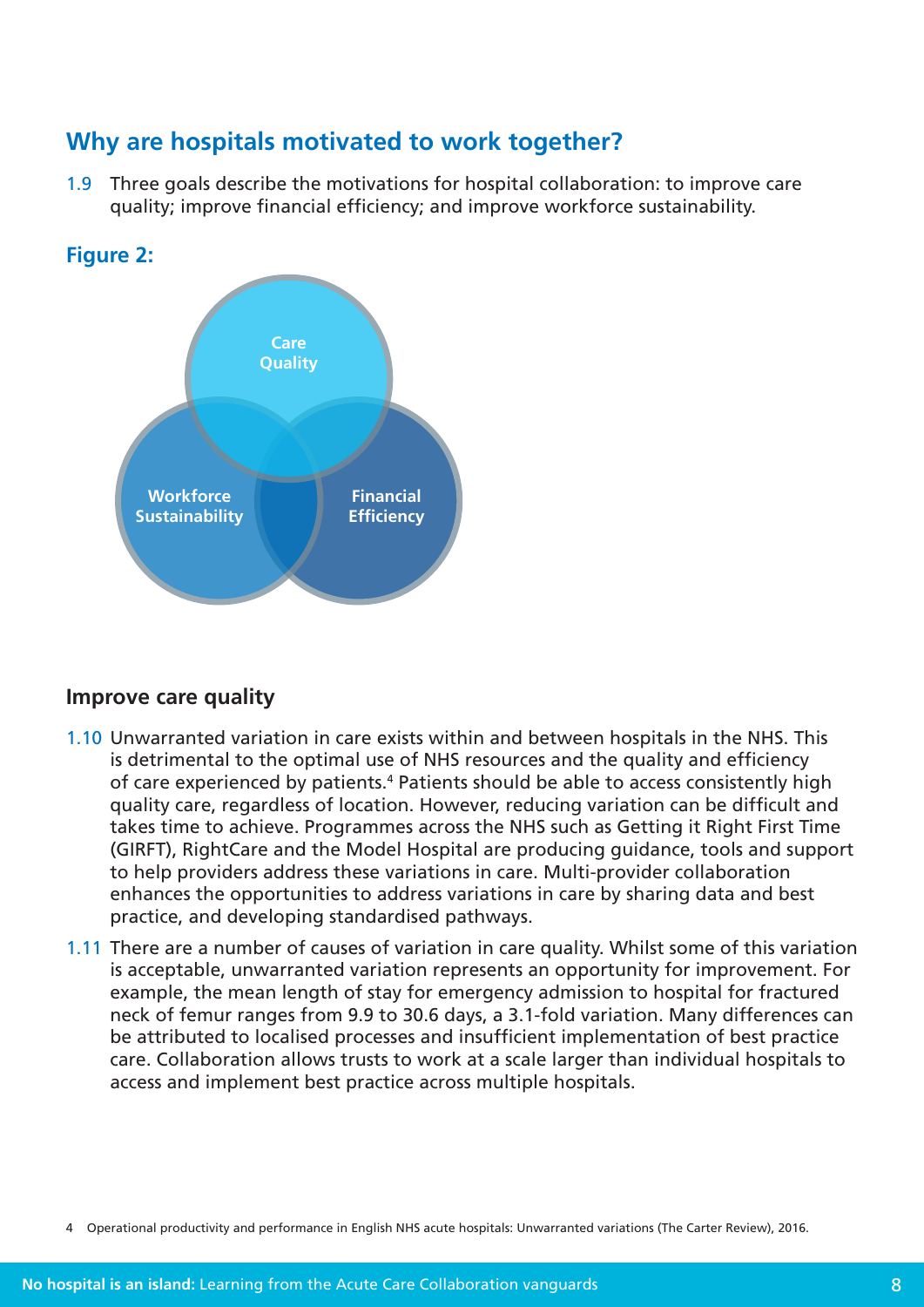## Why are hospitals motivated to work together?

1.9 Three goals describe the motivations for hospital collaboration: to improve care quality; improve financial efficiency; and improve workforce sustainability.

**Figure 2:**

Care Quality

Workforce Sustainability

Financial Efficiency

### Improve care quality

1.10 Unwarranted variation in care exists within and between hospitals in the NHS. This is detrimental to the optimal use of NHS resources and the quality and efficiency of care experienced by patients.[4] Patients should be able to access consistently high quality care, regardless of location. However, reducing variation can be difficult and takes time to achieve. Programmes across the NHS such as Getting it Right First Time (GIRFT), RightCare and the Model Hospital are producing guidance, tools and support to help providers address these variations in care. Multi-provider collaboration enhances the opportunities to address variations in care by sharing data and best practice, and developing standardised pathways.

1.11 There are a number of causes of variation in care quality. Whilst some of this variation is acceptable, unwarranted variation represents an opportunity for improvement. For example, the mean length of stay for emergency admission to hospital for fractured neck of femur ranges from 9.9 to 30.6 days, a 3.1-fold variation. Many differences can be attributed to localised processes and insufficient implementation of best practice care. Collaboration allows trusts to work at a scale larger than individual hospitals to access and implement best practice across multiple hospitals.

4 Operational productivity and performance in English NHS acute hospitals: Unwarranted variations (The Carter Review), 2016.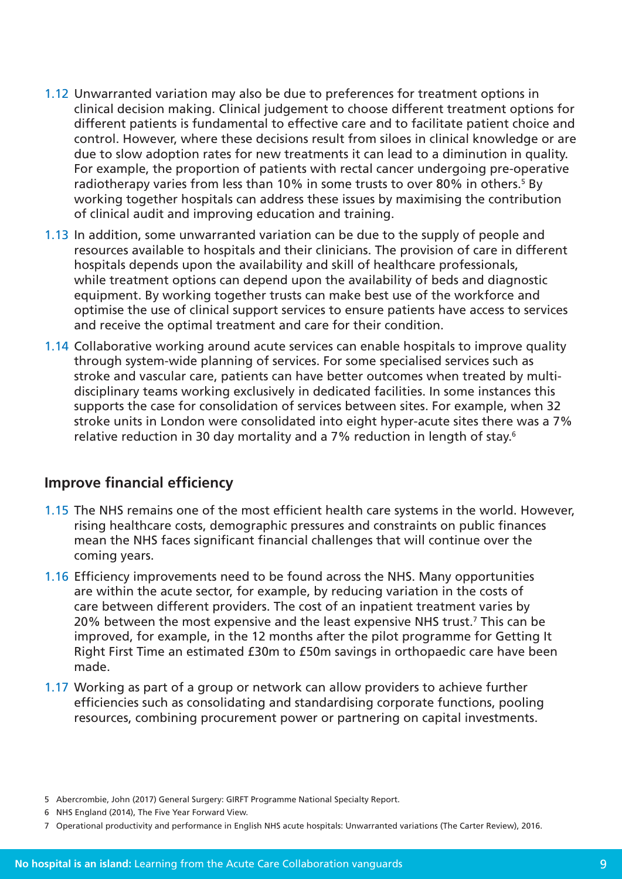1.12 Unwarranted variation may also be due to preferences for treatment options in clinical decision making. Clinical judgement to choose different treatment options for different patients is fundamental to effective care and to facilitate patient choice and control. However, where these decisions result from siloes in clinical knowledge or are due to slow adoption rates for new treatments it can lead to a diminution in quality. For example, the proportion of patients with rectal cancer undergoing pre-operative radiotherapy varies from less than 10% in some trusts to over 80% in others.[5] By working together hospitals can address these issues by maximising the contribution of clinical audit and improving education and training.

1.13 In addition, some unwarranted variation can be due to the supply of people and resources available to hospitals and their clinicians. The provision of care in different hospitals depends upon the availability and skill of healthcare professionals, while treatment options can depend upon the availability of beds and diagnostic equipment. By working together trusts can make best use of the workforce and optimise the use of clinical support services to ensure patients have access to services and receive the optimal treatment and care for their condition.

1.14 Collaborative working around acute services can enable hospitals to improve quality through system-wide planning of services. For some specialised services such as stroke and vascular care, patients can have better outcomes when treated by multi-disciplinary teams working exclusively in dedicated facilities. In some instances this supports the case for consolidation of services between sites. For example, when 32 stroke units in London were consolidated into eight hyper-acute sites there was a 7% relative reduction in 30 day mortality and a 7% reduction in length of stay.[6]

## Improve financial efficiency

1.15 The NHS remains one of the most efficient health care systems in the world. However, rising healthcare costs, demographic pressures and constraints on public finances mean the NHS faces significant financial challenges that will continue over the coming years.

1.16 Efficiency improvements need to be found across the NHS. Many opportunities are within the acute sector, for example, by reducing variation in the costs of care between different providers. The cost of an inpatient treatment varies by 20% between the most expensive and the least expensive NHS trust.[7] This can be improved, for example, in the 12 months after the pilot programme for Getting It Right First Time an estimated £30m to £50m savings in orthopaedic care have been made.

1.17 Working as part of a group or network can allow providers to achieve further efficiencies such as consolidating and standardising corporate functions, pooling resources, combining procurement power or partnering on capital investments.

5 Abercrombie, John (2017) General Surgery: GIRFT Programme National Specialty Report.

6 NHS England (2014), The Five Year Forward View.

7 Operational productivity and performance in English NHS acute hospitals: Unwarranted variations (The Carter Review), 2016.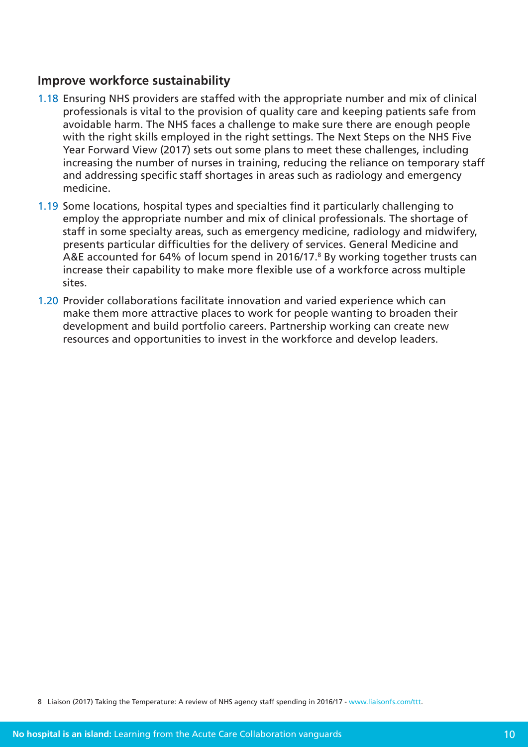## Improve workforce sustainability

1.18 Ensuring NHS providers are staffed with the appropriate number and mix of clinical professionals is vital to the provision of quality care and keeping patients safe from avoidable harm. The NHS faces a challenge to make sure there are enough people with the right skills employed in the right settings. The Next Steps on the NHS Five Year Forward View (2017) sets out some plans to meet these challenges, including increasing the number of nurses in training, reducing the reliance on temporary staff and addressing specific staff shortages in areas such as radiology and emergency medicine.

1.19 Some locations, hospital types and specialties find it particularly challenging to employ the appropriate number and mix of clinical professionals. The shortage of staff in some specialty areas, such as emergency medicine, radiology and midwifery, presents particular difficulties for the delivery of services. General Medicine and A&E accounted for 64% of locum spend in 2016/17.[8] By working together trusts can increase their capability to make more flexible use of a workforce across multiple sites.

1.20 Provider collaborations facilitate innovation and varied experience which can make them more attractive places to work for people wanting to broaden their development and build portfolio careers. Partnership working can create new resources and opportunities to invest in the workforce and develop leaders.

8 Liaison (2017) Taking the Temperature: A review of NHS agency staff spending in 2016/17 - www.liaisonfs.com/ttt.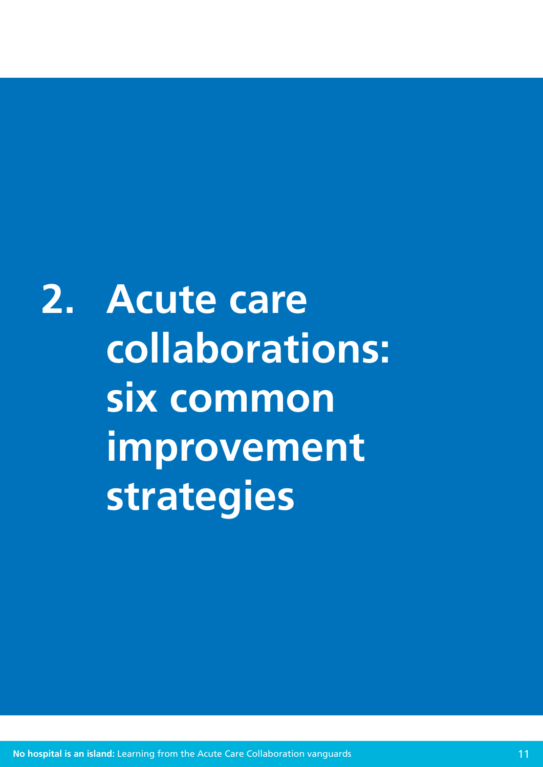# 2. Acute care collaborations: six common improvement strategies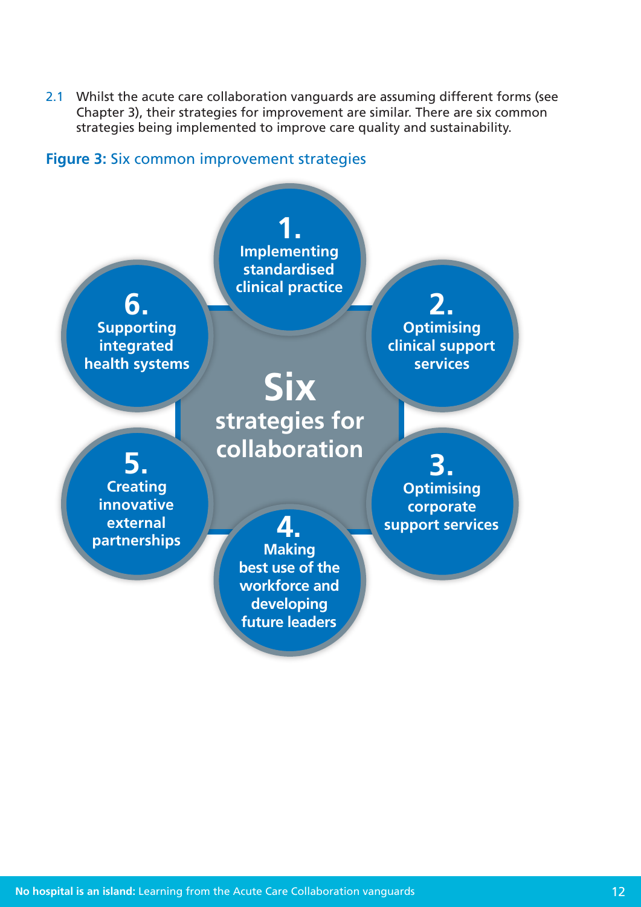2.1 Whilst the acute care collaboration vanguards are assuming different forms (see Chapter 3), their strategies for improvement are similar. There are six common strategies being implemented to improve care quality and sustainability.

**Figure 3:** Six common improvement strategies

**Six strategies for collaboration**

1. Implementing standardised clinical practice
2. Optimising clinical support services
3. Optimising corporate support services
4. Making best use of the workforce and developing future leaders
5. Creating innovative external partnerships
6. Supporting integrated health systems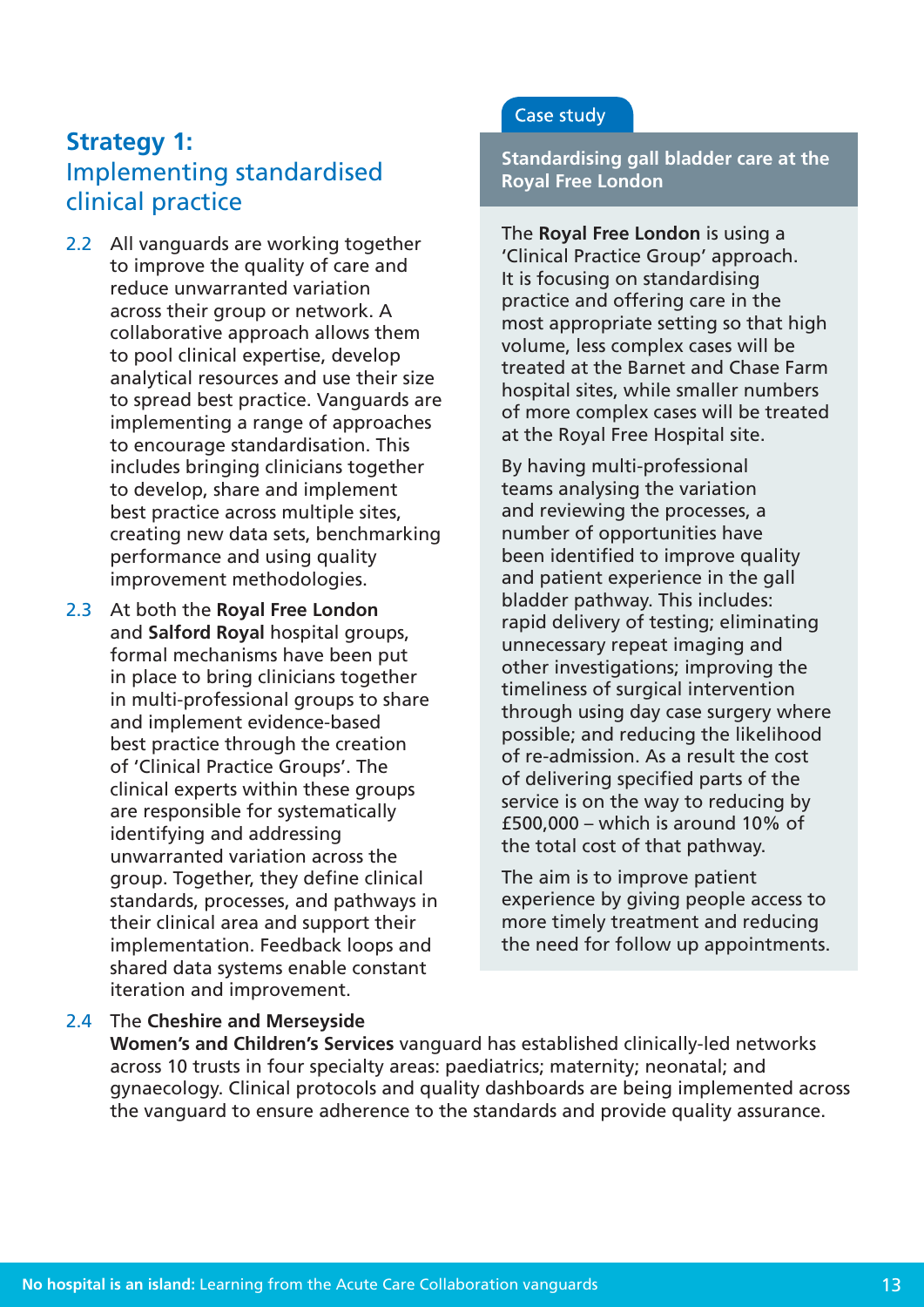## Strategy 1: Implementing standardised clinical practice

2.2 All vanguards are working together to improve the quality of care and reduce unwarranted variation across their group or network. A collaborative approach allows them to pool clinical expertise, develop analytical resources and use their size to spread best practice. Vanguards are implementing a range of approaches to encourage standardisation. This includes bringing clinicians together to develop, share and implement best practice across multiple sites, creating new data sets, benchmarking performance and using quality improvement methodologies.

2.3 At both the **Royal Free London** and **Salford Royal** hospital groups, formal mechanisms have been put in place to bring clinicians together in multi-professional groups to share and implement evidence-based best practice through the creation of 'Clinical Practice Groups'. The clinical experts within these groups are responsible for systematically identifying and addressing unwarranted variation across the group. Together, they define clinical standards, processes, and pathways in their clinical area and support their implementation. Feedback loops and shared data systems enable constant iteration and improvement.

2.4 The **Cheshire and Merseyside Women's and Children's Services** vanguard has established clinically-led networks across 10 trusts in four specialty areas: paediatrics; maternity; neonatal; and gynaecology. Clinical protocols and quality dashboards are being implemented across the vanguard to ensure adherence to the standards and provide quality assurance.

> Case study
>
> **Standardising gall bladder care at the Royal Free London**
>
> The **Royal Free London** is using a 'Clinical Practice Group' approach. It is focusing on standardising practice and offering care in the most appropriate setting so that high volume, less complex cases will be treated at the Barnet and Chase Farm hospital sites, while smaller numbers of more complex cases will be treated at the Royal Free Hospital site.
>
> By having multi-professional teams analysing the variation and reviewing the processes, a number of opportunities have been identified to improve quality and patient experience in the gall bladder pathway. This includes: rapid delivery of testing; eliminating unnecessary repeat imaging and other investigations; improving the timeliness of surgical intervention through using day case surgery where possible; and reducing the likelihood of re-admission. As a result the cost of delivering specified parts of the service is on the way to reducing by £500,000 – which is around 10% of the total cost of that pathway.
>
> The aim is to improve patient experience by giving people access to more timely treatment and reducing the need for follow up appointments.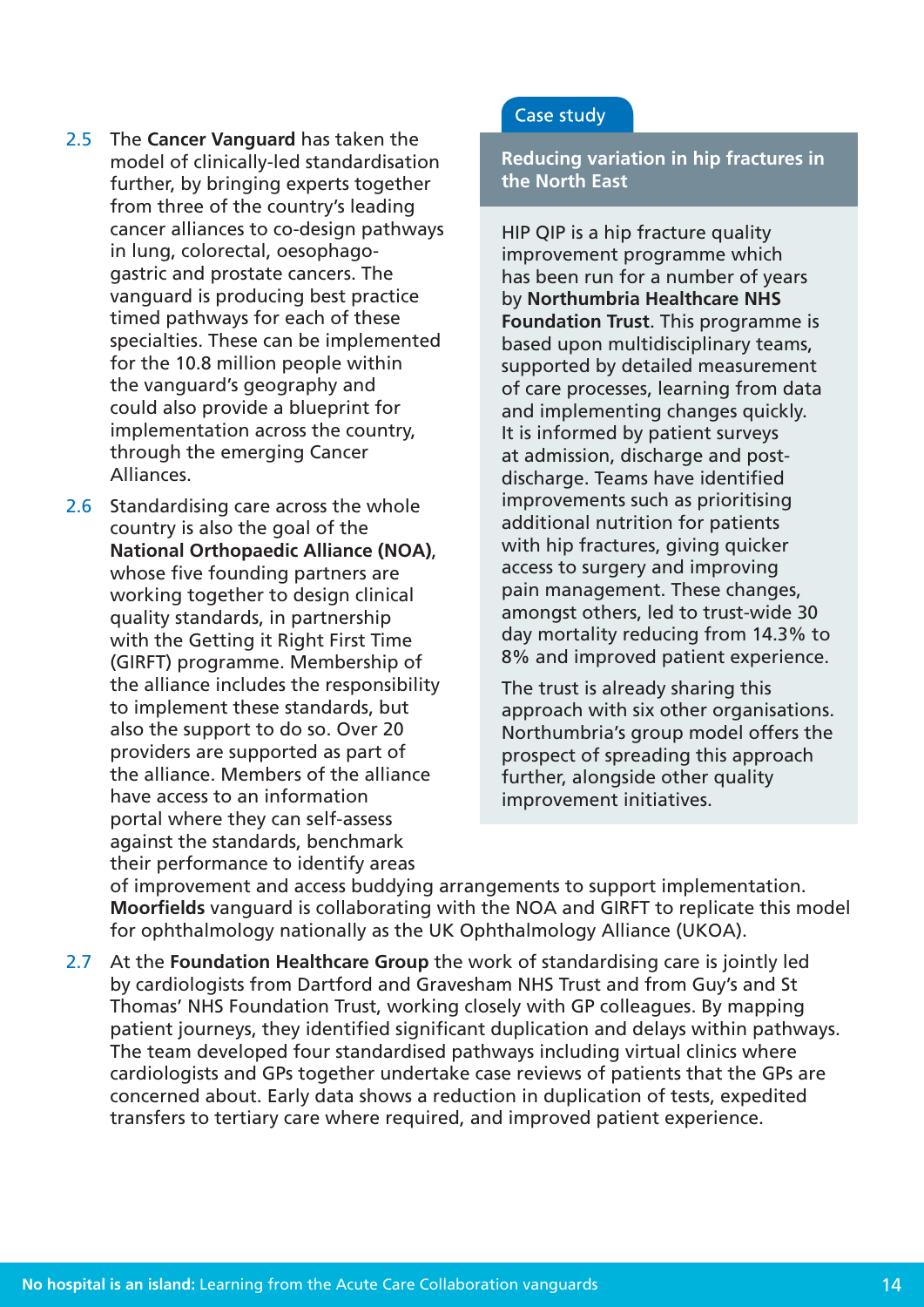2.5 The **Cancer Vanguard** has taken the model of clinically-led standardisation further, by bringing experts together from three of the country's leading cancer alliances to co-design pathways in lung, colorectal, oesophago-gastric and prostate cancers. The vanguard is producing best practice timed pathways for each of these specialties. These can be implemented for the 10.8 million people within the vanguard's geography and could also provide a blueprint for implementation across the country, through the emerging Cancer Alliances.

2.6 Standardising care across the whole country is also the goal of the **National Orthopaedic Alliance (NOA)**, whose five founding partners are working together to design clinical quality standards, in partnership with the Getting it Right First Time (GIRFT) programme. Membership of the alliance includes the responsibility to implement these standards, but also the support to do so. Over 20 providers are supported as part of the alliance. Members of the alliance have access to an information portal where they can self-assess against the standards, benchmark their performance to identify areas of improvement and access buddying arrangements to support implementation. **Moorfields** vanguard is collaborating with the NOA and GIRFT to replicate this model for ophthalmology nationally as the UK Ophthalmology Alliance (UKOA).

2.7 At the **Foundation Healthcare Group** the work of standardising care is jointly led by cardiologists from Dartford and Gravesham NHS Trust and from Guy's and St Thomas' NHS Foundation Trust, working closely with GP colleagues. By mapping patient journeys, they identified significant duplication and delays within pathways. The team developed four standardised pathways including virtual clinics where cardiologists and GPs together undertake case reviews of patients that the GPs are concerned about. Early data shows a reduction in duplication of tests, expedited transfers to tertiary care where required, and improved patient experience.

> Case study
>
> **Reducing variation in hip fractures in the North East**
>
> HIP QIP is a hip fracture quality improvement programme which has been run for a number of years by **Northumbria Healthcare NHS Foundation Trust**. This programme is based upon multidisciplinary teams, supported by detailed measurement of care processes, learning from data and implementing changes quickly. It is informed by patient surveys at admission, discharge and post-discharge. Teams have identified improvements such as prioritising additional nutrition for patients with hip fractures, giving quicker access to surgery and improving pain management. These changes, amongst others, led to trust-wide 30 day mortality reducing from 14.3% to 8% and improved patient experience.
>
> The trust is already sharing this approach with six other organisations. Northumbria's group model offers the prospect of spreading this approach further, alongside other quality improvement initiatives.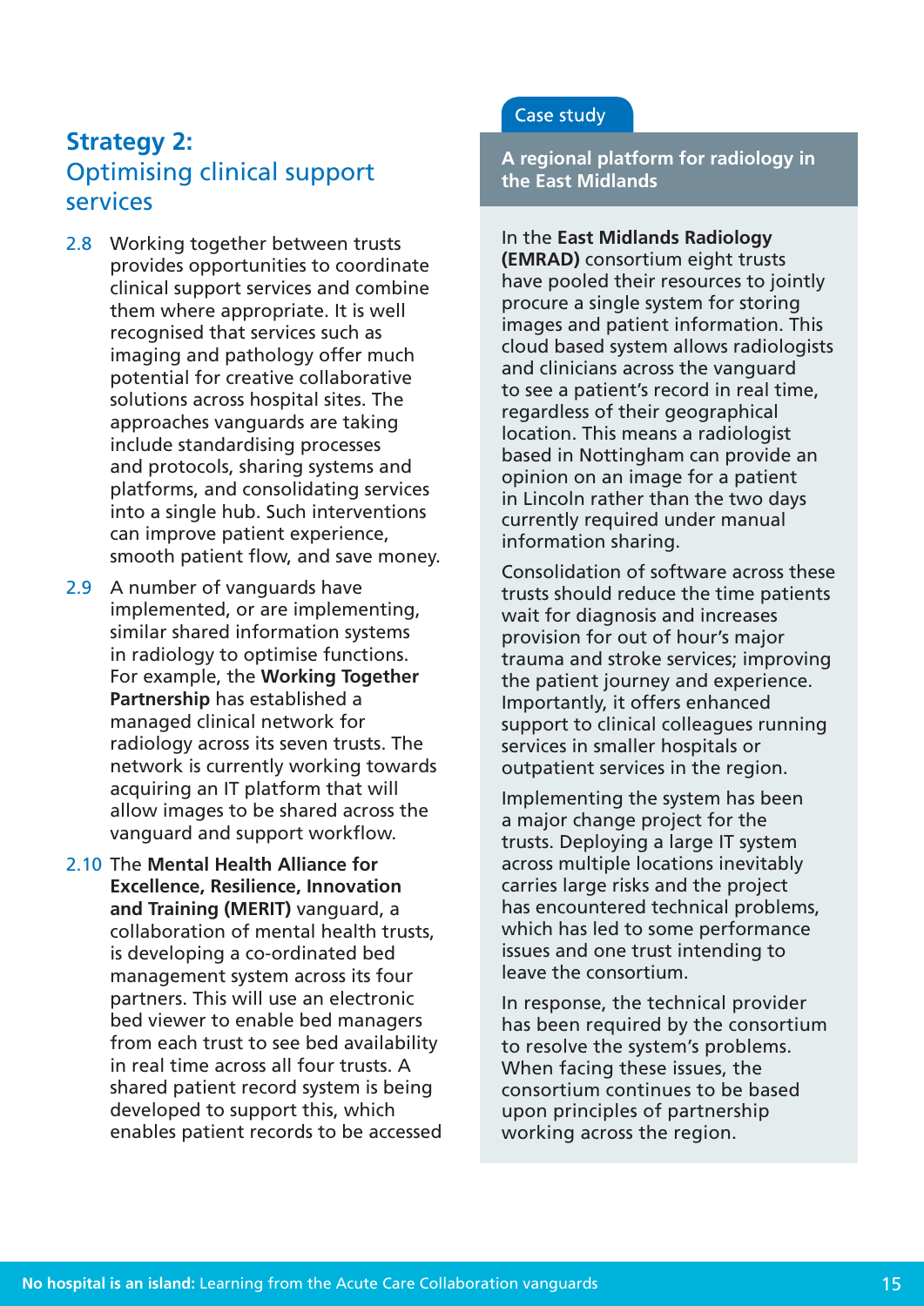## Strategy 2: Optimising clinical support services

2.8 Working together between trusts provides opportunities to coordinate clinical support services and combine them where appropriate. It is well recognised that services such as imaging and pathology offer much potential for creative collaborative solutions across hospital sites. The approaches vanguards are taking include standardising processes and protocols, sharing systems and platforms, and consolidating services into a single hub. Such interventions can improve patient experience, smooth patient flow, and save money.

2.9 A number of vanguards have implemented, or are implementing, similar shared information systems in radiology to optimise functions. For example, the **Working Together Partnership** has established a managed clinical network for radiology across its seven trusts. The network is currently working towards acquiring an IT platform that will allow images to be shared across the vanguard and support workflow.

2.10 The **Mental Health Alliance for Excellence, Resilience, Innovation and Training (MERIT)** vanguard, a collaboration of mental health trusts, is developing a co-ordinated bed management system across its four partners. This will use an electronic bed viewer to enable bed managers from each trust to see bed availability in real time across all four trusts. A shared patient record system is being developed to support this, which enables patient records to be accessed

Case study

**A regional platform for radiology in the East Midlands**

In the **East Midlands Radiology (EMRAD)** consortium eight trusts have pooled their resources to jointly procure a single system for storing images and patient information. This cloud based system allows radiologists and clinicians across the vanguard to see a patient's record in real time, regardless of their geographical location. This means a radiologist based in Nottingham can provide an opinion on an image for a patient in Lincoln rather than the two days currently required under manual information sharing.

Consolidation of software across these trusts should reduce the time patients wait for diagnosis and increases provision for out of hour's major trauma and stroke services; improving the patient journey and experience. Importantly, it offers enhanced support to clinical colleagues running services in smaller hospitals or outpatient services in the region.

Implementing the system has been a major change project for the trusts. Deploying a large IT system across multiple locations inevitably carries large risks and the project has encountered technical problems, which has led to some performance issues and one trust intending to leave the consortium.

In response, the technical provider has been required by the consortium to resolve the system's problems. When facing these issues, the consortium continues to be based upon principles of partnership working across the region.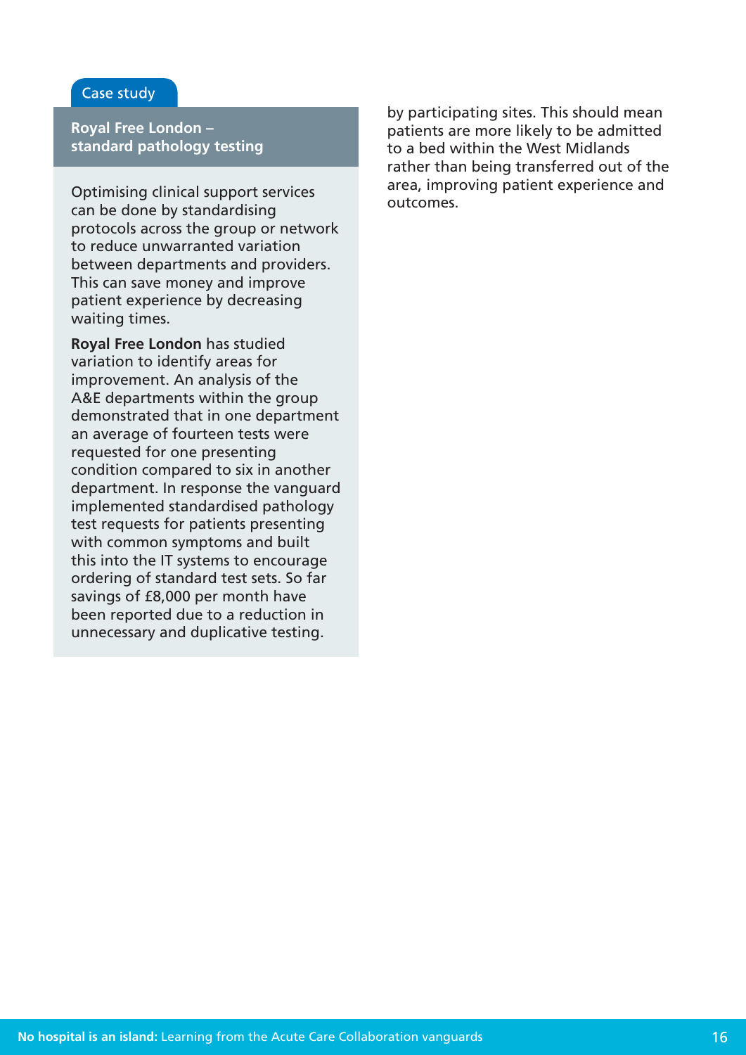by participating sites. This should mean patients are more likely to be admitted to a bed within the West Midlands rather than being transferred out of the area, improving patient experience and outcomes.

Case study

### Royal Free London – standard pathology testing

Optimising clinical support services can be done by standardising protocols across the group or network to reduce unwarranted variation between departments and providers. This can save money and improve patient experience by decreasing waiting times.

**Royal Free London** has studied variation to identify areas for improvement. An analysis of the A&E departments within the group demonstrated that in one department an average of fourteen tests were requested for one presenting condition compared to six in another department. In response the vanguard implemented standardised pathology test requests for patients presenting with common symptoms and built this into the IT systems to encourage ordering of standard test sets. So far savings of £8,000 per month have been reported due to a reduction in unnecessary and duplicative testing.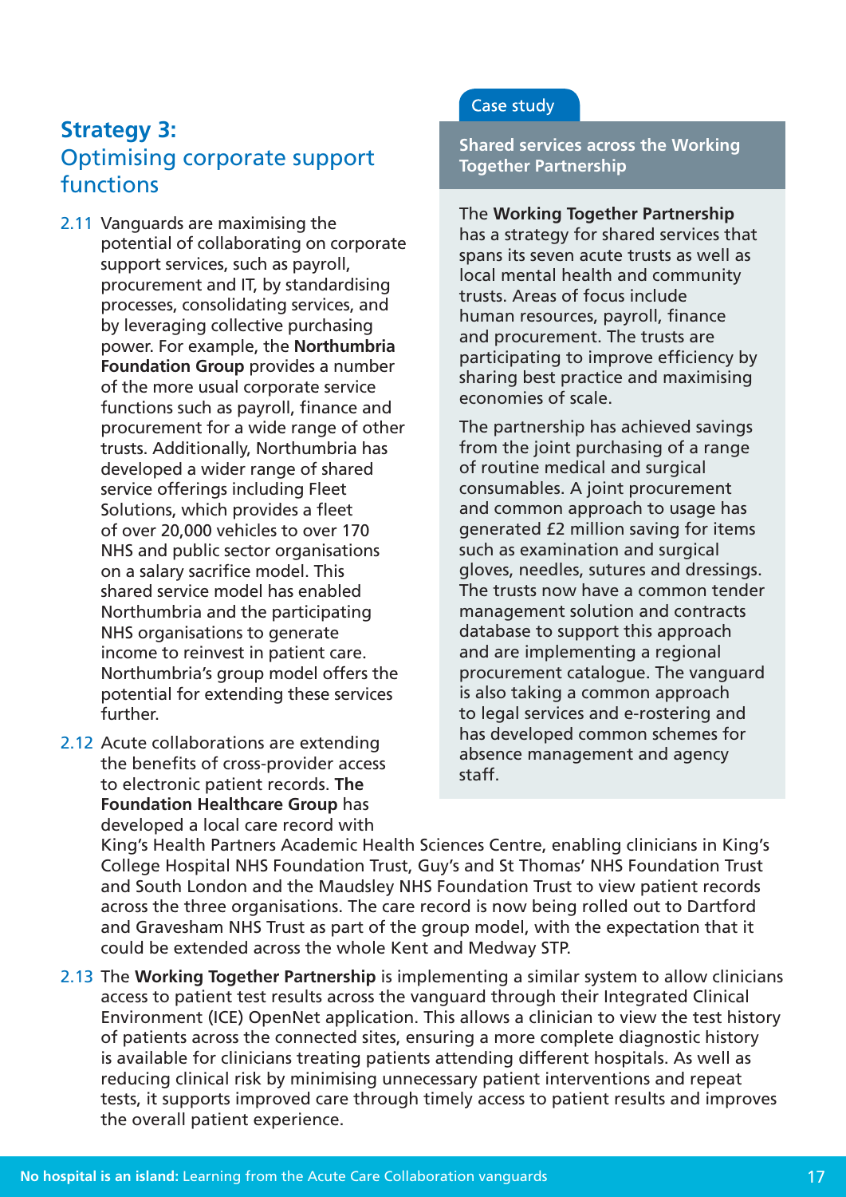## Strategy 3:
## Optimising corporate support functions

2.11 Vanguards are maximising the potential of collaborating on corporate support services, such as payroll, procurement and IT, by standardising processes, consolidating services, and by leveraging collective purchasing power. For example, the **Northumbria Foundation Group** provides a number of the more usual corporate service functions such as payroll, finance and procurement for a wide range of other trusts. Additionally, Northumbria has developed a wider range of shared service offerings including Fleet Solutions, which provides a fleet of over 20,000 vehicles to over 170 NHS and public sector organisations on a salary sacrifice model. This shared service model has enabled Northumbria and the participating NHS organisations to generate income to reinvest in patient care. Northumbria's group model offers the potential for extending these services further.

2.12 Acute collaborations are extending the benefits of cross-provider access to electronic patient records. **The Foundation Healthcare Group** has developed a local care record with King's Health Partners Academic Health Sciences Centre, enabling clinicians in King's College Hospital NHS Foundation Trust, Guy's and St Thomas' NHS Foundation Trust and South London and the Maudsley NHS Foundation Trust to view patient records across the three organisations. The care record is now being rolled out to Dartford and Gravesham NHS Trust as part of the group model, with the expectation that it could be extended across the whole Kent and Medway STP.

2.13 The **Working Together Partnership** is implementing a similar system to allow clinicians access to patient test results across the vanguard through their Integrated Clinical Environment (ICE) OpenNet application. This allows a clinician to view the test history of patients across the connected sites, ensuring a more complete diagnostic history is available for clinicians treating patients attending different hospitals. As well as reducing clinical risk by minimising unnecessary patient interventions and repeat tests, it supports improved care through timely access to patient results and improves the overall patient experience.

Case study

### Shared services across the Working Together Partnership

The **Working Together Partnership** has a strategy for shared services that spans its seven acute trusts as well as local mental health and community trusts. Areas of focus include human resources, payroll, finance and procurement. The trusts are participating to improve efficiency by sharing best practice and maximising economies of scale.

The partnership has achieved savings from the joint purchasing of a range of routine medical and surgical consumables. A joint procurement and common approach to usage has generated £2 million saving for items such as examination and surgical gloves, needles, sutures and dressings. The trusts now have a common tender management solution and contracts database to support this approach and are implementing a regional procurement catalogue. The vanguard is also taking a common approach to legal services and e-rostering and has developed common schemes for absence management and agency staff.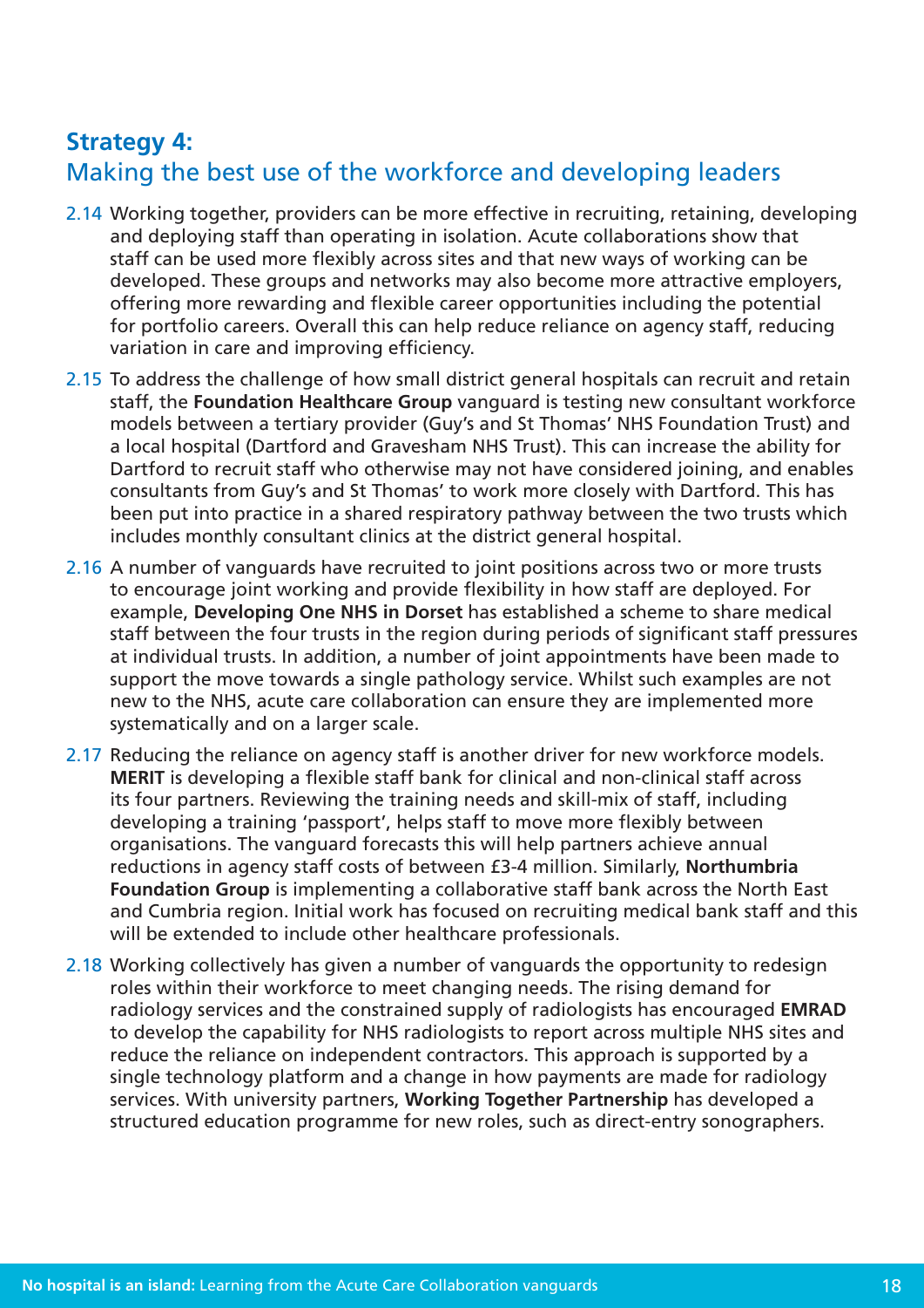## Strategy 4:
## Making the best use of the workforce and developing leaders

2.14 Working together, providers can be more effective in recruiting, retaining, developing and deploying staff than operating in isolation. Acute collaborations show that staff can be used more flexibly across sites and that new ways of working can be developed. These groups and networks may also become more attractive employers, offering more rewarding and flexible career opportunities including the potential for portfolio careers. Overall this can help reduce reliance on agency staff, reducing variation in care and improving efficiency.

2.15 To address the challenge of how small district general hospitals can recruit and retain staff, the **Foundation Healthcare Group** vanguard is testing new consultant workforce models between a tertiary provider (Guy's and St Thomas' NHS Foundation Trust) and a local hospital (Dartford and Gravesham NHS Trust). This can increase the ability for Dartford to recruit staff who otherwise may not have considered joining, and enables consultants from Guy's and St Thomas' to work more closely with Dartford. This has been put into practice in a shared respiratory pathway between the two trusts which includes monthly consultant clinics at the district general hospital.

2.16 A number of vanguards have recruited to joint positions across two or more trusts to encourage joint working and provide flexibility in how staff are deployed. For example, **Developing One NHS in Dorset** has established a scheme to share medical staff between the four trusts in the region during periods of significant staff pressures at individual trusts. In addition, a number of joint appointments have been made to support the move towards a single pathology service. Whilst such examples are not new to the NHS, acute care collaboration can ensure they are implemented more systematically and on a larger scale.

2.17 Reducing the reliance on agency staff is another driver for new workforce models. **MERIT** is developing a flexible staff bank for clinical and non-clinical staff across its four partners. Reviewing the training needs and skill-mix of staff, including developing a training 'passport', helps staff to move more flexibly between organisations. The vanguard forecasts this will help partners achieve annual reductions in agency staff costs of between £3-4 million. Similarly, **Northumbria Foundation Group** is implementing a collaborative staff bank across the North East and Cumbria region. Initial work has focused on recruiting medical bank staff and this will be extended to include other healthcare professionals.

2.18 Working collectively has given a number of vanguards the opportunity to redesign roles within their workforce to meet changing needs. The rising demand for radiology services and the constrained supply of radiologists has encouraged **EMRAD** to develop the capability for NHS radiologists to report across multiple NHS sites and reduce the reliance on independent contractors. This approach is supported by a single technology platform and a change in how payments are made for radiology services. With university partners, **Working Together Partnership** has developed a structured education programme for new roles, such as direct-entry sonographers.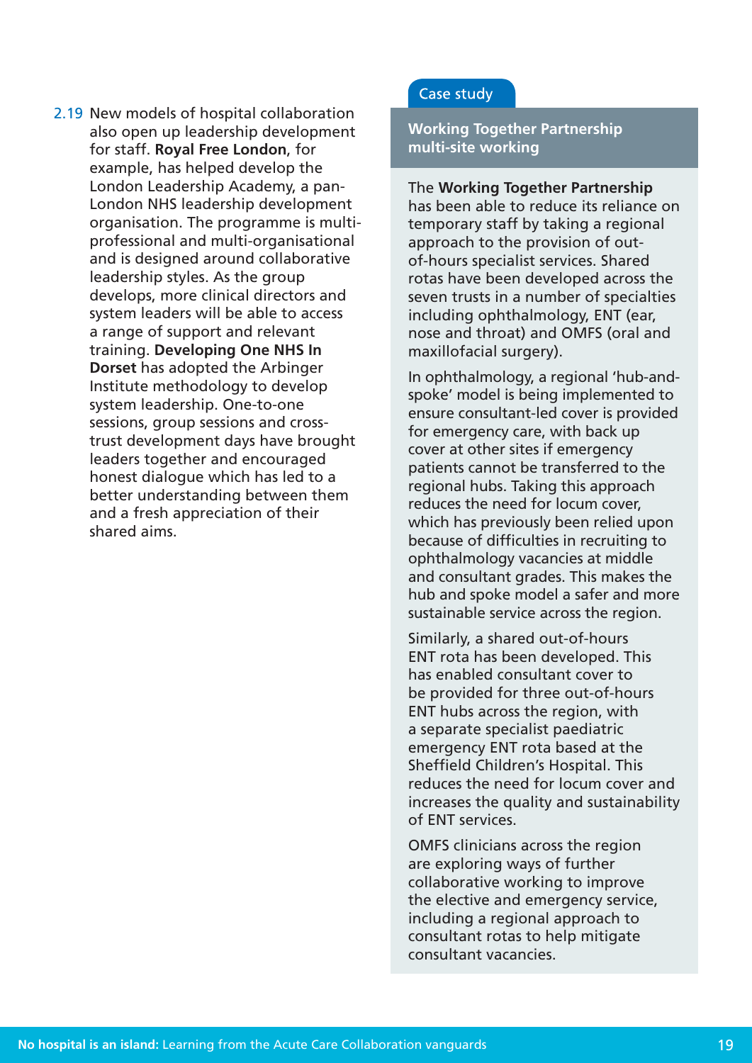2.19 New models of hospital collaboration also open up leadership development for staff. **Royal Free London**, for example, has helped develop the London Leadership Academy, a pan-London NHS leadership development organisation. The programme is multi-professional and multi-organisational and is designed around collaborative leadership styles. As the group develops, more clinical directors and system leaders will be able to access a range of support and relevant training. **Developing One NHS In Dorset** has adopted the Arbinger Institute methodology to develop system leadership. One-to-one sessions, group sessions and cross-trust development days have brought leaders together and encouraged honest dialogue which has led to a better understanding between them and a fresh appreciation of their shared aims.

Case study

### Working Together Partnership multi-site working

The **Working Together Partnership** has been able to reduce its reliance on temporary staff by taking a regional approach to the provision of out-of-hours specialist services. Shared rotas have been developed across the seven trusts in a number of specialties including ophthalmology, ENT (ear, nose and throat) and OMFS (oral and maxillofacial surgery).

In ophthalmology, a regional 'hub-and-spoke' model is being implemented to ensure consultant-led cover is provided for emergency care, with back up cover at other sites if emergency patients cannot be transferred to the regional hubs. Taking this approach reduces the need for locum cover, which has previously been relied upon because of difficulties in recruiting to ophthalmology vacancies at middle and consultant grades. This makes the hub and spoke model a safer and more sustainable service across the region.

Similarly, a shared out-of-hours ENT rota has been developed. This has enabled consultant cover to be provided for three out-of-hours ENT hubs across the region, with a separate specialist paediatric emergency ENT rota based at the Sheffield Children's Hospital. This reduces the need for locum cover and increases the quality and sustainability of ENT services.

OMFS clinicians across the region are exploring ways of further collaborative working to improve the elective and emergency service, including a regional approach to consultant rotas to help mitigate consultant vacancies.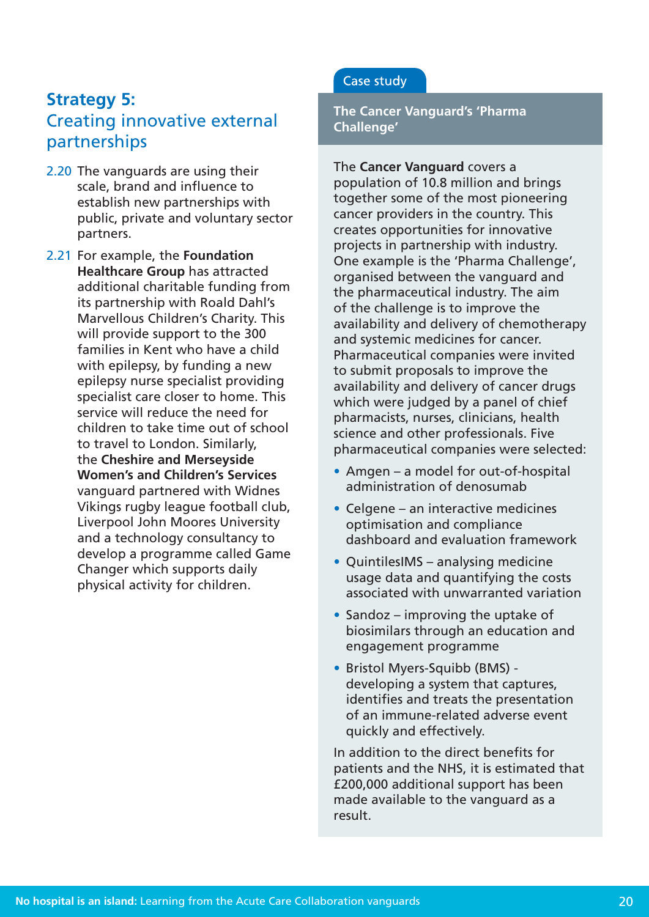## Strategy 5: Creating innovative external partnerships

2.20 The vanguards are using their scale, brand and influence to establish new partnerships with public, private and voluntary sector partners.

2.21 For example, the **Foundation Healthcare Group** has attracted additional charitable funding from its partnership with Roald Dahl's Marvellous Children's Charity. This will provide support to the 300 families in Kent who have a child with epilepsy, by funding a new epilepsy nurse specialist providing specialist care closer to home. This service will reduce the need for children to take time out of school to travel to London. Similarly, the **Cheshire and Merseyside Women's and Children's Services** vanguard partnered with Widnes Vikings rugby league football club, Liverpool John Moores University and a technology consultancy to develop a programme called Game Changer which supports daily physical activity for children.

Case study

### The Cancer Vanguard's 'Pharma Challenge'

The **Cancer Vanguard** covers a population of 10.8 million and brings together some of the most pioneering cancer providers in the country. This creates opportunities for innovative projects in partnership with industry. One example is the 'Pharma Challenge', organised between the vanguard and the pharmaceutical industry. The aim of the challenge is to improve the availability and delivery of chemotherapy and systemic medicines for cancer. Pharmaceutical companies were invited to submit proposals to improve the availability and delivery of cancer drugs which were judged by a panel of chief pharmacists, nurses, clinicians, health science and other professionals. Five pharmaceutical companies were selected:

- Amgen – a model for out-of-hospital administration of denosumab
- Celgene – an interactive medicines optimisation and compliance dashboard and evaluation framework
- QuintilesIMS – analysing medicine usage data and quantifying the costs associated with unwarranted variation
- Sandoz – improving the uptake of biosimilars through an education and engagement programme
- Bristol Myers-Squibb (BMS) - developing a system that captures, identifies and treats the presentation of an immune-related adverse event quickly and effectively.

In addition to the direct benefits for patients and the NHS, it is estimated that £200,000 additional support has been made available to the vanguard as a result.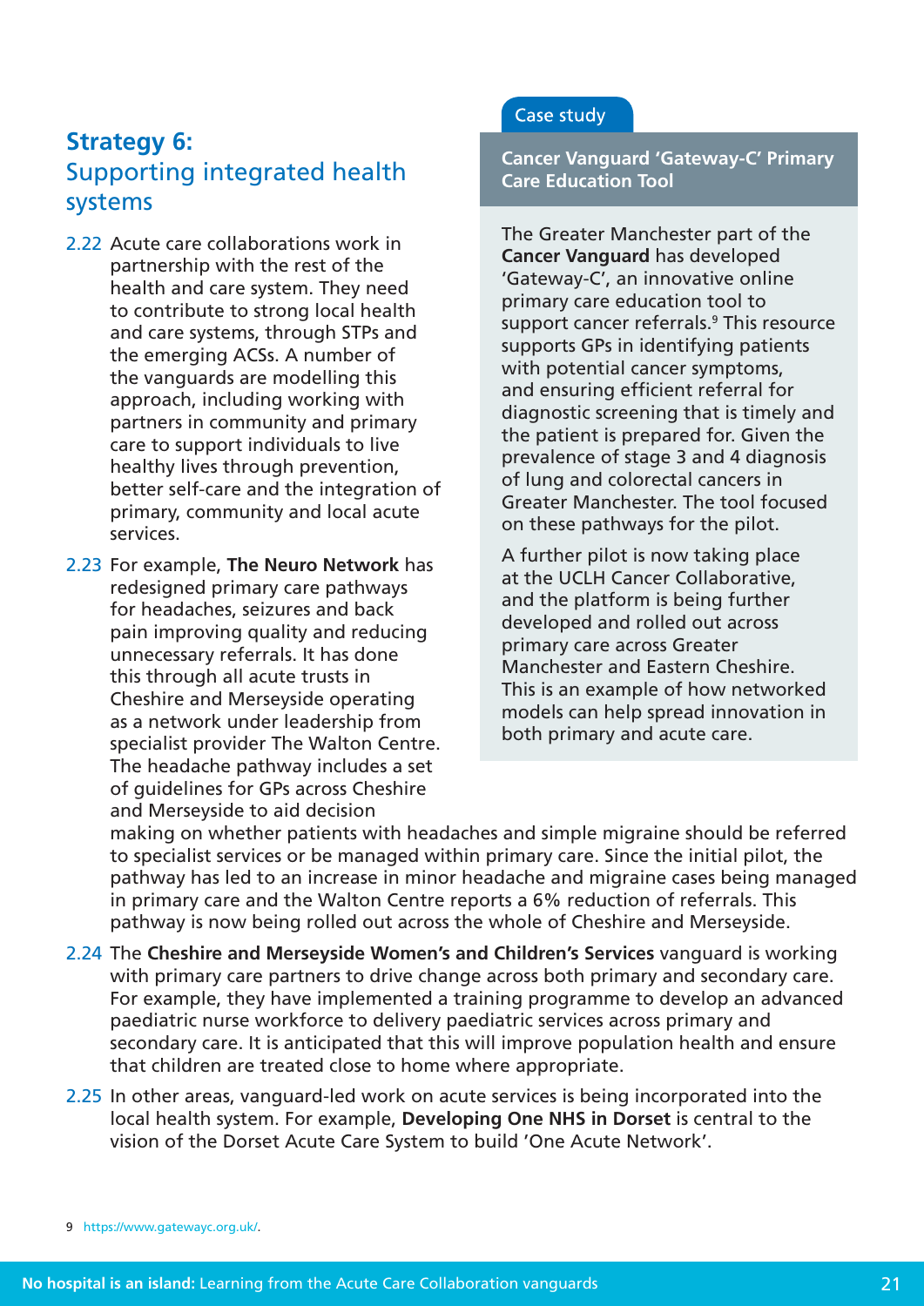## Strategy 6: Supporting integrated health systems

2.22 Acute care collaborations work in partnership with the rest of the health and care system. They need to contribute to strong local health and care systems, through STPs and the emerging ACSs. A number of the vanguards are modelling this approach, including working with partners in community and primary care to support individuals to live healthy lives through prevention, better self-care and the integration of primary, community and local acute services.

2.23 For example, **The Neuro Network** has redesigned primary care pathways for headaches, seizures and back pain improving quality and reducing unnecessary referrals. It has done this through all acute trusts in Cheshire and Merseyside operating as a network under leadership from specialist provider The Walton Centre. The headache pathway includes a set of guidelines for GPs across Cheshire and Merseyside to aid decision making on whether patients with headaches and simple migraine should be referred to specialist services or be managed within primary care. Since the initial pilot, the pathway has led to an increase in minor headache and migraine cases being managed in primary care and the Walton Centre reports a 6% reduction of referrals. This pathway is now being rolled out across the whole of Cheshire and Merseyside.

2.24 The **Cheshire and Merseyside Women's and Children's Services** vanguard is working with primary care partners to drive change across both primary and secondary care. For example, they have implemented a training programme to develop an advanced paediatric nurse workforce to delivery paediatric services across primary and secondary care. It is anticipated that this will improve population health and ensure that children are treated close to home where appropriate.

2.25 In other areas, vanguard-led work on acute services is being incorporated into the local health system. For example, **Developing One NHS in Dorset** is central to the vision of the Dorset Acute Care System to build 'One Acute Network'.

> Case study
>
> **Cancer Vanguard 'Gateway-C' Primary Care Education Tool**
>
> The Greater Manchester part of the **Cancer Vanguard** has developed 'Gateway-C', an innovative online primary care education tool to support cancer referrals.[9] This resource supports GPs in identifying patients with potential cancer symptoms, and ensuring efficient referral for diagnostic screening that is timely and the patient is prepared for. Given the prevalence of stage 3 and 4 diagnosis of lung and colorectal cancers in Greater Manchester. The tool focused on these pathways for the pilot.
>
> A further pilot is now taking place at the UCLH Cancer Collaborative, and the platform is being further developed and rolled out across primary care across Greater Manchester and Eastern Cheshire. This is an example of how networked models can help spread innovation in both primary and acute care.

9 https://www.gatewayc.org.uk/.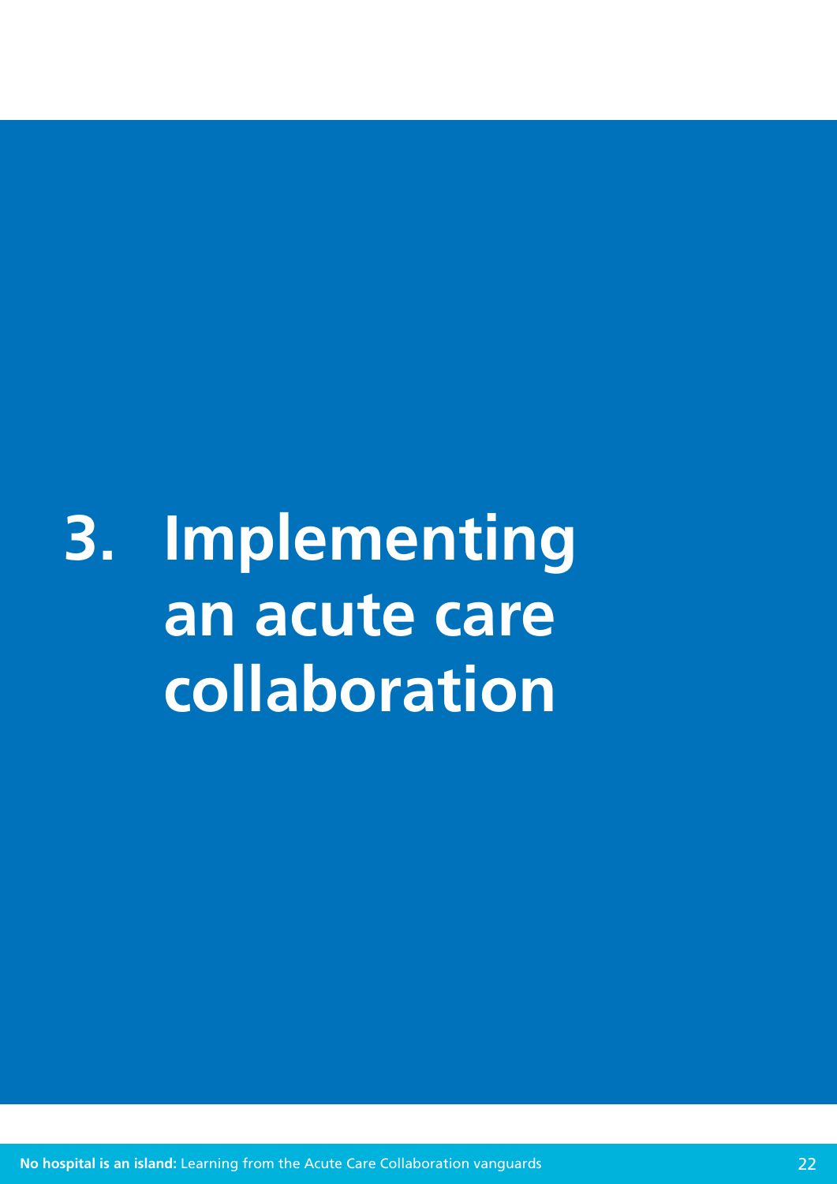# 3. Implementing an acute care collaboration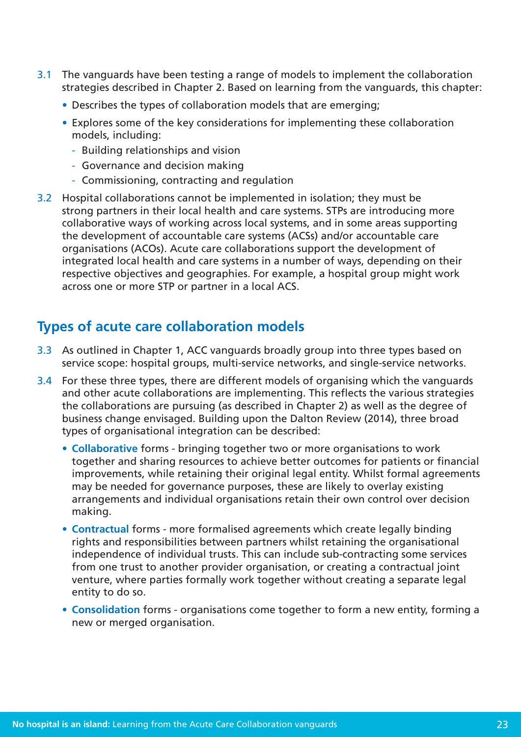3.1 The vanguards have been testing a range of models to implement the collaboration strategies described in Chapter 2. Based on learning from the vanguards, this chapter:

- Describes the types of collaboration models that are emerging;
- Explores some of the key considerations for implementing these collaboration models, including:
  - Building relationships and vision
  - Governance and decision making
  - Commissioning, contracting and regulation

3.2 Hospital collaborations cannot be implemented in isolation; they must be strong partners in their local health and care systems. STPs are introducing more collaborative ways of working across local systems, and in some areas supporting the development of accountable care systems (ACSs) and/or accountable care organisations (ACOs). Acute care collaborations support the development of integrated local health and care systems in a number of ways, depending on their respective objectives and geographies. For example, a hospital group might work across one or more STP or partner in a local ACS.

## Types of acute care collaboration models

3.3 As outlined in Chapter 1, ACC vanguards broadly group into three types based on service scope: hospital groups, multi-service networks, and single-service networks.

3.4 For these three types, there are different models of organising which the vanguards and other acute collaborations are implementing. This reflects the various strategies the collaborations are pursuing (as described in Chapter 2) as well as the degree of business change envisaged. Building upon the Dalton Review (2014), three broad types of organisational integration can be described:

- **Collaborative** forms - bringing together two or more organisations to work together and sharing resources to achieve better outcomes for patients or financial improvements, while retaining their original legal entity. Whilst formal agreements may be needed for governance purposes, these are likely to overlay existing arrangements and individual organisations retain their own control over decision making.
- **Contractual** forms - more formalised agreements which create legally binding rights and responsibilities between partners whilst retaining the organisational independence of individual trusts. This can include sub-contracting some services from one trust to another provider organisation, or creating a contractual joint venture, where parties formally work together without creating a separate legal entity to do so.
- **Consolidation** forms - organisations come together to form a new entity, forming a new or merged organisation.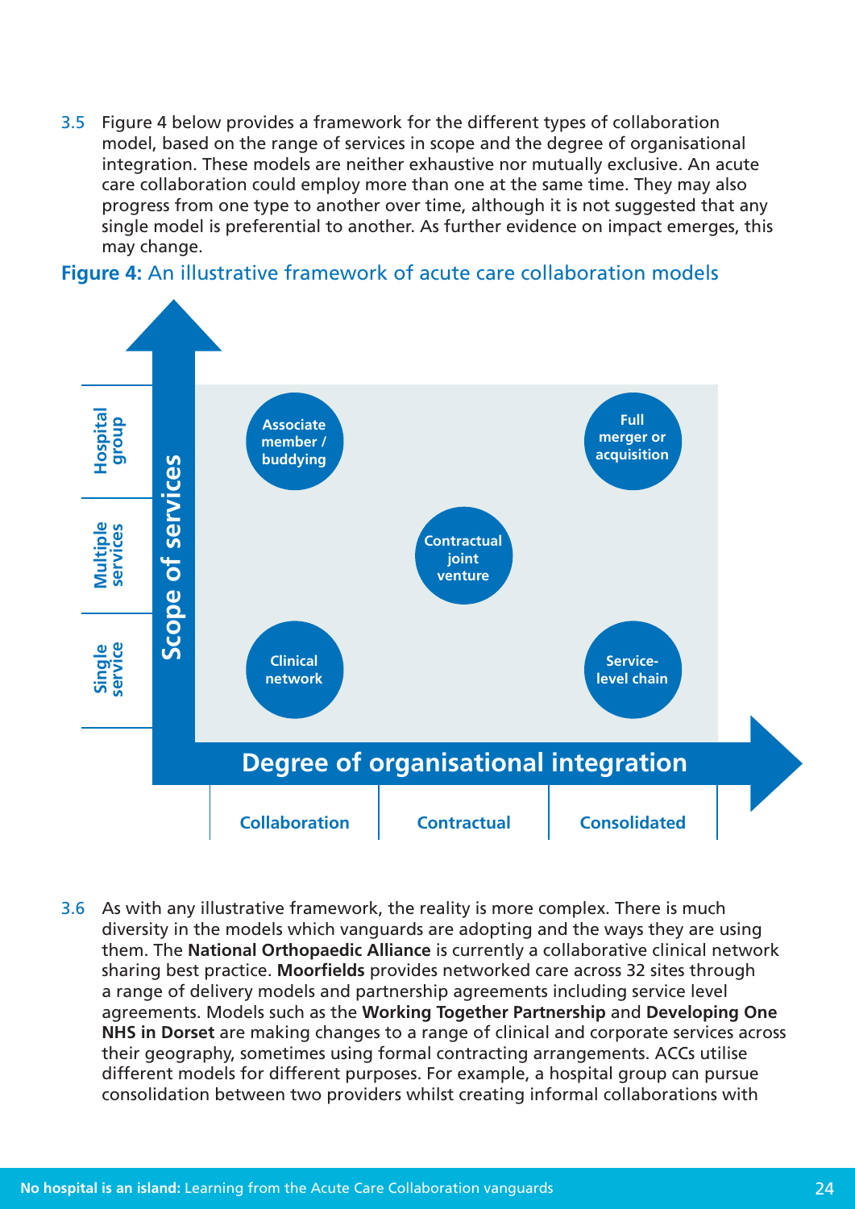3.5 Figure 4 below provides a framework for the different types of collaboration model, based on the range of services in scope and the degree of organisational integration. These models are neither exhaustive nor mutually exclusive. An acute care collaboration could employ more than one at the same time. They may also progress from one type to another over time, although it is not suggested that any single model is preferential to another. As further evidence on impact emerges, this may change.

**Figure 4:** An illustrative framework of acute care collaboration models

| Scope of services | Collaboration | Contractual | Consolidated |
| --- | --- | --- | --- |
| Hospital group | Associate member / buddying | | Full merger or acquisition |
| Multiple services | | Contractual joint venture | |
| Single service | Clinical network | | Service-level chain |

Degree of organisational integration

3.6 As with any illustrative framework, the reality is more complex. There is much diversity in the models which vanguards are adopting and the ways they are using them. The **National Orthopaedic Alliance** is currently a collaborative clinical network sharing best practice. **Moorfields** provides networked care across 32 sites through a range of delivery models and partnership agreements including service level agreements. Models such as the **Working Together Partnership** and **Developing One NHS in Dorset** are making changes to a range of clinical and corporate services across their geography, sometimes using formal contracting arrangements. ACCs utilise different models for different purposes. For example, a hospital group can pursue consolidation between two providers whilst creating informal collaborations with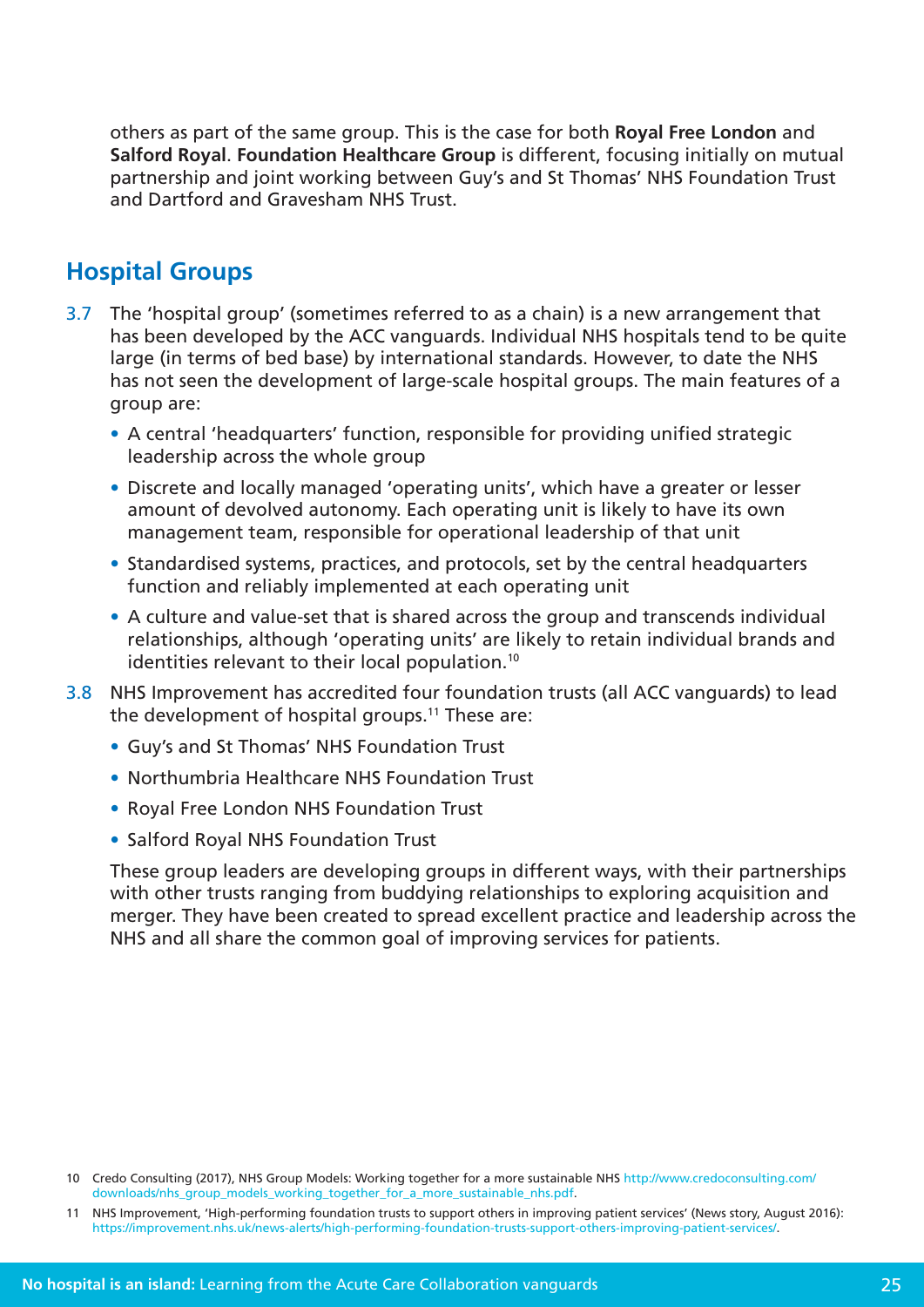others as part of the same group. This is the case for both **Royal Free London** and **Salford Royal**. **Foundation Healthcare Group** is different, focusing initially on mutual partnership and joint working between Guy's and St Thomas' NHS Foundation Trust and Dartford and Gravesham NHS Trust.

## Hospital Groups

3.7 The 'hospital group' (sometimes referred to as a chain) is a new arrangement that has been developed by the ACC vanguards. Individual NHS hospitals tend to be quite large (in terms of bed base) by international standards. However, to date the NHS has not seen the development of large-scale hospital groups. The main features of a group are:

- A central 'headquarters' function, responsible for providing unified strategic leadership across the whole group
- Discrete and locally managed 'operating units', which have a greater or lesser amount of devolved autonomy. Each operating unit is likely to have its own management team, responsible for operational leadership of that unit
- Standardised systems, practices, and protocols, set by the central headquarters function and reliably implemented at each operating unit
- A culture and value-set that is shared across the group and transcends individual relationships, although 'operating units' are likely to retain individual brands and identities relevant to their local population.[10]

3.8 NHS Improvement has accredited four foundation trusts (all ACC vanguards) to lead the development of hospital groups.[11] These are:

- Guy's and St Thomas' NHS Foundation Trust
- Northumbria Healthcare NHS Foundation Trust
- Royal Free London NHS Foundation Trust
- Salford Royal NHS Foundation Trust

These group leaders are developing groups in different ways, with their partnerships with other trusts ranging from buddying relationships to exploring acquisition and merger. They have been created to spread excellent practice and leadership across the NHS and all share the common goal of improving services for patients.

10 Credo Consulting (2017), NHS Group Models: Working together for a more sustainable NHS http://www.credoconsulting.com/downloads/nhs_group_models_working_together_for_a_more_sustainable_nhs.pdf.

11 NHS Improvement, 'High-performing foundation trusts to support others in improving patient services' (News story, August 2016): https://improvement.nhs.uk/news-alerts/high-performing-foundation-trusts-support-others-improving-patient-services/.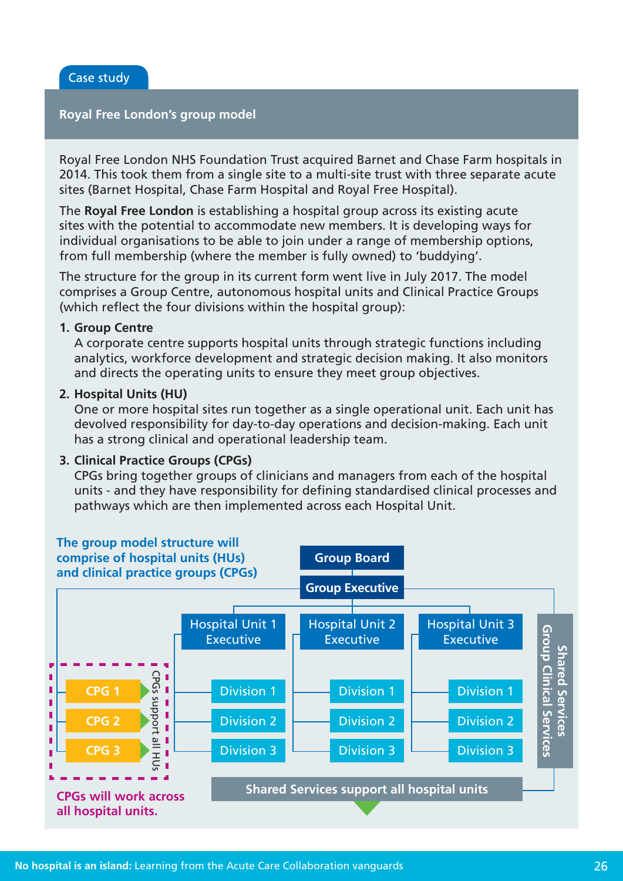Case study

## Royal Free London's group model

Royal Free London NHS Foundation Trust acquired Barnet and Chase Farm hospitals in 2014. This took them from a single site to a multi-site trust with three separate acute sites (Barnet Hospital, Chase Farm Hospital and Royal Free Hospital).

The **Royal Free London** is establishing a hospital group across its existing acute sites with the potential to accommodate new members. It is developing ways for individual organisations to be able to join under a range of membership options, from full membership (where the member is fully owned) to 'buddying'.

The structure for the group in its current form went live in July 2017. The model comprises a Group Centre, autonomous hospital units and Clinical Practice Groups (which reflect the four divisions within the hospital group):

1. **Group Centre**
   A corporate centre supports hospital units through strategic functions including analytics, workforce development and strategic decision making. It also monitors and directs the operating units to ensure they meet group objectives.

2. **Hospital Units (HU)**
   One or more hospital sites run together as a single operational unit. Each unit has devolved responsibility for day-to-day operations and decision-making. Each unit has a strong clinical and operational leadership team.

3. **Clinical Practice Groups (CPGs)**
   CPGs bring together groups of clinicians and managers from each of the hospital units - and they have responsibility for defining standardised clinical processes and pathways which are then implemented across each Hospital Unit.

**The group model structure will comprise of hospital units (HUs) and clinical practice groups (CPGs)**

- Group Board
  - Group Executive
    - Hospital Unit 1 Executive
      - Division 1
      - Division 2
      - Division 3
    - Hospital Unit 2 Executive
      - Division 1
      - Division 2
      - Division 3
    - Hospital Unit 3 Executive
      - Division 1
      - Division 2
      - Division 3
    - Shared Services / Group Clinical Services
    - CPG 1, CPG 2, CPG 3 (CPGs support all HUs)

Shared Services support all hospital units

**CPGs will work across all hospital units.**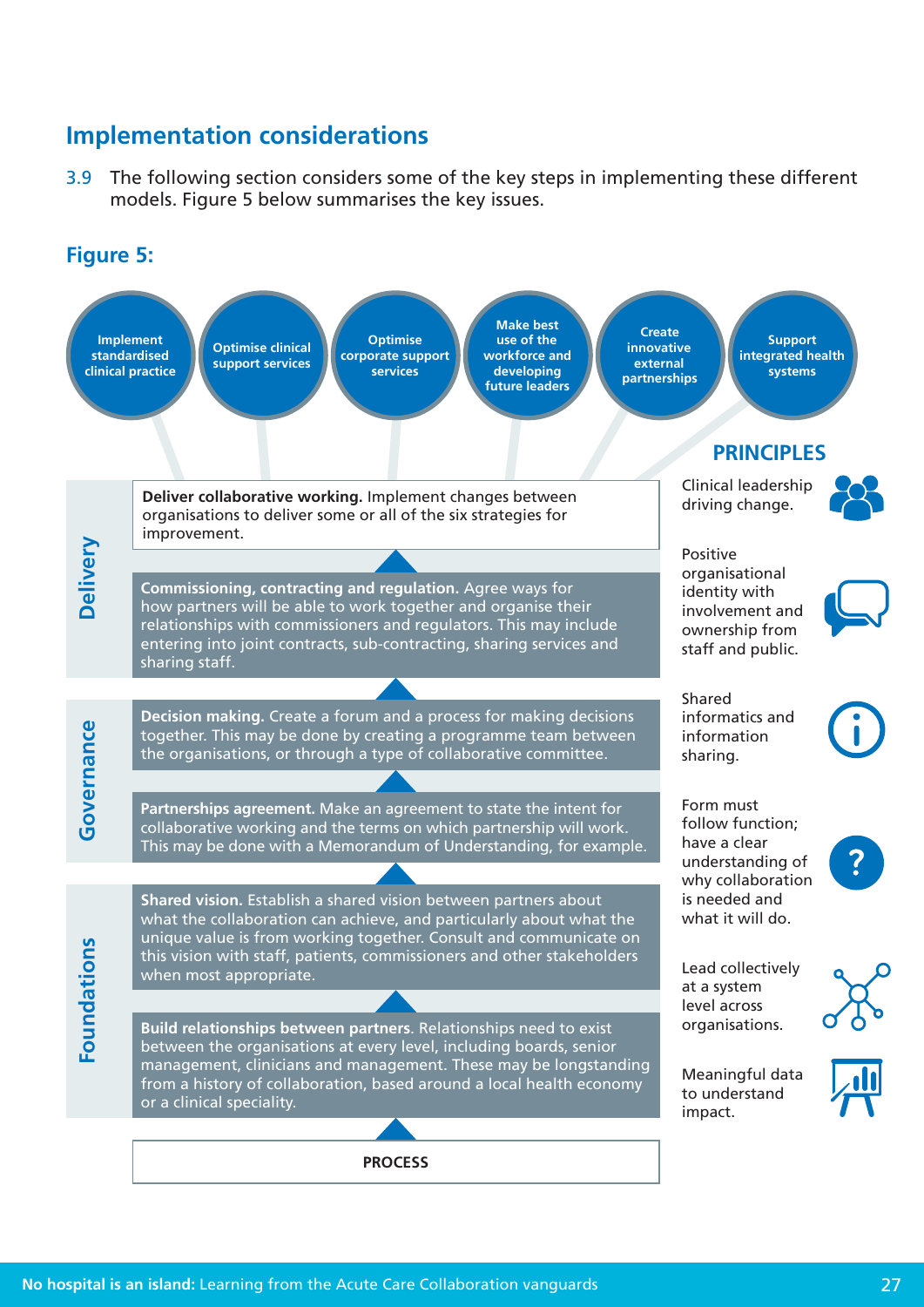## Implementation considerations

3.9 The following section considers some of the key steps in implementing these different models. Figure 5 below summarises the key issues.

### Figure 5:

- Implement standardised clinical practice
- Optimise clinical support services
- Optimise corporate support services
- Make best use of the workforce and developing future leaders
- Create innovative external partnerships
- Support integrated health systems

**Delivery**

**Deliver collaborative working.** Implement changes between organisations to deliver some or all of the six strategies for improvement.

**Commissioning, contracting and regulation.** Agree ways for how partners will be able to work together and organise their relationships with commissioners and regulators. This may include entering into joint contracts, sub-contracting, sharing services and sharing staff.

**Governance**

**Decision making.** Create a forum and a process for making decisions together. This may be done by creating a programme team between the organisations, or through a type of collaborative committee.

**Partnerships agreement.** Make an agreement to state the intent for collaborative working and the terms on which partnership will work. This may be done with a Memorandum of Understanding, for example.

**Foundations**

**Shared vision.** Establish a shared vision between partners about what the collaboration can achieve, and particularly about what the unique value is from working together. Consult and communicate on this vision with staff, patients, commissioners and other stakeholders when most appropriate.

**Build relationships between partners**. Relationships need to exist between the organisations at every level, including boards, senior management, clinicians and management. These may be longstanding from a history of collaboration, based around a local health economy or a clinical speciality.

**PROCESS**

**PRINCIPLES**

- Clinical leadership driving change.
- Positive organisational identity with involvement and ownership from staff and public.
- Shared informatics and information sharing.
- Form must follow function; have a clear understanding of why collaboration is needed and what it will do.
- Lead collectively at a system level across organisations.
- Meaningful data to understand impact.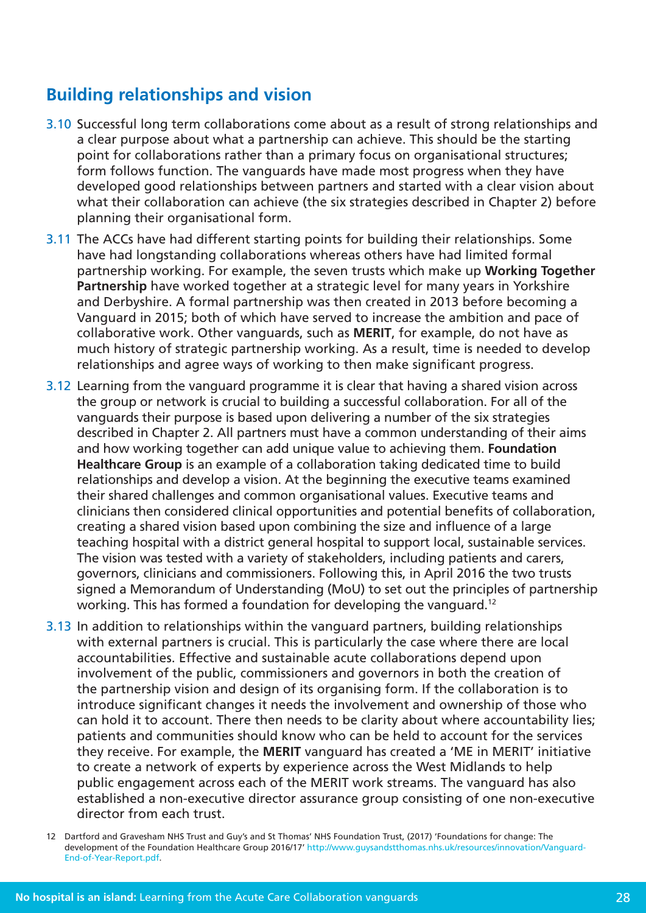## Building relationships and vision

3.10 Successful long term collaborations come about as a result of strong relationships and a clear purpose about what a partnership can achieve. This should be the starting point for collaborations rather than a primary focus on organisational structures; form follows function. The vanguards have made most progress when they have developed good relationships between partners and started with a clear vision about what their collaboration can achieve (the six strategies described in Chapter 2) before planning their organisational form.

3.11 The ACCs have had different starting points for building their relationships. Some have had longstanding collaborations whereas others have had limited formal partnership working. For example, the seven trusts which make up **Working Together Partnership** have worked together at a strategic level for many years in Yorkshire and Derbyshire. A formal partnership was then created in 2013 before becoming a Vanguard in 2015; both of which have served to increase the ambition and pace of collaborative work. Other vanguards, such as **MERIT**, for example, do not have as much history of strategic partnership working. As a result, time is needed to develop relationships and agree ways of working to then make significant progress.

3.12 Learning from the vanguard programme it is clear that having a shared vision across the group or network is crucial to building a successful collaboration. For all of the vanguards their purpose is based upon delivering a number of the six strategies described in Chapter 2. All partners must have a common understanding of their aims and how working together can add unique value to achieving them. **Foundation Healthcare Group** is an example of a collaboration taking dedicated time to build relationships and develop a vision. At the beginning the executive teams examined their shared challenges and common organisational values. Executive teams and clinicians then considered clinical opportunities and potential benefits of collaboration, creating a shared vision based upon combining the size and influence of a large teaching hospital with a district general hospital to support local, sustainable services. The vision was tested with a variety of stakeholders, including patients and carers, governors, clinicians and commissioners. Following this, in April 2016 the two trusts signed a Memorandum of Understanding (MoU) to set out the principles of partnership working. This has formed a foundation for developing the vanguard.[12]

3.13 In addition to relationships within the vanguard partners, building relationships with external partners is crucial. This is particularly the case where there are local accountabilities. Effective and sustainable acute collaborations depend upon involvement of the public, commissioners and governors in both the creation of the partnership vision and design of its organising form. If the collaboration is to introduce significant changes it needs the involvement and ownership of those who can hold it to account. There then needs to be clarity about where accountability lies; patients and communities should know who can be held to account for the services they receive. For example, the **MERIT** vanguard has created a 'ME in MERIT' initiative to create a network of experts by experience across the West Midlands to help public engagement across each of the MERIT work streams. The vanguard has also established a non-executive director assurance group consisting of one non-executive director from each trust.

12 Dartford and Gravesham NHS Trust and Guy's and St Thomas' NHS Foundation Trust, (2017) 'Foundations for change: The development of the Foundation Healthcare Group 2016/17' http://www.guysandstthomas.nhs.uk/resources/innovation/Vanguard-End-of-Year-Report.pdf.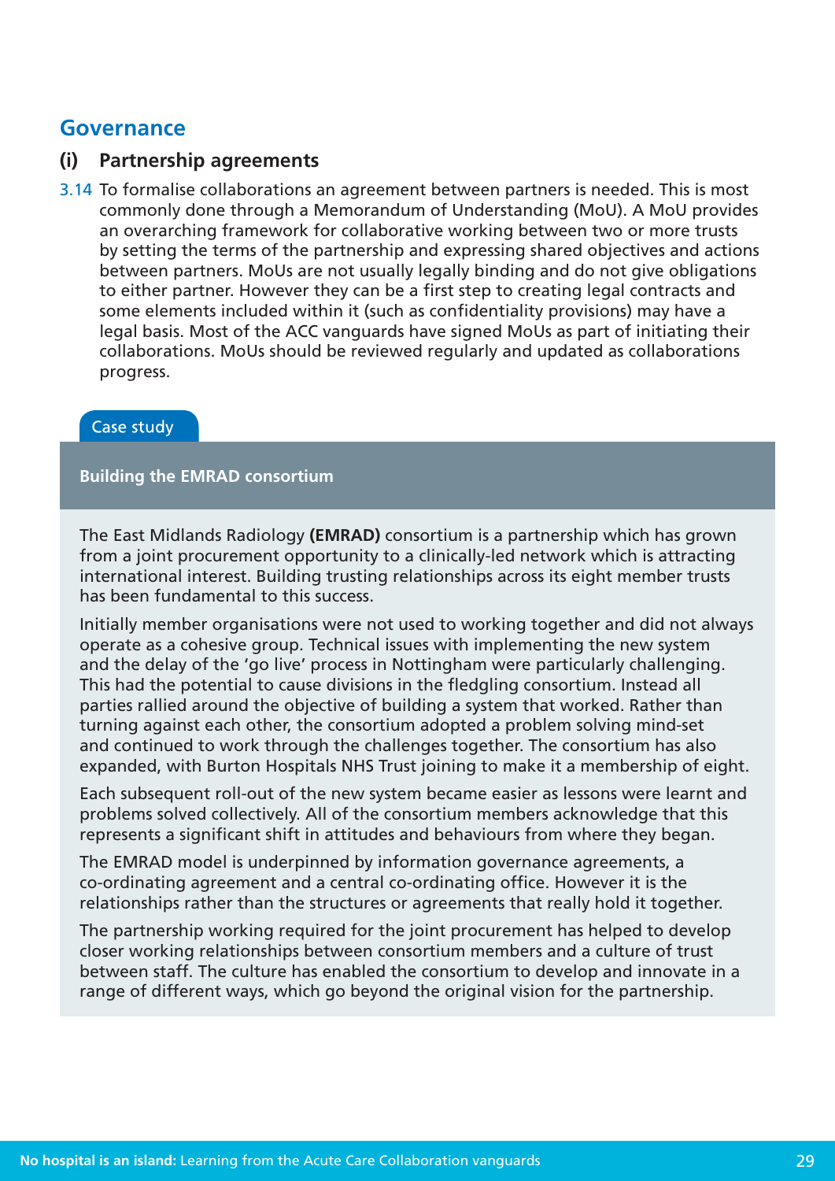## Governance

### (i) Partnership agreements

3.14 To formalise collaborations an agreement between partners is needed. This is most commonly done through a Memorandum of Understanding (MoU). A MoU provides an overarching framework for collaborative working between two or more trusts by setting the terms of the partnership and expressing shared objectives and actions between partners. MoUs are not usually legally binding and do not give obligations to either partner. However they can be a first step to creating legal contracts and some elements included within it (such as confidentiality provisions) may have a legal basis. Most of the ACC vanguards have signed MoUs as part of initiating their collaborations. MoUs should be reviewed regularly and updated as collaborations progress.

Case study

**Building the EMRAD consortium**

The East Midlands Radiology **(EMRAD)** consortium is a partnership which has grown from a joint procurement opportunity to a clinically-led network which is attracting international interest. Building trusting relationships across its eight member trusts has been fundamental to this success.

Initially member organisations were not used to working together and did not always operate as a cohesive group. Technical issues with implementing the new system and the delay of the 'go live' process in Nottingham were particularly challenging. This had the potential to cause divisions in the fledgling consortium. Instead all parties rallied around the objective of building a system that worked. Rather than turning against each other, the consortium adopted a problem solving mind-set and continued to work through the challenges together. The consortium has also expanded, with Burton Hospitals NHS Trust joining to make it a membership of eight.

Each subsequent roll-out of the new system became easier as lessons were learnt and problems solved collectively. All of the consortium members acknowledge that this represents a significant shift in attitudes and behaviours from where they began.

The EMRAD model is underpinned by information governance agreements, a co-ordinating agreement and a central co-ordinating office. However it is the relationships rather than the structures or agreements that really hold it together.

The partnership working required for the joint procurement has helped to develop closer working relationships between consortium members and a culture of trust between staff. The culture has enabled the consortium to develop and innovate in a range of different ways, which go beyond the original vision for the partnership.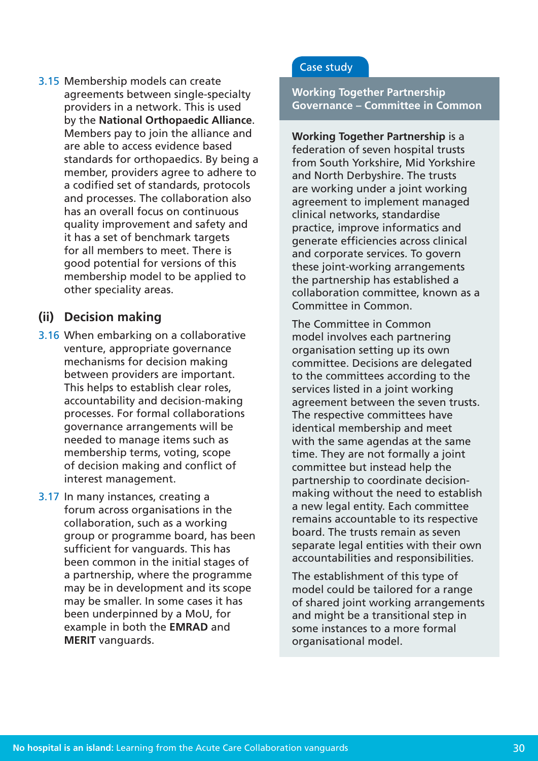3.15 Membership models can create agreements between single-specialty providers in a network. This is used by the **National Orthopaedic Alliance**. Members pay to join the alliance and are able to access evidence based standards for orthopaedics. By being a member, providers agree to adhere to a codified set of standards, protocols and processes. The collaboration also has an overall focus on continuous quality improvement and safety and it has a set of benchmark targets for all members to meet. There is good potential for versions of this membership model to be applied to other speciality areas.

### (ii) Decision making

3.16 When embarking on a collaborative venture, appropriate governance mechanisms for decision making between providers are important. This helps to establish clear roles, accountability and decision-making processes. For formal collaborations governance arrangements will be needed to manage items such as membership terms, voting, scope of decision making and conflict of interest management.

3.17 In many instances, creating a forum across organisations in the collaboration, such as a working group or programme board, has been sufficient for vanguards. This has been common in the initial stages of a partnership, where the programme may be in development and its scope may be smaller. In some cases it has been underpinned by a MoU, for example in both the **EMRAD** and **MERIT** vanguards.

> **Case study**
>
> **Working Together Partnership Governance – Committee in Common**
>
> **Working Together Partnership** is a federation of seven hospital trusts from South Yorkshire, Mid Yorkshire and North Derbyshire. The trusts are working under a joint working agreement to implement managed clinical networks, standardise practice, improve informatics and generate efficiencies across clinical and corporate services. To govern these joint-working arrangements the partnership has established a collaboration committee, known as a Committee in Common.
>
> The Committee in Common model involves each partnering organisation setting up its own committee. Decisions are delegated to the committees according to the services listed in a joint working agreement between the seven trusts. The respective committees have identical membership and meet with the same agendas at the same time. They are not formally a joint committee but instead help the partnership to coordinate decision-making without the need to establish a new legal entity. Each committee remains accountable to its respective board. The trusts remain as seven separate legal entities with their own accountabilities and responsibilities.
>
> The establishment of this type of model could be tailored for a range of shared joint working arrangements and might be a transitional step in some instances to a more formal organisational model.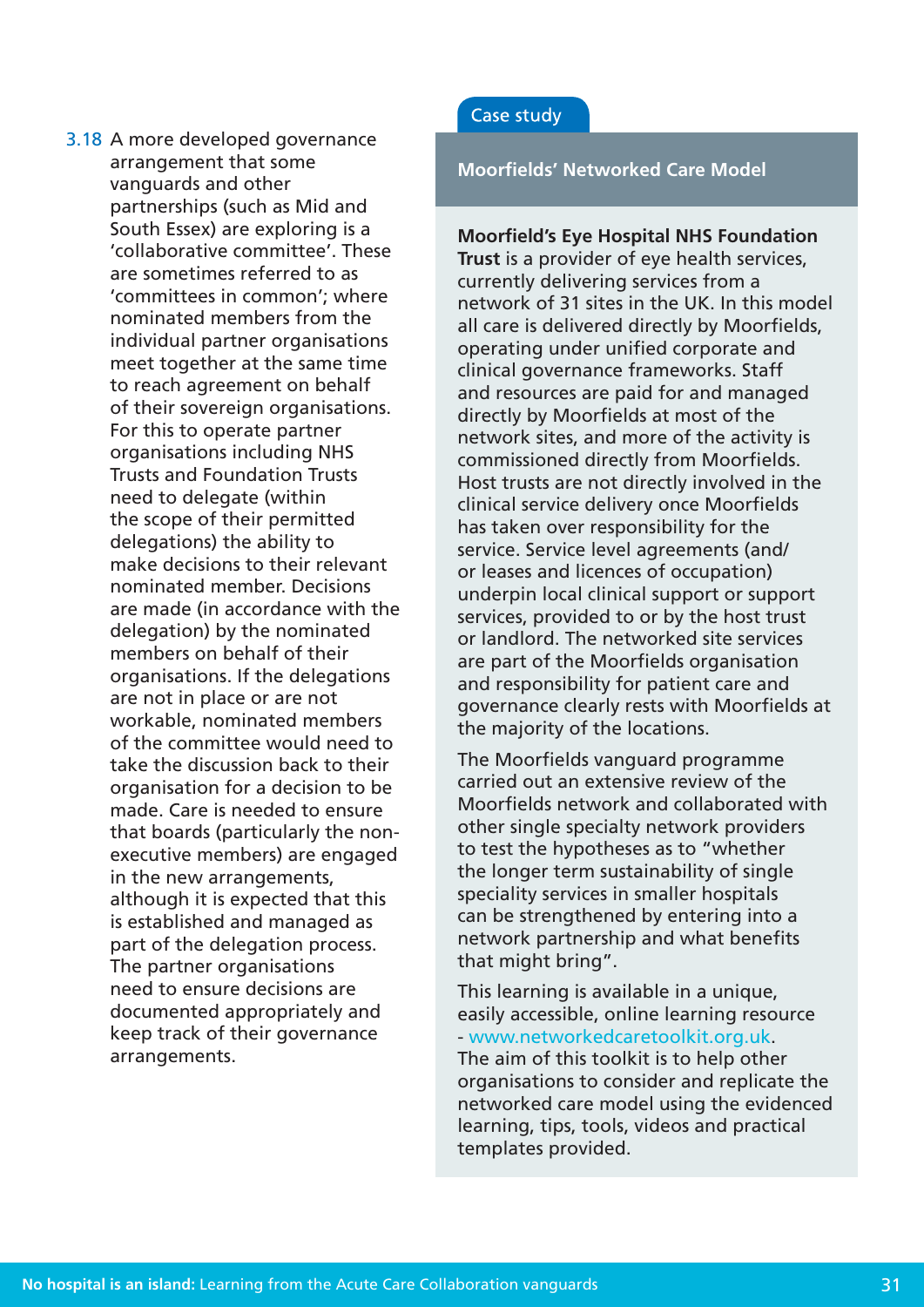3.18 A more developed governance arrangement that some vanguards and other partnerships (such as Mid and South Essex) are exploring is a 'collaborative committee'. These are sometimes referred to as 'committees in common'; where nominated members from the individual partner organisations meet together at the same time to reach agreement on behalf of their sovereign organisations. For this to operate partner organisations including NHS Trusts and Foundation Trusts need to delegate (within the scope of their permitted delegations) the ability to make decisions to their relevant nominated member. Decisions are made (in accordance with the delegation) by the nominated members on behalf of their organisations. If the delegations are not in place or are not workable, nominated members of the committee would need to take the discussion back to their organisation for a decision to be made. Care is needed to ensure that boards (particularly the non-executive members) are engaged in the new arrangements, although it is expected that this is established and managed as part of the delegation process. The partner organisations need to ensure decisions are documented appropriately and keep track of their governance arrangements.

Case study

### Moorfields' Networked Care Model

**Moorfield's Eye Hospital NHS Foundation Trust** is a provider of eye health services, currently delivering services from a network of 31 sites in the UK. In this model all care is delivered directly by Moorfields, operating under unified corporate and clinical governance frameworks. Staff and resources are paid for and managed directly by Moorfields at most of the network sites, and more of the activity is commissioned directly from Moorfields. Host trusts are not directly involved in the clinical service delivery once Moorfields has taken over responsibility for the service. Service level agreements (and/or leases and licences of occupation) underpin local clinical support or support services, provided to or by the host trust or landlord. The networked site services are part of the Moorfields organisation and responsibility for patient care and governance clearly rests with Moorfields at the majority of the locations.

The Moorfields vanguard programme carried out an extensive review of the Moorfields network and collaborated with other single specialty network providers to test the hypotheses as to "whether the longer term sustainability of single speciality services in smaller hospitals can be strengthened by entering into a network partnership and what benefits that might bring".

This learning is available in a unique, easily accessible, online learning resource - www.networkedcaretoolkit.org.uk. The aim of this toolkit is to help other organisations to consider and replicate the networked care model using the evidenced learning, tips, tools, videos and practical templates provided.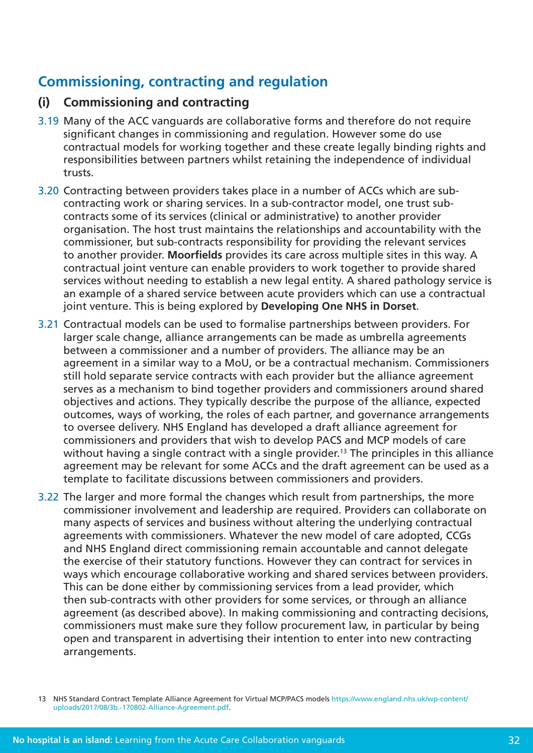## Commissioning, contracting and regulation

### (i) Commissioning and contracting

3.19 Many of the ACC vanguards are collaborative forms and therefore do not require significant changes in commissioning and regulation. However some do use contractual models for working together and these create legally binding rights and responsibilities between partners whilst retaining the independence of individual trusts.

3.20 Contracting between providers takes place in a number of ACCs which are sub-contracting work or sharing services. In a sub-contractor model, one trust sub-contracts some of its services (clinical or administrative) to another provider organisation. The host trust maintains the relationships and accountability with the commissioner, but sub-contracts responsibility for providing the relevant services to another provider. **Moorfields** provides its care across multiple sites in this way. A contractual joint venture can enable providers to work together to provide shared services without needing to establish a new legal entity. A shared pathology service is an example of a shared service between acute providers which can use a contractual joint venture. This is being explored by **Developing One NHS in Dorset**.

3.21 Contractual models can be used to formalise partnerships between providers. For larger scale change, alliance arrangements can be made as umbrella agreements between a commissioner and a number of providers. The alliance may be an agreement in a similar way to a MoU, or be a contractual mechanism. Commissioners still hold separate service contracts with each provider but the alliance agreement serves as a mechanism to bind together providers and commissioners around shared objectives and actions. They typically describe the purpose of the alliance, expected outcomes, ways of working, the roles of each partner, and governance arrangements to oversee delivery. NHS England has developed a draft alliance agreement for commissioners and providers that wish to develop PACS and MCP models of care without having a single contract with a single provider.[13] The principles in this alliance agreement may be relevant for some ACCs and the draft agreement can be used as a template to facilitate discussions between commissioners and providers.

3.22 The larger and more formal the changes which result from partnerships, the more commissioner involvement and leadership are required. Providers can collaborate on many aspects of services and business without altering the underlying contractual agreements with commissioners. Whatever the new model of care adopted, CCGs and NHS England direct commissioning remain accountable and cannot delegate the exercise of their statutory functions. However they can contract for services in ways which encourage collaborative working and shared services between providers. This can be done either by commissioning services from a lead provider, which then sub-contracts with other providers for some services, or through an alliance agreement (as described above). In making commissioning and contracting decisions, commissioners must make sure they follow procurement law, in particular by being open and transparent in advertising their intention to enter into new contracting arrangements.

13 NHS Standard Contract Template Alliance Agreement for Virtual MCP/PACS models https://www.england.nhs.uk/wp-content/uploads/2017/08/3b.-170802-Alliance-Agreement.pdf.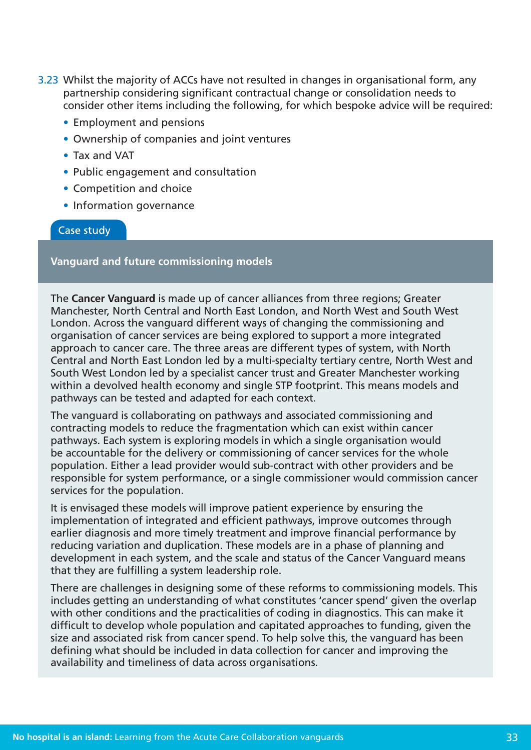3.23 Whilst the majority of ACCs have not resulted in changes in organisational form, any partnership considering significant contractual change or consolidation needs to consider other items including the following, for which bespoke advice will be required:

- Employment and pensions
- Ownership of companies and joint ventures
- Tax and VAT
- Public engagement and consultation
- Competition and choice
- Information governance

Case study

**Vanguard and future commissioning models**

The **Cancer Vanguard** is made up of cancer alliances from three regions; Greater Manchester, North Central and North East London, and North West and South West London. Across the vanguard different ways of changing the commissioning and organisation of cancer services are being explored to support a more integrated approach to cancer care. The three areas are different types of system, with North Central and North East London led by a multi-specialty tertiary centre, North West and South West London led by a specialist cancer trust and Greater Manchester working within a devolved health economy and single STP footprint. This means models and pathways can be tested and adapted for each context.

The vanguard is collaborating on pathways and associated commissioning and contracting models to reduce the fragmentation which can exist within cancer pathways. Each system is exploring models in which a single organisation would be accountable for the delivery or commissioning of cancer services for the whole population. Either a lead provider would sub-contract with other providers and be responsible for system performance, or a single commissioner would commission cancer services for the population.

It is envisaged these models will improve patient experience by ensuring the implementation of integrated and efficient pathways, improve outcomes through earlier diagnosis and more timely treatment and improve financial performance by reducing variation and duplication. These models are in a phase of planning and development in each system, and the scale and status of the Cancer Vanguard means that they are fulfilling a system leadership role.

There are challenges in designing some of these reforms to commissioning models. This includes getting an understanding of what constitutes 'cancer spend' given the overlap with other conditions and the practicalities of coding in diagnostics. This can make it difficult to develop whole population and capitated approaches to funding, given the size and associated risk from cancer spend. To help solve this, the vanguard has been defining what should be included in data collection for cancer and improving the availability and timeliness of data across organisations.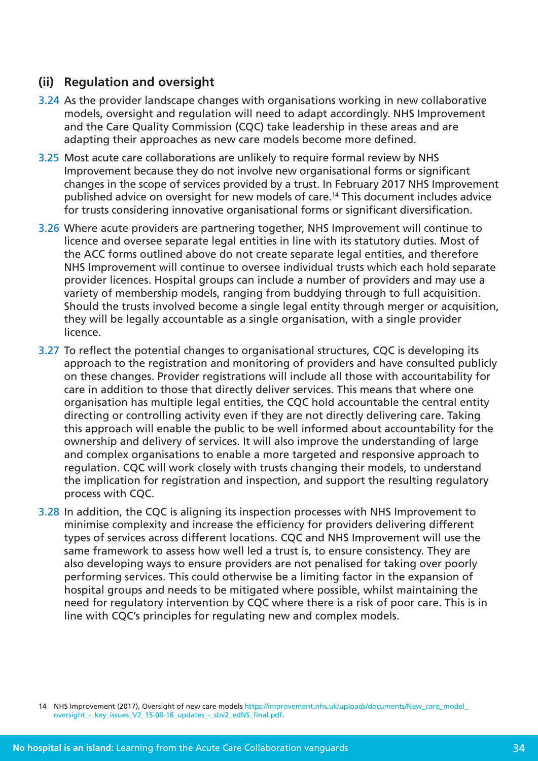### (ii) Regulation and oversight

3.24 As the provider landscape changes with organisations working in new collaborative models, oversight and regulation will need to adapt accordingly. NHS Improvement and the Care Quality Commission (CQC) take leadership in these areas and are adapting their approaches as new care models become more defined.

3.25 Most acute care collaborations are unlikely to require formal review by NHS Improvement because they do not involve new organisational forms or significant changes in the scope of services provided by a trust. In February 2017 NHS Improvement published advice on oversight for new models of care.[14] This document includes advice for trusts considering innovative organisational forms or significant diversification.

3.26 Where acute providers are partnering together, NHS Improvement will continue to licence and oversee separate legal entities in line with its statutory duties. Most of the ACC forms outlined above do not create separate legal entities, and therefore NHS Improvement will continue to oversee individual trusts which each hold separate provider licences. Hospital groups can include a number of providers and may use a variety of membership models, ranging from buddying through to full acquisition. Should the trusts involved become a single legal entity through merger or acquisition, they will be legally accountable as a single organisation, with a single provider licence.

3.27 To reflect the potential changes to organisational structures, CQC is developing its approach to the registration and monitoring of providers and have consulted publicly on these changes. Provider registrations will include all those with accountability for care in addition to those that directly deliver services. This means that where one organisation has multiple legal entities, the CQC hold accountable the central entity directing or controlling activity even if they are not directly delivering care. Taking this approach will enable the public to be well informed about accountability for the ownership and delivery of services. It will also improve the understanding of large and complex organisations to enable a more targeted and responsive approach to regulation. CQC will work closely with trusts changing their models, to understand the implication for registration and inspection, and support the resulting regulatory process with CQC.

3.28 In addition, the CQC is aligning its inspection processes with NHS Improvement to minimise complexity and increase the efficiency for providers delivering different types of services across different locations. CQC and NHS Improvement will use the same framework to assess how well led a trust is, to ensure consistency. They are also developing ways to ensure providers are not penalised for taking over poorly performing services. This could otherwise be a limiting factor in the expansion of hospital groups and needs to be mitigated where possible, whilst maintaining the need for regulatory intervention by CQC where there is a risk of poor care. This is in line with CQC's principles for regulating new and complex models.

14 NHS Improvement (2017), Oversight of new care models https://improvement.nhs.uk/uploads/documents/New_care_model_oversight_-_key_issues_V2_15-08-16_updates_-_sbv2_edNS_final.pdf.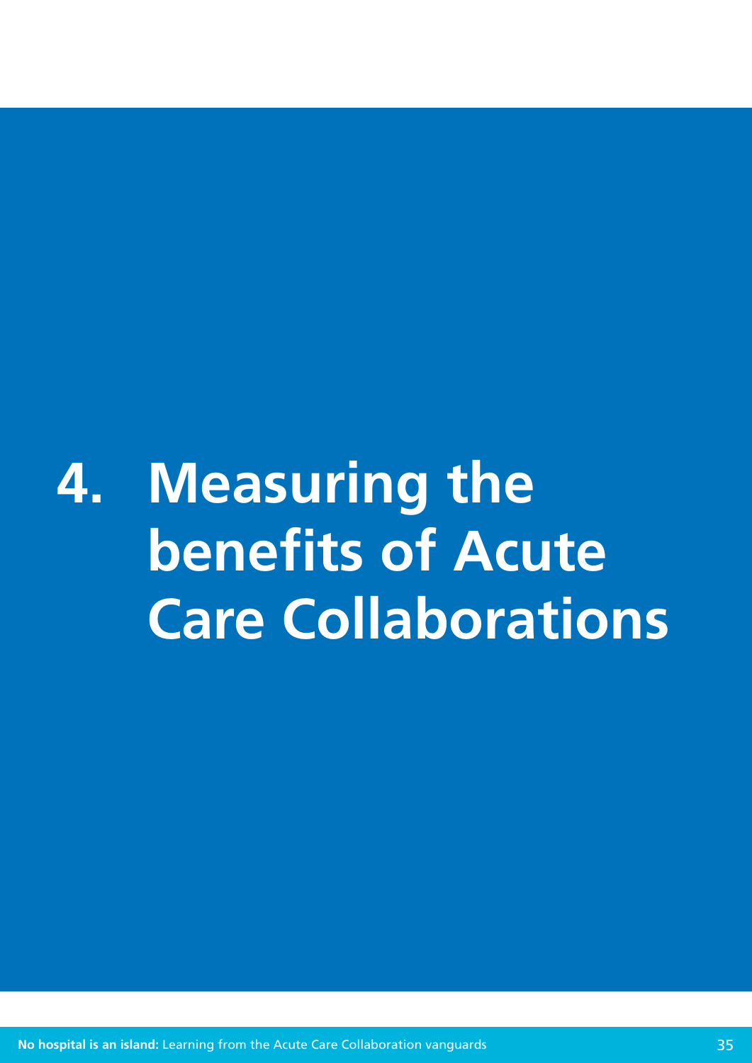# 4. Measuring the benefits of Acute Care Collaborations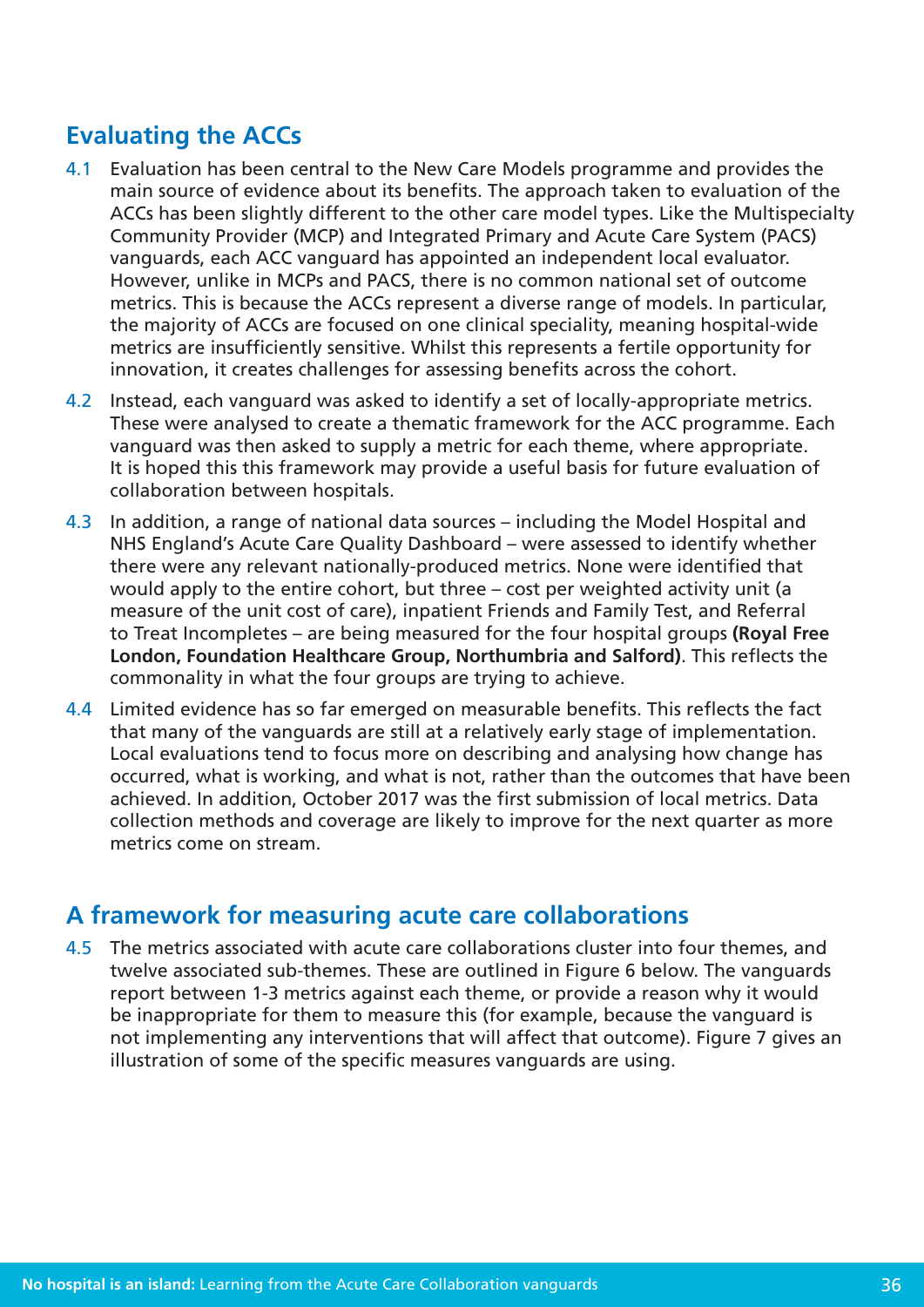## Evaluating the ACCs

4.1 Evaluation has been central to the New Care Models programme and provides the main source of evidence about its benefits. The approach taken to evaluation of the ACCs has been slightly different to the other care model types. Like the Multispecialty Community Provider (MCP) and Integrated Primary and Acute Care System (PACS) vanguards, each ACC vanguard has appointed an independent local evaluator. However, unlike in MCPs and PACS, there is no common national set of outcome metrics. This is because the ACCs represent a diverse range of models. In particular, the majority of ACCs are focused on one clinical speciality, meaning hospital-wide metrics are insufficiently sensitive. Whilst this represents a fertile opportunity for innovation, it creates challenges for assessing benefits across the cohort.

4.2 Instead, each vanguard was asked to identify a set of locally-appropriate metrics. These were analysed to create a thematic framework for the ACC programme. Each vanguard was then asked to supply a metric for each theme, where appropriate. It is hoped this this framework may provide a useful basis for future evaluation of collaboration between hospitals.

4.3 In addition, a range of national data sources – including the Model Hospital and NHS England's Acute Care Quality Dashboard – were assessed to identify whether there were any relevant nationally-produced metrics. None were identified that would apply to the entire cohort, but three – cost per weighted activity unit (a measure of the unit cost of care), inpatient Friends and Family Test, and Referral to Treat Incompletes – are being measured for the four hospital groups **(Royal Free London, Foundation Healthcare Group, Northumbria and Salford)**. This reflects the commonality in what the four groups are trying to achieve.

4.4 Limited evidence has so far emerged on measurable benefits. This reflects the fact that many of the vanguards are still at a relatively early stage of implementation. Local evaluations tend to focus more on describing and analysing how change has occurred, what is working, and what is not, rather than the outcomes that have been achieved. In addition, October 2017 was the first submission of local metrics. Data collection methods and coverage are likely to improve for the next quarter as more metrics come on stream.

## A framework for measuring acute care collaborations

4.5 The metrics associated with acute care collaborations cluster into four themes, and twelve associated sub-themes. These are outlined in Figure 6 below. The vanguards report between 1-3 metrics against each theme, or provide a reason why it would be inappropriate for them to measure this (for example, because the vanguard is not implementing any interventions that will affect that outcome). Figure 7 gives an illustration of some of the specific measures vanguards are using.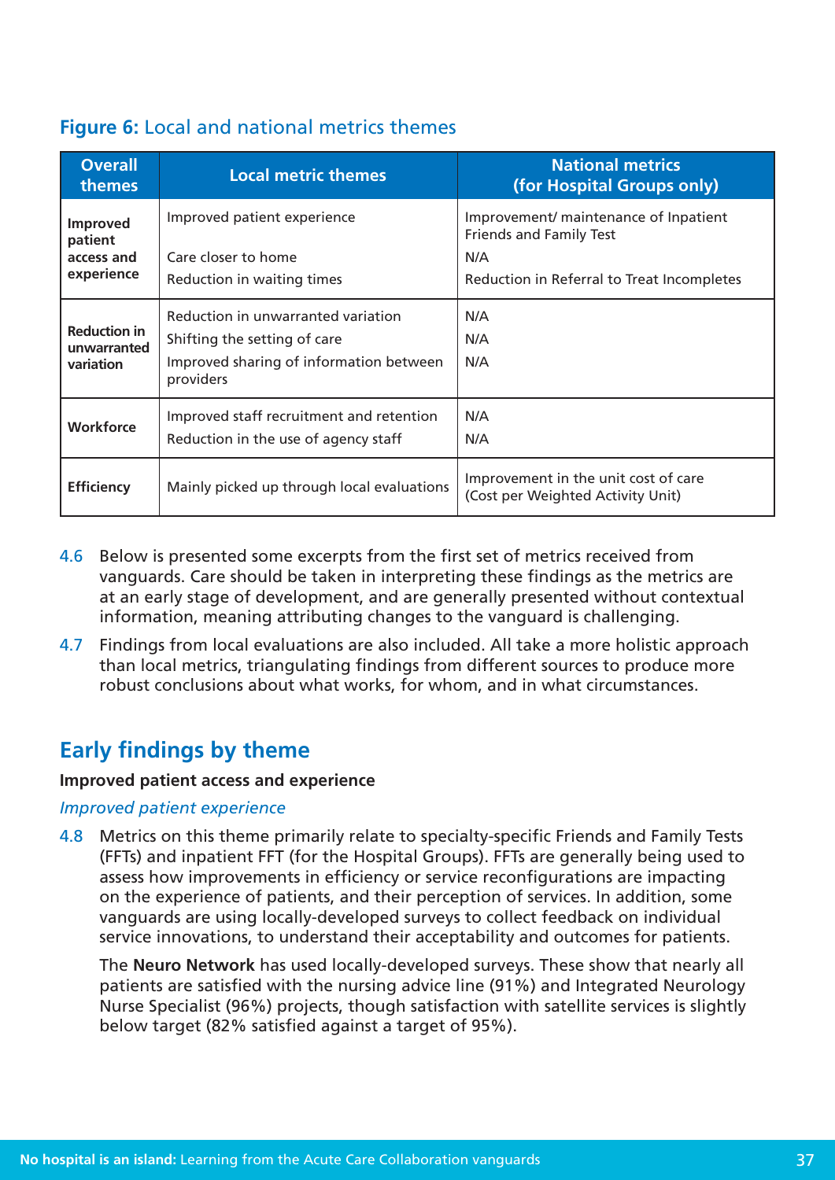**Figure 6:** Local and national metrics themes

| Overall themes | Local metric themes | National metrics (for Hospital Groups only) |
| --- | --- | --- |
| Improved patient access and experience | Improved patient experience | Improvement/ maintenance of Inpatient Friends and Family Test |
| | Care closer to home | N/A |
| | Reduction in waiting times | Reduction in Referral to Treat Incompletes |
| Reduction in unwarranted variation | Reduction in unwarranted variation | N/A |
| | Shifting the setting of care | N/A |
| | Improved sharing of information between providers | N/A |
| Workforce | Improved staff recruitment and retention | N/A |
| | Reduction in the use of agency staff | N/A |
| Efficiency | Mainly picked up through local evaluations | Improvement in the unit cost of care (Cost per Weighted Activity Unit) |

4.6 Below is presented some excerpts from the first set of metrics received from vanguards. Care should be taken in interpreting these findings as the metrics are at an early stage of development, and are generally presented without contextual information, meaning attributing changes to the vanguard is challenging.

4.7 Findings from local evaluations are also included. All take a more holistic approach than local metrics, triangulating findings from different sources to produce more robust conclusions about what works, for whom, and in what circumstances.

## Early findings by theme

**Improved patient access and experience**

*Improved patient experience*

4.8 Metrics on this theme primarily relate to specialty-specific Friends and Family Tests (FFTs) and inpatient FFT (for the Hospital Groups). FFTs are generally being used to assess how improvements in efficiency or service reconfigurations are impacting on the experience of patients, and their perception of services. In addition, some vanguards are using locally-developed surveys to collect feedback on individual service innovations, to understand their acceptability and outcomes for patients.

The **Neuro Network** has used locally-developed surveys. These show that nearly all patients are satisfied with the nursing advice line (91%) and Integrated Neurology Nurse Specialist (96%) projects, though satisfaction with satellite services is slightly below target (82% satisfied against a target of 95%).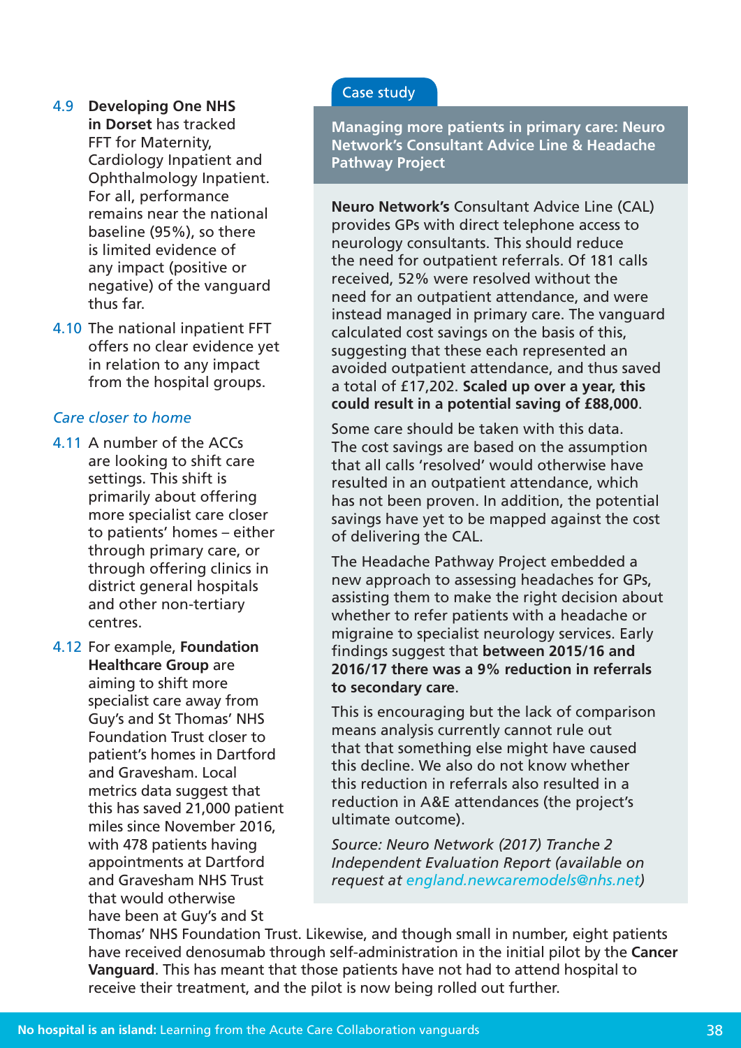4.9 **Developing One NHS in Dorset** has tracked FFT for Maternity, Cardiology Inpatient and Ophthalmology Inpatient. For all, performance remains near the national baseline (95%), so there is limited evidence of any impact (positive or negative) of the vanguard thus far.

4.10 The national inpatient FFT offers no clear evidence yet in relation to any impact from the hospital groups.

*Care closer to home*

4.11 A number of the ACCs are looking to shift care settings. This shift is primarily about offering more specialist care closer to patients' homes – either through primary care, or through offering clinics in district general hospitals and other non-tertiary centres.

4.12 For example, **Foundation Healthcare Group** are aiming to shift more specialist care away from Guy's and St Thomas' NHS Foundation Trust closer to patient's homes in Dartford and Gravesham. Local metrics data suggest that this has saved 21,000 patient miles since November 2016, with 478 patients having appointments at Dartford and Gravesham NHS Trust that would otherwise have been at Guy's and St Thomas' NHS Foundation Trust. Likewise, and though small in number, eight patients have received denosumab through self-administration in the initial pilot by the **Cancer Vanguard**. This has meant that those patients have not had to attend hospital to receive their treatment, and the pilot is now being rolled out further.

> Case study
>
> **Managing more patients in primary care: Neuro Network's Consultant Advice Line & Headache Pathway Project**
>
> **Neuro Network's** Consultant Advice Line (CAL) provides GPs with direct telephone access to neurology consultants. This should reduce the need for outpatient referrals. Of 181 calls received, 52% were resolved without the need for an outpatient attendance, and were instead managed in primary care. The vanguard calculated cost savings on the basis of this, suggesting that these each represented an avoided outpatient attendance, and thus saved a total of £17,202. **Scaled up over a year, this could result in a potential saving of £88,000**.
>
> Some care should be taken with this data. The cost savings are based on the assumption that all calls 'resolved' would otherwise have resulted in an outpatient attendance, which has not been proven. In addition, the potential savings have yet to be mapped against the cost of delivering the CAL.
>
> The Headache Pathway Project embedded a new approach to assessing headaches for GPs, assisting them to make the right decision about whether to refer patients with a headache or migraine to specialist neurology services. Early findings suggest that **between 2015/16 and 2016/17 there was a 9% reduction in referrals to secondary care**.
>
> This is encouraging but the lack of comparison means analysis currently cannot rule out that that something else might have caused this decline. We also do not know whether this reduction in referrals also resulted in a reduction in A&E attendances (the project's ultimate outcome).
>
> *Source: Neuro Network (2017) Tranche 2 Independent Evaluation Report (available on request at england.newcaremodels@nhs.net)*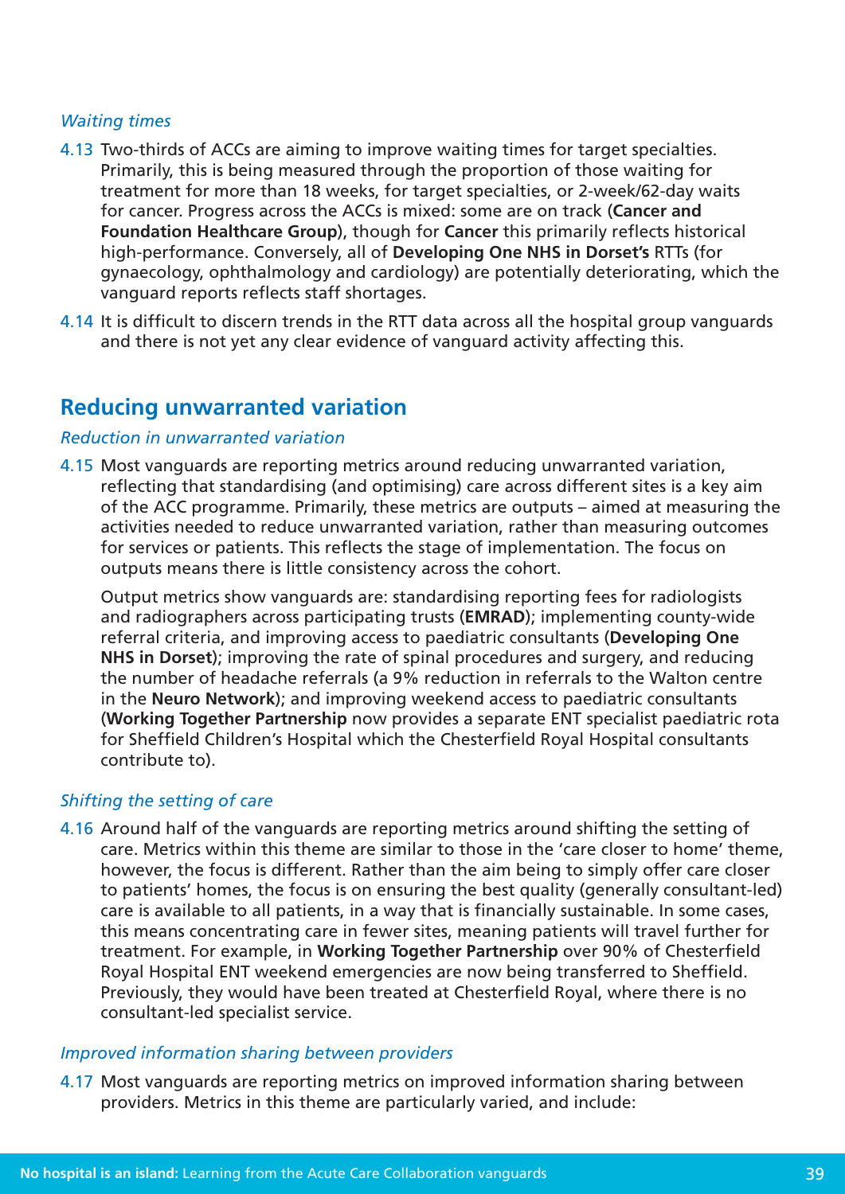*Waiting times*

4.13 Two-thirds of ACCs are aiming to improve waiting times for target specialties. Primarily, this is being measured through the proportion of those waiting for treatment for more than 18 weeks, for target specialties, or 2-week/62-day waits for cancer. Progress across the ACCs is mixed: some are on track (**Cancer and Foundation Healthcare Group**), though for **Cancer** this primarily reflects historical high-performance. Conversely, all of **Developing One NHS in Dorset's** RTTs (for gynaecology, ophthalmology and cardiology) are potentially deteriorating, which the vanguard reports reflects staff shortages.

4.14 It is difficult to discern trends in the RTT data across all the hospital group vanguards and there is not yet any clear evidence of vanguard activity affecting this.

## Reducing unwarranted variation

*Reduction in unwarranted variation*

4.15 Most vanguards are reporting metrics around reducing unwarranted variation, reflecting that standardising (and optimising) care across different sites is a key aim of the ACC programme. Primarily, these metrics are outputs – aimed at measuring the activities needed to reduce unwarranted variation, rather than measuring outcomes for services or patients. This reflects the stage of implementation. The focus on outputs means there is little consistency across the cohort.

Output metrics show vanguards are: standardising reporting fees for radiologists and radiographers across participating trusts (**EMRAD**); implementing county-wide referral criteria, and improving access to paediatric consultants (**Developing One NHS in Dorset**); improving the rate of spinal procedures and surgery, and reducing the number of headache referrals (a 9% reduction in referrals to the Walton centre in the **Neuro Network**); and improving weekend access to paediatric consultants (**Working Together Partnership** now provides a separate ENT specialist paediatric rota for Sheffield Children's Hospital which the Chesterfield Royal Hospital consultants contribute to).

*Shifting the setting of care*

4.16 Around half of the vanguards are reporting metrics around shifting the setting of care. Metrics within this theme are similar to those in the 'care closer to home' theme, however, the focus is different. Rather than the aim being to simply offer care closer to patients' homes, the focus is on ensuring the best quality (generally consultant-led) care is available to all patients, in a way that is financially sustainable. In some cases, this means concentrating care in fewer sites, meaning patients will travel further for treatment. For example, in **Working Together Partnership** over 90% of Chesterfield Royal Hospital ENT weekend emergencies are now being transferred to Sheffield. Previously, they would have been treated at Chesterfield Royal, where there is no consultant-led specialist service.

*Improved information sharing between providers*

4.17 Most vanguards are reporting metrics on improved information sharing between providers. Metrics in this theme are particularly varied, and include: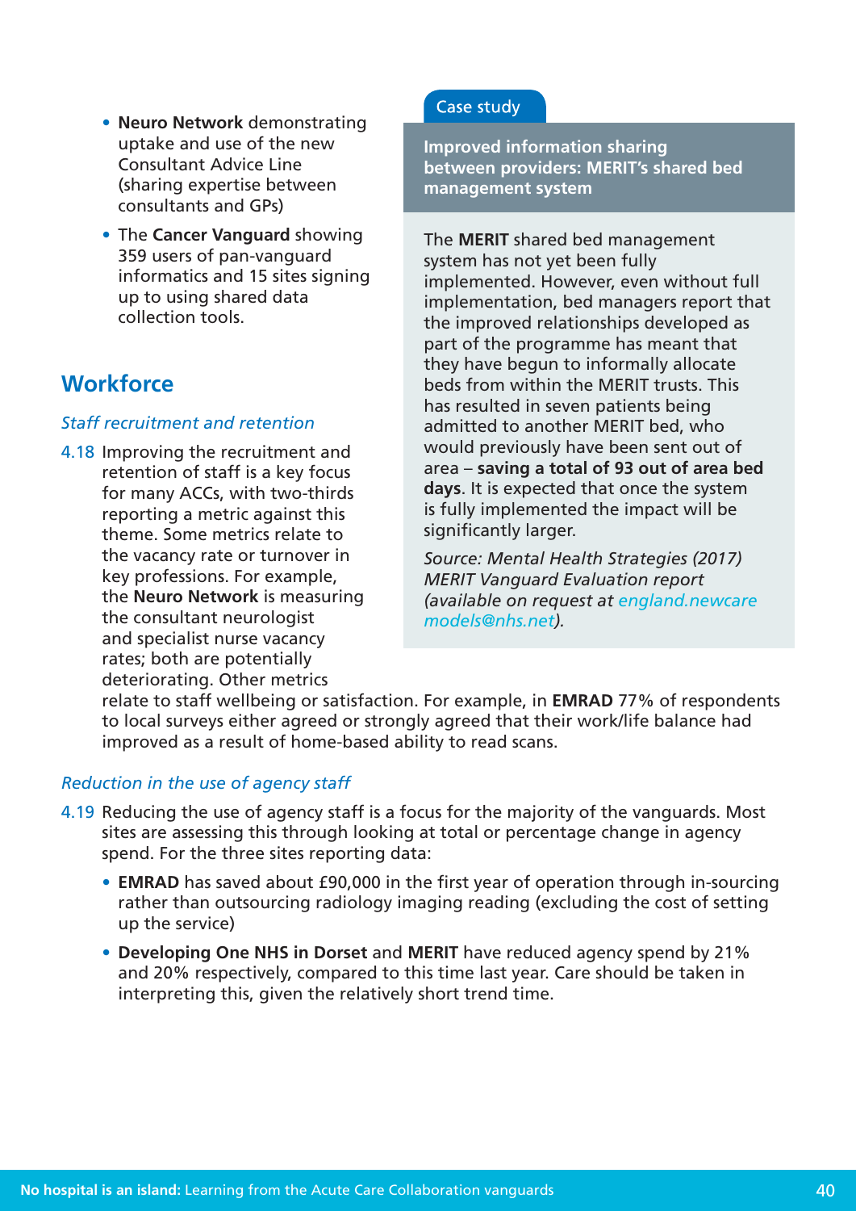- **Neuro Network** demonstrating uptake and use of the new Consultant Advice Line (sharing expertise between consultants and GPs)
- The **Cancer Vanguard** showing 359 users of pan-vanguard informatics and 15 sites signing up to using shared data collection tools.

## Workforce

*Staff recruitment and retention*

4.18 Improving the recruitment and retention of staff is a key focus for many ACCs, with two-thirds reporting a metric against this theme. Some metrics relate to the vacancy rate or turnover in key professions. For example, the **Neuro Network** is measuring the consultant neurologist and specialist nurse vacancy rates; both are potentially deteriorating. Other metrics relate to staff wellbeing or satisfaction. For example, in **EMRAD** 77% of respondents to local surveys either agreed or strongly agreed that their work/life balance had improved as a result of home-based ability to read scans.

> Case study
>
> **Improved information sharing between providers: MERIT's shared bed management system**
>
> The **MERIT** shared bed management system has not yet been fully implemented. However, even without full implementation, bed managers report that the improved relationships developed as part of the programme has meant that they have begun to informally allocate beds from within the MERIT trusts. This has resulted in seven patients being admitted to another MERIT bed, who would previously have been sent out of area – **saving a total of 93 out of area bed days**. It is expected that once the system is fully implemented the impact will be significantly larger.
>
> *Source: Mental Health Strategies (2017) MERIT Vanguard Evaluation report (available on request at england.newcaremodels@nhs.net).*

*Reduction in the use of agency staff*

4.19 Reducing the use of agency staff is a focus for the majority of the vanguards. Most sites are assessing this through looking at total or percentage change in agency spend. For the three sites reporting data:

- **EMRAD** has saved about £90,000 in the first year of operation through in-sourcing rather than outsourcing radiology imaging reading (excluding the cost of setting up the service)
- **Developing One NHS in Dorset** and **MERIT** have reduced agency spend by 21% and 20% respectively, compared to this time last year. Care should be taken in interpreting this, given the relatively short trend time.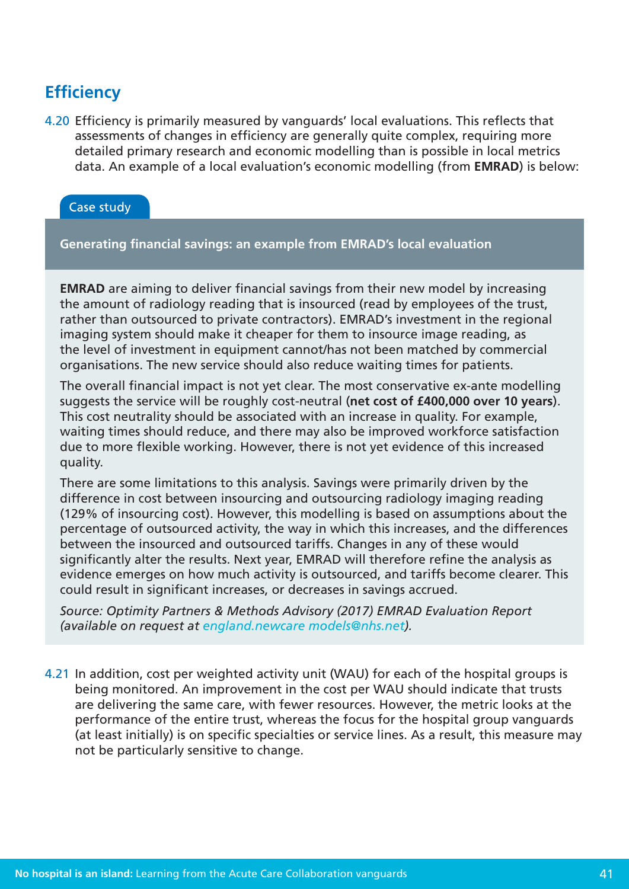## Efficiency

4.20 Efficiency is primarily measured by vanguards' local evaluations. This reflects that assessments of changes in efficiency are generally quite complex, requiring more detailed primary research and economic modelling than is possible in local metrics data. An example of a local evaluation's economic modelling (from **EMRAD**) is below:

> Case study
>
> **Generating financial savings: an example from EMRAD's local evaluation**
>
> **EMRAD** are aiming to deliver financial savings from their new model by increasing the amount of radiology reading that is insourced (read by employees of the trust, rather than outsourced to private contractors). EMRAD's investment in the regional imaging system should make it cheaper for them to insource image reading, as the level of investment in equipment cannot/has not been matched by commercial organisations. The new service should also reduce waiting times for patients.
>
> The overall financial impact is not yet clear. The most conservative ex-ante modelling suggests the service will be roughly cost-neutral (**net cost of £400,000 over 10 years**). This cost neutrality should be associated with an increase in quality. For example, waiting times should reduce, and there may also be improved workforce satisfaction due to more flexible working. However, there is not yet evidence of this increased quality.
>
> There are some limitations to this analysis. Savings were primarily driven by the difference in cost between insourcing and outsourcing radiology imaging reading (129% of insourcing cost). However, this modelling is based on assumptions about the percentage of outsourced activity, the way in which this increases, and the differences between the insourced and outsourced tariffs. Changes in any of these would significantly alter the results. Next year, EMRAD will therefore refine the analysis as evidence emerges on how much activity is outsourced, and tariffs become clearer. This could result in significant increases, or decreases in savings accrued.
>
> *Source: Optimity Partners & Methods Advisory (2017) EMRAD Evaluation Report (available on request at england.newcare models@nhs.net).*

4.21 In addition, cost per weighted activity unit (WAU) for each of the hospital groups is being monitored. An improvement in the cost per WAU should indicate that trusts are delivering the same care, with fewer resources. However, the metric looks at the performance of the entire trust, whereas the focus for the hospital group vanguards (at least initially) is on specific specialties or service lines. As a result, this measure may not be particularly sensitive to change.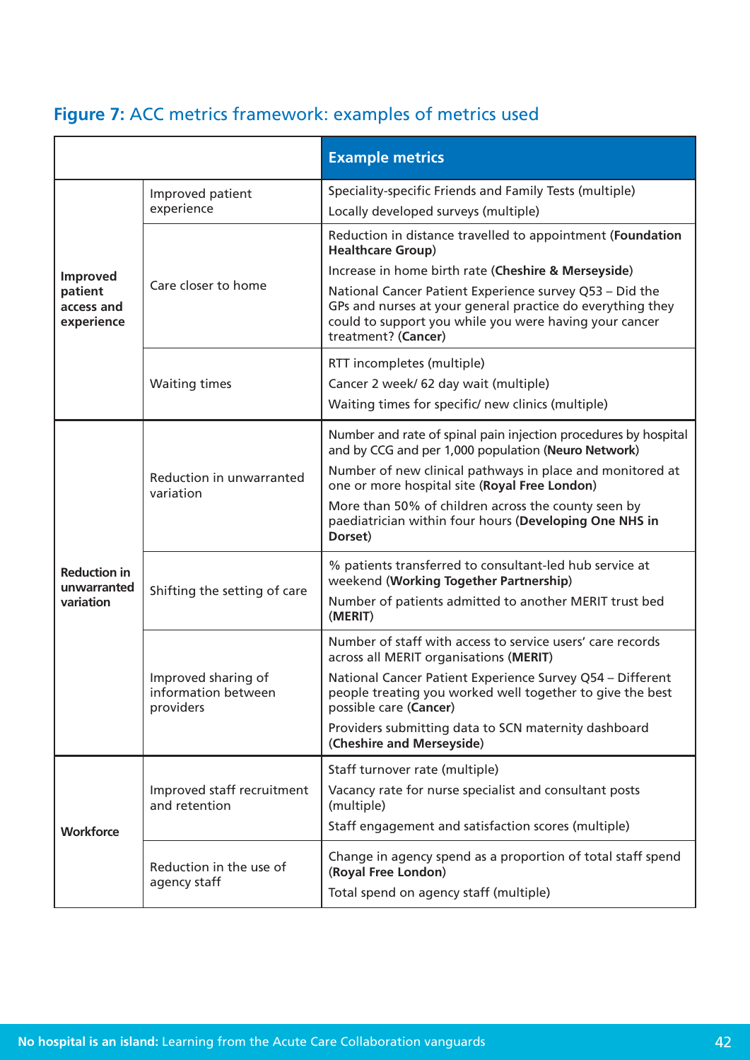**Figure 7:** ACC metrics framework: examples of metrics used

| | | Example metrics |
|---|---|---|
| Improved patient access and experience | Improved patient experience | Speciality-specific Friends and Family Tests (multiple)<br>Locally developed surveys (multiple) |
| | Care closer to home | Reduction in distance travelled to appointment (**Foundation Healthcare Group**)<br>Increase in home birth rate (**Cheshire & Merseyside**)<br>National Cancer Patient Experience survey Q53 – Did the GPs and nurses at your general practice do everything they could to support you while you were having your cancer treatment? (**Cancer**) |
| | Waiting times | RTT incompletes (multiple)<br>Cancer 2 week/ 62 day wait (multiple)<br>Waiting times for specific/ new clinics (multiple) |
| Reduction in unwarranted variation | Reduction in unwarranted variation | Number and rate of spinal pain injection procedures by hospital and by CCG and per 1,000 population (**Neuro Network**)<br>Number of new clinical pathways in place and monitored at one or more hospital site (**Royal Free London**)<br>More than 50% of children across the county seen by paediatrician within four hours (**Developing One NHS in Dorset**) |
| | Shifting the setting of care | % patients transferred to consultant-led hub service at weekend (**Working Together Partnership**)<br>Number of patients admitted to another MERIT trust bed (**MERIT**) |
| | Improved sharing of information between providers | Number of staff with access to service users' care records across all MERIT organisations (**MERIT**)<br>National Cancer Patient Experience Survey Q54 – Different people treating you worked well together to give the best possible care (**Cancer**)<br>Providers submitting data to SCN maternity dashboard (**Cheshire and Merseyside**) |
| Workforce | Improved staff recruitment and retention | Staff turnover rate (multiple)<br>Vacancy rate for nurse specialist and consultant posts (multiple)<br>Staff engagement and satisfaction scores (multiple) |
| | Reduction in the use of agency staff | Change in agency spend as a proportion of total staff spend (**Royal Free London**)<br>Total spend on agency staff (multiple) |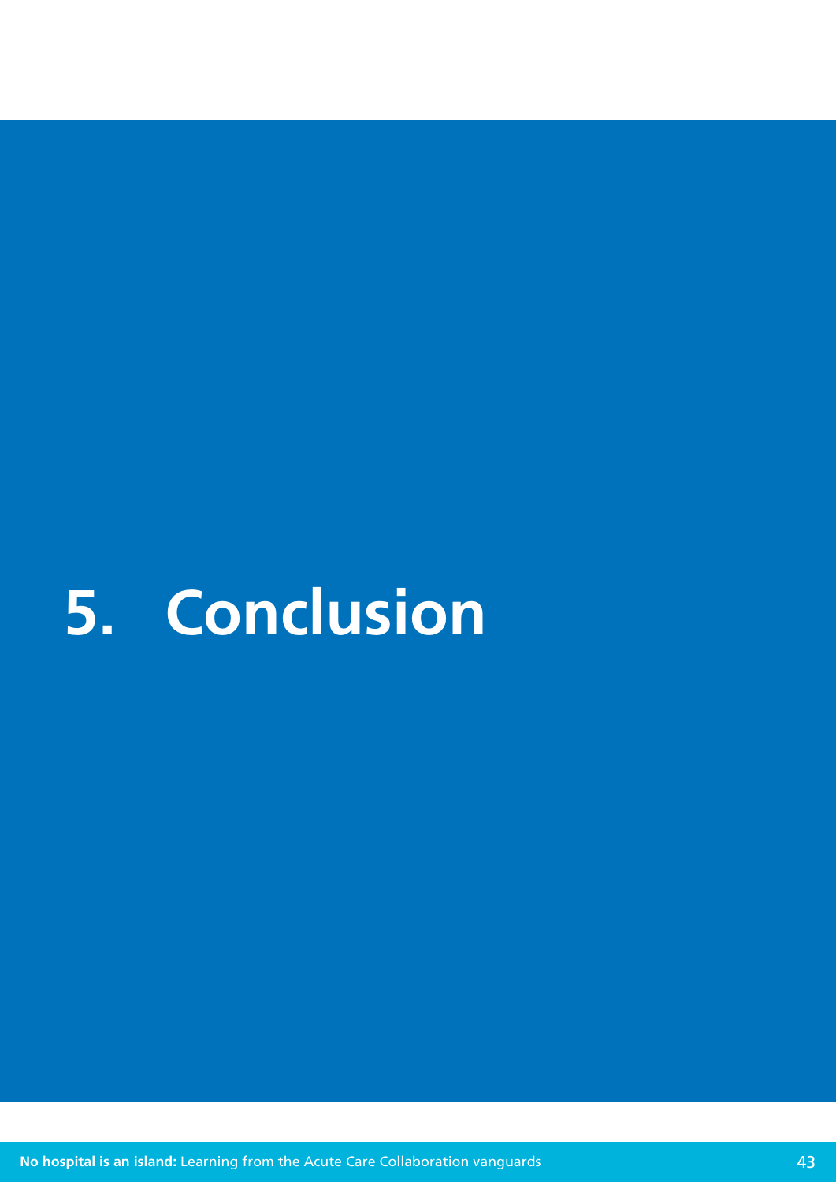# 5. Conclusion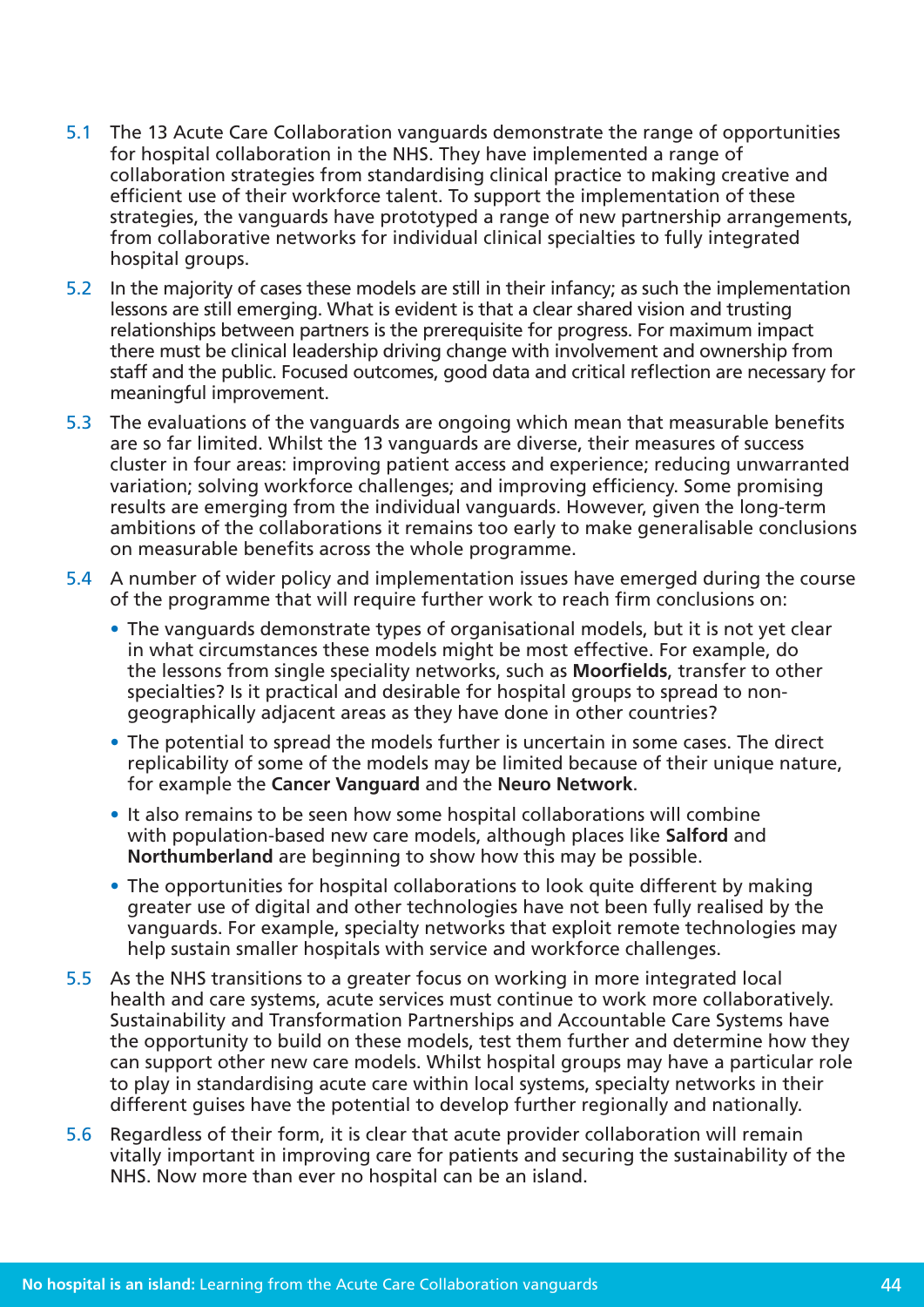5.1 The 13 Acute Care Collaboration vanguards demonstrate the range of opportunities for hospital collaboration in the NHS. They have implemented a range of collaboration strategies from standardising clinical practice to making creative and efficient use of their workforce talent. To support the implementation of these strategies, the vanguards have prototyped a range of new partnership arrangements, from collaborative networks for individual clinical specialties to fully integrated hospital groups.

5.2 In the majority of cases these models are still in their infancy; as such the implementation lessons are still emerging. What is evident is that a clear shared vision and trusting relationships between partners is the prerequisite for progress. For maximum impact there must be clinical leadership driving change with involvement and ownership from staff and the public. Focused outcomes, good data and critical reflection are necessary for meaningful improvement.

5.3 The evaluations of the vanguards are ongoing which mean that measurable benefits are so far limited. Whilst the 13 vanguards are diverse, their measures of success cluster in four areas: improving patient access and experience; reducing unwarranted variation; solving workforce challenges; and improving efficiency. Some promising results are emerging from the individual vanguards. However, given the long-term ambitions of the collaborations it remains too early to make generalisable conclusions on measurable benefits across the whole programme.

5.4 A number of wider policy and implementation issues have emerged during the course of the programme that will require further work to reach firm conclusions on:

- The vanguards demonstrate types of organisational models, but it is not yet clear in what circumstances these models might be most effective. For example, do the lessons from single speciality networks, such as **Moorfields**, transfer to other specialties? Is it practical and desirable for hospital groups to spread to non-geographically adjacent areas as they have done in other countries?
- The potential to spread the models further is uncertain in some cases. The direct replicability of some of the models may be limited because of their unique nature, for example the **Cancer Vanguard** and the **Neuro Network**.
- It also remains to be seen how some hospital collaborations will combine with population-based new care models, although places like **Salford** and **Northumberland** are beginning to show how this may be possible.
- The opportunities for hospital collaborations to look quite different by making greater use of digital and other technologies have not been fully realised by the vanguards. For example, specialty networks that exploit remote technologies may help sustain smaller hospitals with service and workforce challenges.

5.5 As the NHS transitions to a greater focus on working in more integrated local health and care systems, acute services must continue to work more collaboratively. Sustainability and Transformation Partnerships and Accountable Care Systems have the opportunity to build on these models, test them further and determine how they can support other new care models. Whilst hospital groups may have a particular role to play in standardising acute care within local systems, specialty networks in their different guises have the potential to develop further regionally and nationally.

5.6 Regardless of their form, it is clear that acute provider collaboration will remain vitally important in improving care for patients and securing the sustainability of the NHS. Now more than ever no hospital can be an island.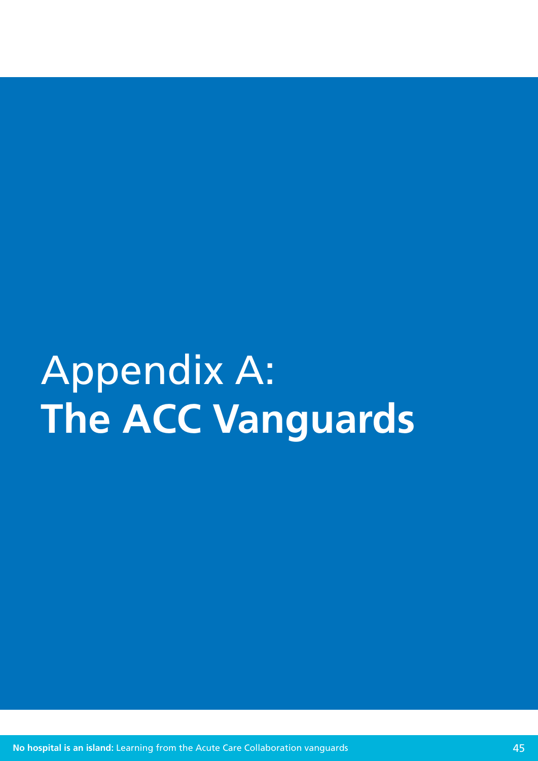# Appendix A: The ACC Vanguards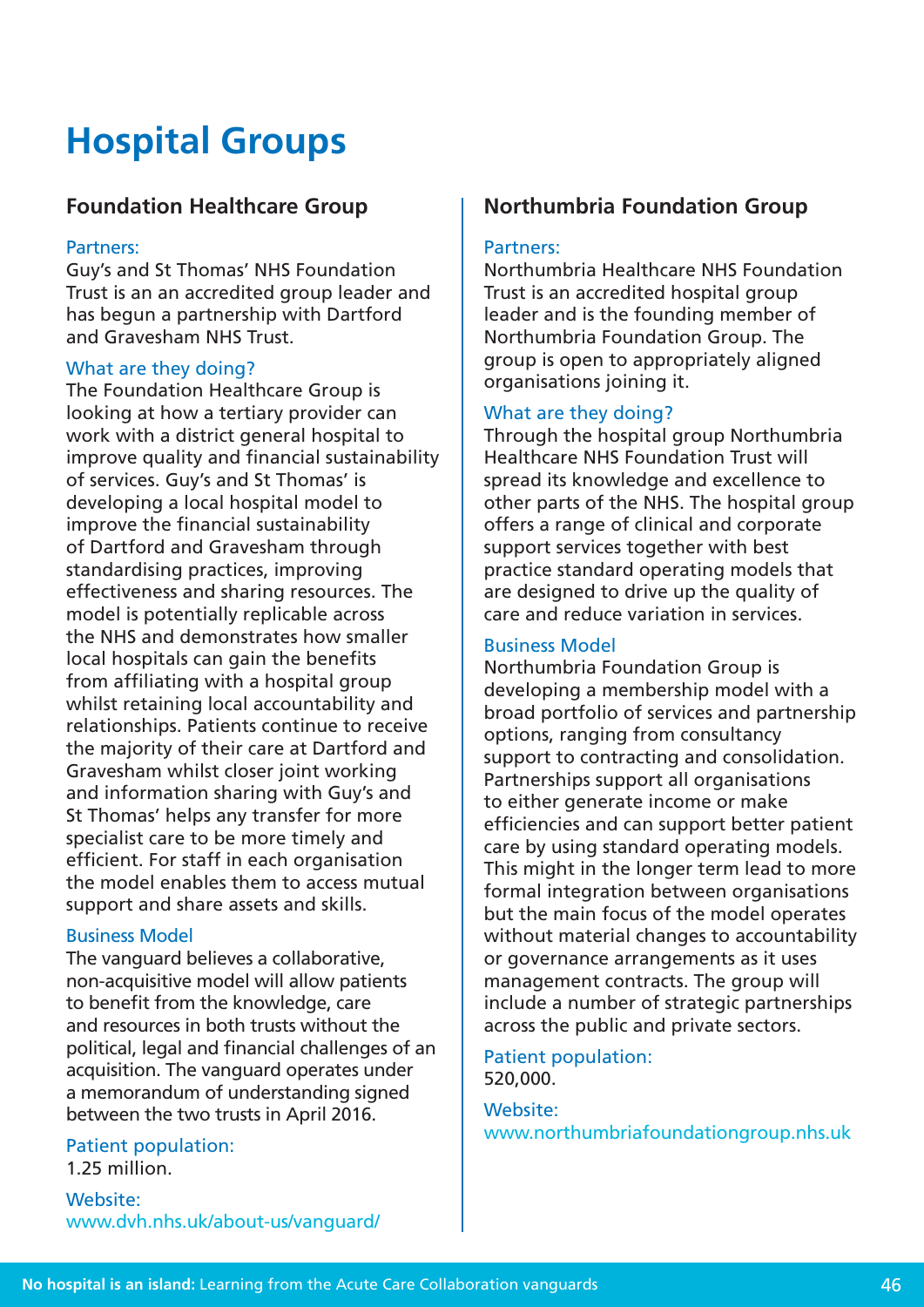# Hospital Groups

## Foundation Healthcare Group

### Partners:

Guy's and St Thomas' NHS Foundation Trust is an an accredited group leader and has begun a partnership with Dartford and Gravesham NHS Trust.

### What are they doing?

The Foundation Healthcare Group is looking at how a tertiary provider can work with a district general hospital to improve quality and financial sustainability of services. Guy's and St Thomas' is developing a local hospital model to improve the financial sustainability of Dartford and Gravesham through standardising practices, improving effectiveness and sharing resources. The model is potentially replicable across the NHS and demonstrates how smaller local hospitals can gain the benefits from affiliating with a hospital group whilst retaining local accountability and relationships. Patients continue to receive the majority of their care at Dartford and Gravesham whilst closer joint working and information sharing with Guy's and St Thomas' helps any transfer for more specialist care to be more timely and efficient. For staff in each organisation the model enables them to access mutual support and share assets and skills.

### Business Model

The vanguard believes a collaborative, non-acquisitive model will allow patients to benefit from the knowledge, care and resources in both trusts without the political, legal and financial challenges of an acquisition. The vanguard operates under a memorandum of understanding signed between the two trusts in April 2016.

### Patient population:

1.25 million.

### Website:

www.dvh.nhs.uk/about-us/vanguard/

## Northumbria Foundation Group

### Partners:

Northumbria Healthcare NHS Foundation Trust is an accredited hospital group leader and is the founding member of Northumbria Foundation Group. The group is open to appropriately aligned organisations joining it.

### What are they doing?

Through the hospital group Northumbria Healthcare NHS Foundation Trust will spread its knowledge and excellence to other parts of the NHS. The hospital group offers a range of clinical and corporate support services together with best practice standard operating models that are designed to drive up the quality of care and reduce variation in services.

### Business Model

Northumbria Foundation Group is developing a membership model with a broad portfolio of services and partnership options, ranging from consultancy support to contracting and consolidation. Partnerships support all organisations to either generate income or make efficiencies and can support better patient care by using standard operating models. This might in the longer term lead to more formal integration between organisations but the main focus of the model operates without material changes to accountability or governance arrangements as it uses management contracts. The group will include a number of strategic partnerships across the public and private sectors.

### Patient population:

520,000.

### Website:

www.northumbriafoundationgroup.nhs.uk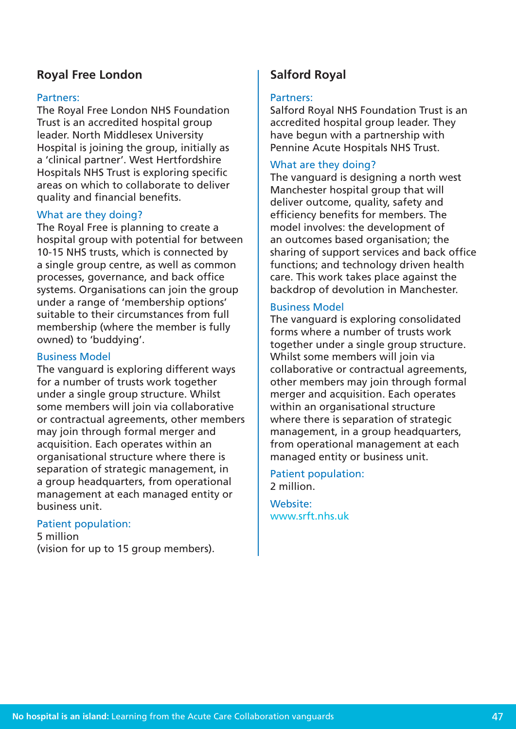## Royal Free London

### Partners:

The Royal Free London NHS Foundation Trust is an accredited hospital group leader. North Middlesex University Hospital is joining the group, initially as a 'clinical partner'. West Hertfordshire Hospitals NHS Trust is exploring specific areas on which to collaborate to deliver quality and financial benefits.

### What are they doing?

The Royal Free is planning to create a hospital group with potential for between 10-15 NHS trusts, which is connected by a single group centre, as well as common processes, governance, and back office systems. Organisations can join the group under a range of 'membership options' suitable to their circumstances from full membership (where the member is fully owned) to 'buddying'.

### Business Model

The vanguard is exploring different ways for a number of trusts work together under a single group structure. Whilst some members will join via collaborative or contractual agreements, other members may join through formal merger and acquisition. Each operates within an organisational structure where there is separation of strategic management, in a group headquarters, from operational management at each managed entity or business unit.

### Patient population:

5 million
(vision for up to 15 group members).

## Salford Royal

### Partners:

Salford Royal NHS Foundation Trust is an accredited hospital group leader. They have begun with a partnership with Pennine Acute Hospitals NHS Trust.

### What are they doing?

The vanguard is designing a north west Manchester hospital group that will deliver outcome, quality, safety and efficiency benefits for members. The model involves: the development of an outcomes based organisation; the sharing of support services and back office functions; and technology driven health care. This work takes place against the backdrop of devolution in Manchester.

### Business Model

The vanguard is exploring consolidated forms where a number of trusts work together under a single group structure. Whilst some members will join via collaborative or contractual agreements, other members may join through formal merger and acquisition. Each operates within an organisational structure where there is separation of strategic management, in a group headquarters, from operational management at each managed entity or business unit.

### Patient population:

2 million.

### Website:

www.srft.nhs.uk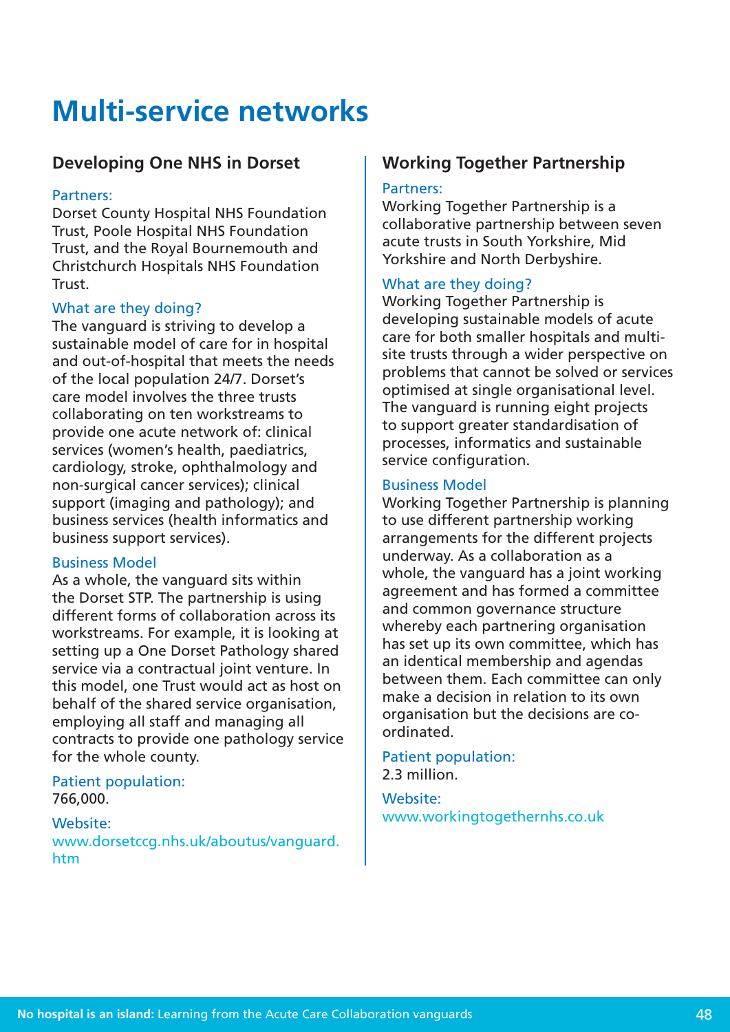# Multi-service networks

## Developing One NHS in Dorset

### Partners:

Dorset County Hospital NHS Foundation Trust, Poole Hospital NHS Foundation Trust, and the Royal Bournemouth and Christchurch Hospitals NHS Foundation Trust.

### What are they doing?

The vanguard is striving to develop a sustainable model of care for in hospital and out-of-hospital that meets the needs of the local population 24/7. Dorset's care model involves the three trusts collaborating on ten workstreams to provide one acute network of: clinical services (women's health, paediatrics, cardiology, stroke, ophthalmology and non-surgical cancer services); clinical support (imaging and pathology); and business services (health informatics and business support services).

### Business Model

As a whole, the vanguard sits within the Dorset STP. The partnership is using different forms of collaboration across its workstreams. For example, it is looking at setting up a One Dorset Pathology shared service via a contractual joint venture. In this model, one Trust would act as host on behalf of the shared service organisation, employing all staff and managing all contracts to provide one pathology service for the whole county.

### Patient population:

766,000.

### Website:

www.dorsetccg.nhs.uk/aboutus/vanguard.htm

## Working Together Partnership

### Partners:

Working Together Partnership is a collaborative partnership between seven acute trusts in South Yorkshire, Mid Yorkshire and North Derbyshire.

### What are they doing?

Working Together Partnership is developing sustainable models of acute care for both smaller hospitals and multi-site trusts through a wider perspective on problems that cannot be solved or services optimised at single organisational level. The vanguard is running eight projects to support greater standardisation of processes, informatics and sustainable service configuration.

### Business Model

Working Together Partnership is planning to use different partnership working arrangements for the different projects underway. As a collaboration as a whole, the vanguard has a joint working agreement and has formed a committee and common governance structure whereby each partnering organisation has set up its own committee, which has an identical membership and agendas between them. Each committee can only make a decision in relation to its own organisation but the decisions are co-ordinated.

### Patient population:

2.3 million.

### Website:

www.workingtogethernhs.co.uk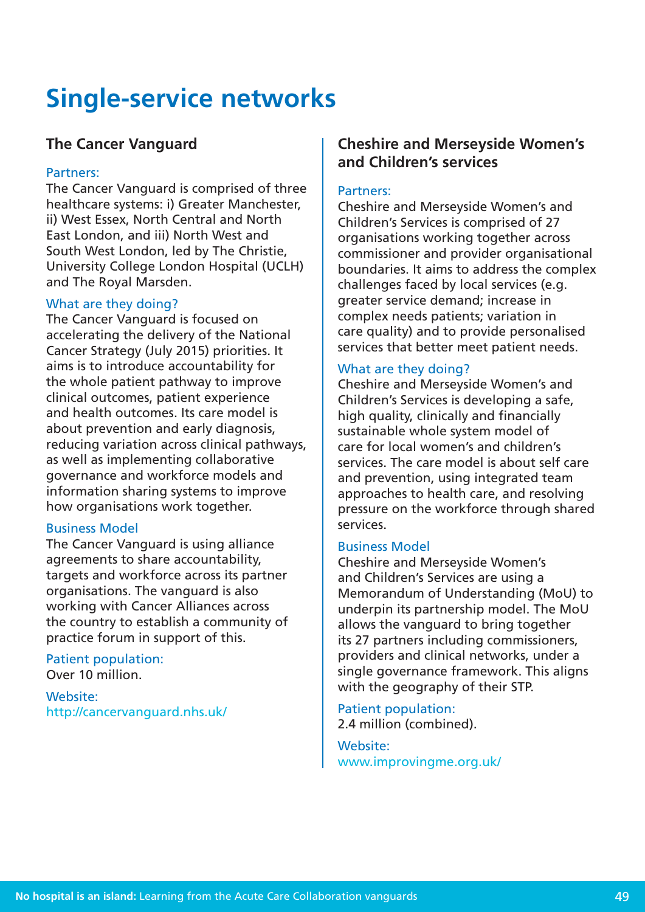# Single-service networks

## The Cancer Vanguard

### Partners:

The Cancer Vanguard is comprised of three healthcare systems: i) Greater Manchester, ii) West Essex, North Central and North East London, and iii) North West and South West London, led by The Christie, University College London Hospital (UCLH) and The Royal Marsden.

### What are they doing?

The Cancer Vanguard is focused on accelerating the delivery of the National Cancer Strategy (July 2015) priorities. It aims is to introduce accountability for the whole patient pathway to improve clinical outcomes, patient experience and health outcomes. Its care model is about prevention and early diagnosis, reducing variation across clinical pathways, as well as implementing collaborative governance and workforce models and information sharing systems to improve how organisations work together.

### Business Model

The Cancer Vanguard is using alliance agreements to share accountability, targets and workforce across its partner organisations. The vanguard is also working with Cancer Alliances across the country to establish a community of practice forum in support of this.

### Patient population:

Over 10 million.

### Website:

http://cancervanguard.nhs.uk/

## Cheshire and Merseyside Women's and Children's services

### Partners:

Cheshire and Merseyside Women's and Children's Services is comprised of 27 organisations working together across commissioner and provider organisational boundaries. It aims to address the complex challenges faced by local services (e.g. greater service demand; increase in complex needs patients; variation in care quality) and to provide personalised services that better meet patient needs.

### What are they doing?

Cheshire and Merseyside Women's and Children's Services is developing a safe, high quality, clinically and financially sustainable whole system model of care for local women's and children's services. The care model is about self care and prevention, using integrated team approaches to health care, and resolving pressure on the workforce through shared services.

### Business Model

Cheshire and Merseyside Women's and Children's Services are using a Memorandum of Understanding (MoU) to underpin its partnership model. The MoU allows the vanguard to bring together its 27 partners including commissioners, providers and clinical networks, under a single governance framework. This aligns with the geography of their STP.

### Patient population:

2.4 million (combined).

### Website:

www.improvingme.org.uk/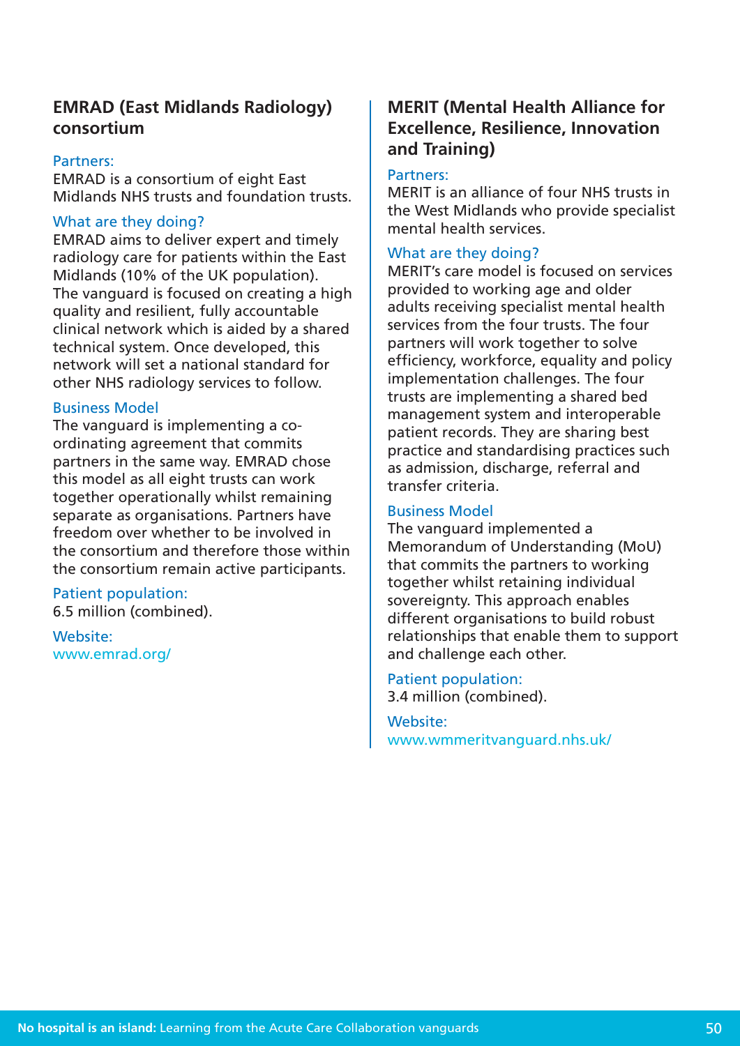## EMRAD (East Midlands Radiology) consortium

Partners:
EMRAD is a consortium of eight East Midlands NHS trusts and foundation trusts.

What are they doing?
EMRAD aims to deliver expert and timely radiology care for patients within the East Midlands (10% of the UK population). The vanguard is focused on creating a high quality and resilient, fully accountable clinical network which is aided by a shared technical system. Once developed, this network will set a national standard for other NHS radiology services to follow.

Business Model
The vanguard is implementing a co-ordinating agreement that commits partners in the same way. EMRAD chose this model as all eight trusts can work together operationally whilst remaining separate as organisations. Partners have freedom over whether to be involved in the consortium and therefore those within the consortium remain active participants.

Patient population:
6.5 million (combined).

Website:
www.emrad.org/

## MERIT (Mental Health Alliance for Excellence, Resilience, Innovation and Training)

Partners:
MERIT is an alliance of four NHS trusts in the West Midlands who provide specialist mental health services.

What are they doing?
MERIT's care model is focused on services provided to working age and older adults receiving specialist mental health services from the four trusts. The four partners will work together to solve efficiency, workforce, equality and policy implementation challenges. The four trusts are implementing a shared bed management system and interoperable patient records. They are sharing best practice and standardising practices such as admission, discharge, referral and transfer criteria.

Business Model
The vanguard implemented a Memorandum of Understanding (MoU) that commits the partners to working together whilst retaining individual sovereignty. This approach enables different organisations to build robust relationships that enable them to support and challenge each other.

Patient population:
3.4 million (combined).

Website:
www.wmmeritvanguard.nhs.uk/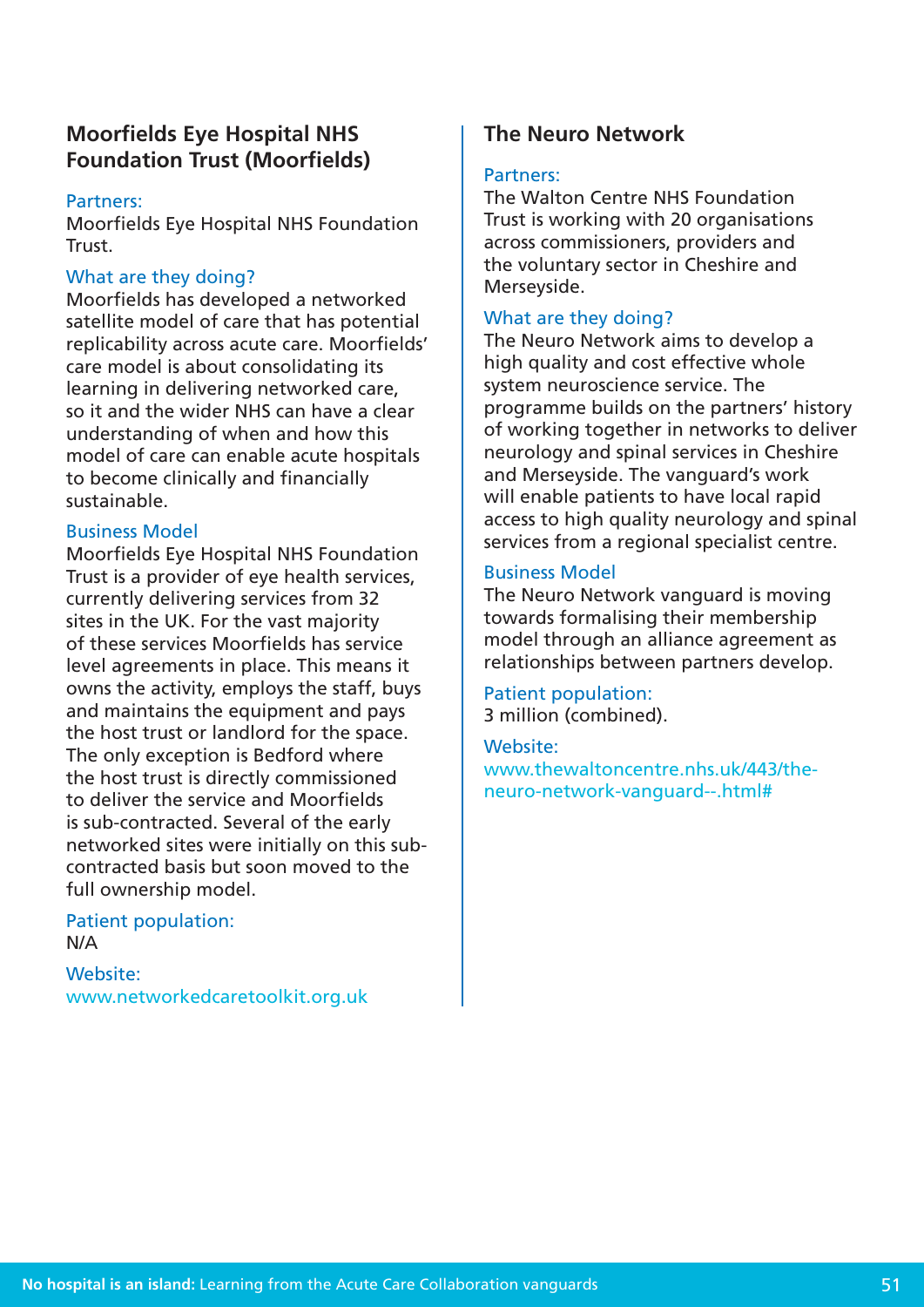## Moorfields Eye Hospital NHS Foundation Trust (Moorfields)

Partners:
Moorfields Eye Hospital NHS Foundation Trust.

What are they doing?
Moorfields has developed a networked satellite model of care that has potential replicability across acute care. Moorfields' care model is about consolidating its learning in delivering networked care, so it and the wider NHS can have a clear understanding of when and how this model of care can enable acute hospitals to become clinically and financially sustainable.

Business Model
Moorfields Eye Hospital NHS Foundation Trust is a provider of eye health services, currently delivering services from 32 sites in the UK. For the vast majority of these services Moorfields has service level agreements in place. This means it owns the activity, employs the staff, buys and maintains the equipment and pays the host trust or landlord for the space. The only exception is Bedford where the host trust is directly commissioned to deliver the service and Moorfields is sub-contracted. Several of the early networked sites were initially on this sub-contracted basis but soon moved to the full ownership model.

Patient population:
N/A

Website:
www.networkedcaretoolkit.org.uk

## The Neuro Network

Partners:
The Walton Centre NHS Foundation Trust is working with 20 organisations across commissioners, providers and the voluntary sector in Cheshire and Merseyside.

What are they doing?
The Neuro Network aims to develop a high quality and cost effective whole system neuroscience service. The programme builds on the partners' history of working together in networks to deliver neurology and spinal services in Cheshire and Merseyside. The vanguard's work will enable patients to have local rapid access to high quality neurology and spinal services from a regional specialist centre.

Business Model
The Neuro Network vanguard is moving towards formalising their membership model through an alliance agreement as relationships between partners develop.

Patient population:
3 million (combined).

Website:
www.thewaltoncentre.nhs.uk/443/the-neuro-network-vanguard--.html#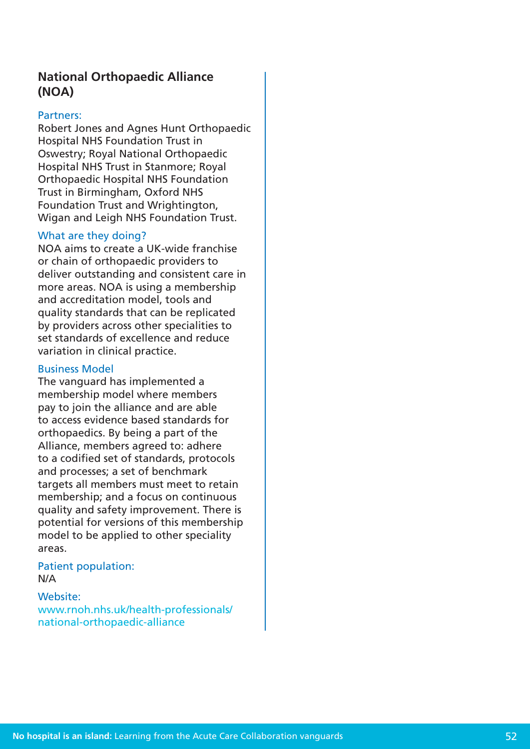## National Orthopaedic Alliance (NOA)

Partners:

Robert Jones and Agnes Hunt Orthopaedic Hospital NHS Foundation Trust in Oswestry; Royal National Orthopaedic Hospital NHS Trust in Stanmore; Royal Orthopaedic Hospital NHS Foundation Trust in Birmingham, Oxford NHS Foundation Trust and Wrightington, Wigan and Leigh NHS Foundation Trust.

What are they doing?

NOA aims to create a UK-wide franchise or chain of orthopaedic providers to deliver outstanding and consistent care in more areas. NOA is using a membership and accreditation model, tools and quality standards that can be replicated by providers across other specialities to set standards of excellence and reduce variation in clinical practice.

Business Model

The vanguard has implemented a membership model where members pay to join the alliance and are able to access evidence based standards for orthopaedics. By being a part of the Alliance, members agreed to: adhere to a codified set of standards, protocols and processes; a set of benchmark targets all members must meet to retain membership; and a focus on continuous quality and safety improvement. There is potential for versions of this membership model to be applied to other speciality areas.

Patient population:

N/A

Website:

www.rnoh.nhs.uk/health-professionals/national-orthopaedic-alliance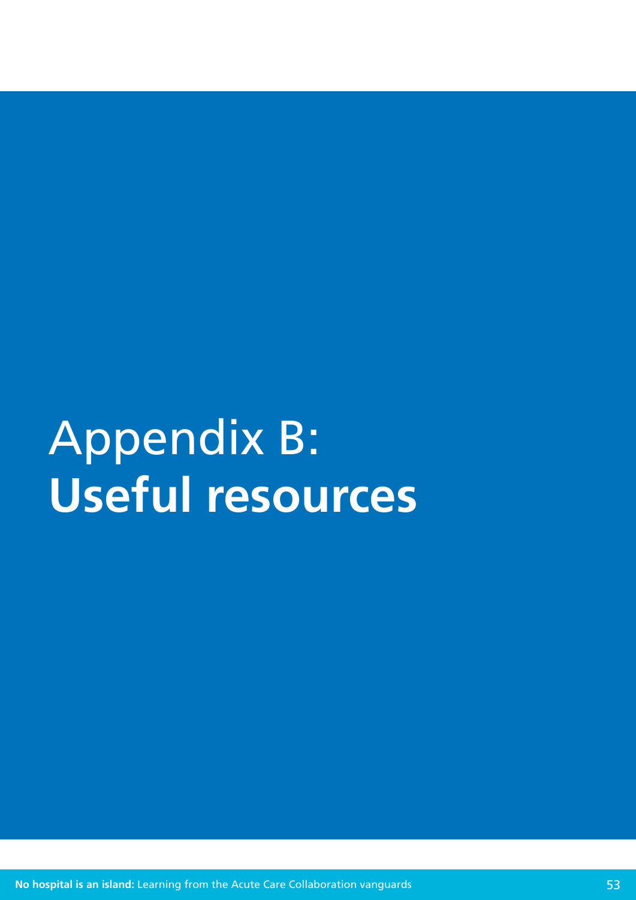# Appendix B: **Useful resources**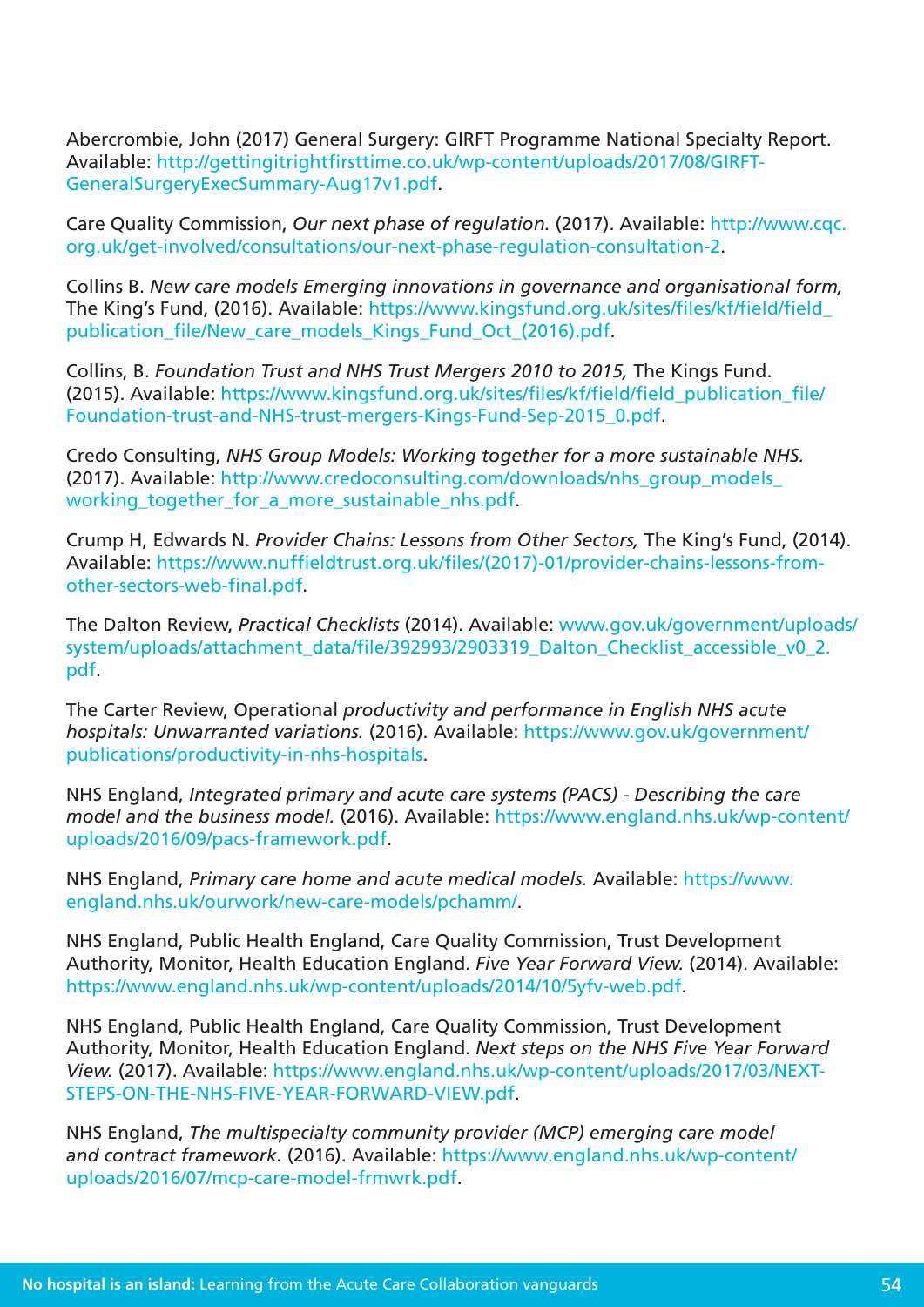Abercrombie, John (2017) General Surgery: GIRFT Programme National Specialty Report. Available: http://gettingitrightfirsttime.co.uk/wp-content/uploads/2017/08/GIRFT-GeneralSurgeryExecSummary-Aug17v1.pdf.

Care Quality Commission, *Our next phase of regulation.* (2017). Available: http://www.cqc.org.uk/get-involved/consultations/our-next-phase-regulation-consultation-2.

Collins B. *New care models Emerging innovations in governance and organisational form,* The King's Fund, (2016). Available: https://www.kingsfund.org.uk/sites/files/kf/field/field_publication_file/New_care_models_Kings_Fund_Oct_(2016).pdf.

Collins, B. *Foundation Trust and NHS Trust Mergers 2010 to 2015,* The Kings Fund. (2015). Available: https://www.kingsfund.org.uk/sites/files/kf/field/field_publication_file/Foundation-trust-and-NHS-trust-mergers-Kings-Fund-Sep-2015_0.pdf.

Credo Consulting, *NHS Group Models: Working together for a more sustainable NHS.* (2017). Available: http://www.credoconsulting.com/downloads/nhs_group_models_working_together_for_a_more_sustainable_nhs.pdf.

Crump H, Edwards N. *Provider Chains: Lessons from Other Sectors,* The King's Fund, (2014). Available: https://www.nuffieldtrust.org.uk/files/(2017)-01/provider-chains-lessons-from-other-sectors-web-final.pdf.

The Dalton Review, *Practical Checklists* (2014). Available: www.gov.uk/government/uploads/system/uploads/attachment_data/file/392993/2903319_Dalton_Checklist_accessible_v0_2.pdf.

The Carter Review, Operational *productivity and performance in English NHS acute hospitals: Unwarranted variations.* (2016). Available: https://www.gov.uk/government/publications/productivity-in-nhs-hospitals.

NHS England, *Integrated primary and acute care systems (PACS) - Describing the care model and the business model.* (2016). Available: https://www.england.nhs.uk/wp-content/uploads/2016/09/pacs-framework.pdf.

NHS England, *Primary care home and acute medical models.* Available: https://www.england.nhs.uk/ourwork/new-care-models/pchamm/.

NHS England, Public Health England, Care Quality Commission, Trust Development Authority, Monitor, Health Education England. *Five Year Forward View.* (2014). Available: https://www.england.nhs.uk/wp-content/uploads/2014/10/5yfv-web.pdf.

NHS England, Public Health England, Care Quality Commission, Trust Development Authority, Monitor, Health Education England. *Next steps on the NHS Five Year Forward View.* (2017). Available: https://www.england.nhs.uk/wp-content/uploads/2017/03/NEXT-STEPS-ON-THE-NHS-FIVE-YEAR-FORWARD-VIEW.pdf.

NHS England, *The multispecialty community provider (MCP) emerging care model and contract framework.* (2016). Available: https://www.england.nhs.uk/wp-content/uploads/2016/07/mcp-care-model-frmwrk.pdf.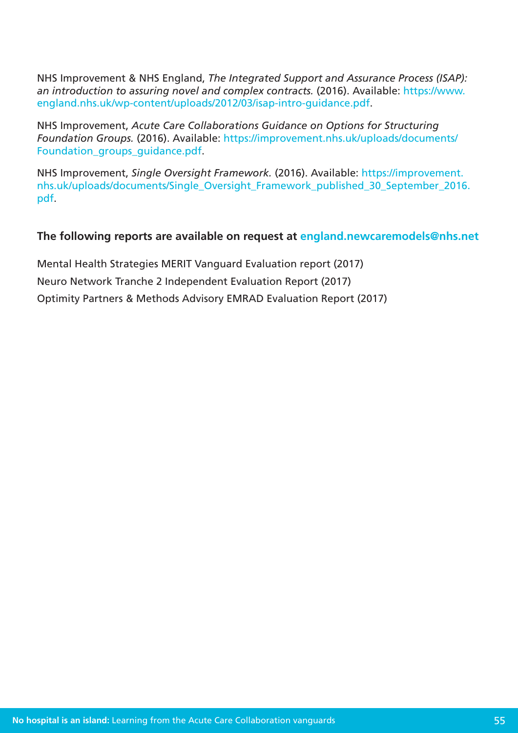NHS Improvement & NHS England, *The Integrated Support and Assurance Process (ISAP): an introduction to assuring novel and complex contracts.* (2016). Available: https://www.england.nhs.uk/wp-content/uploads/2012/03/isap-intro-guidance.pdf.

NHS Improvement, *Acute Care Collaborations Guidance on Options for Structuring Foundation Groups.* (2016). Available: https://improvement.nhs.uk/uploads/documents/Foundation_groups_guidance.pdf.

NHS Improvement, *Single Oversight Framework.* (2016). Available: https://improvement.nhs.uk/uploads/documents/Single_Oversight_Framework_published_30_September_2016.pdf.

**The following reports are available on request at england.newcaremodels@nhs.net**

Mental Health Strategies MERIT Vanguard Evaluation report (2017)

Neuro Network Tranche 2 Independent Evaluation Report (2017)

Optimity Partners & Methods Advisory EMRAD Evaluation Report (2017)